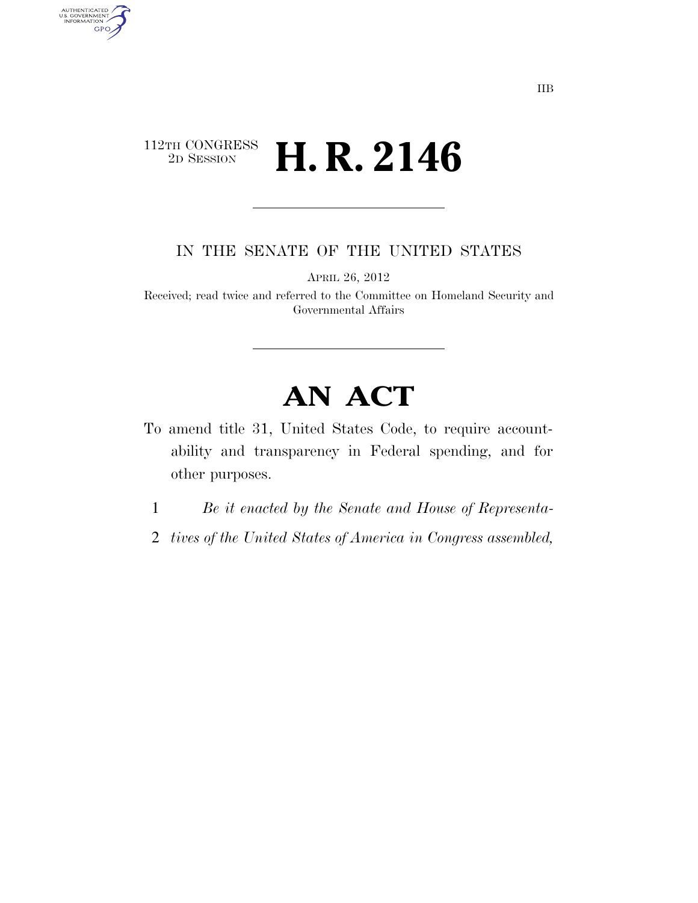IIB

112TH CONGRESS
2D SESSION

# H. R. 2146

IN THE SENATE OF THE UNITED STATES

APRIL 26, 2012

Received; read twice and referred to the Committee on Homeland Security and Governmental Affairs

# AN ACT

To amend title 31, United States Code, to require accountability and transparency in Federal spending, and for other purposes.

1 *Be it enacted by the Senate and House of Representa-*
2 *tives of the United States of America in Congress assembled,*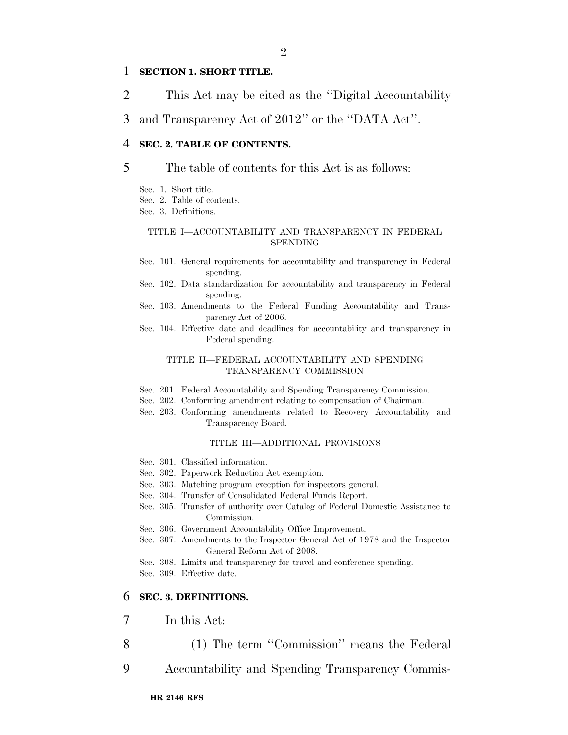**SECTION 1. SHORT TITLE.**

This Act may be cited as the ''Digital Accountability and Transparency Act of 2012'' or the ''DATA Act''.

**SEC. 2. TABLE OF CONTENTS.**

The table of contents for this Act is as follows:

Sec. 1. Short title.
Sec. 2. Table of contents.
Sec. 3. Definitions.

TITLE I—ACCOUNTABILITY AND TRANSPARENCY IN FEDERAL SPENDING

Sec. 101. General requirements for accountability and transparency in Federal spending.
Sec. 102. Data standardization for accountability and transparency in Federal spending.
Sec. 103. Amendments to the Federal Funding Accountability and Transparency Act of 2006.
Sec. 104. Effective date and deadlines for accountability and transparency in Federal spending.

TITLE II—FEDERAL ACCOUNTABILITY AND SPENDING TRANSPARENCY COMMISSION

Sec. 201. Federal Accountability and Spending Transparency Commission.
Sec. 202. Conforming amendment relating to compensation of Chairman.
Sec. 203. Conforming amendments related to Recovery Accountability and Transparency Board.

TITLE III—ADDITIONAL PROVISIONS

Sec. 301. Classified information.
Sec. 302. Paperwork Reduction Act exemption.
Sec. 303. Matching program exception for inspectors general.
Sec. 304. Transfer of Consolidated Federal Funds Report.
Sec. 305. Transfer of authority over Catalog of Federal Domestic Assistance to Commission.
Sec. 306. Government Accountability Office Improvement.
Sec. 307. Amendments to the Inspector General Act of 1978 and the Inspector General Reform Act of 2008.
Sec. 308. Limits and transparency for travel and conference spending.
Sec. 309. Effective date.

**SEC. 3. DEFINITIONS.**

In this Act:

(1) The term ''Commission'' means the Federal Accountability and Spending Transparency Commis-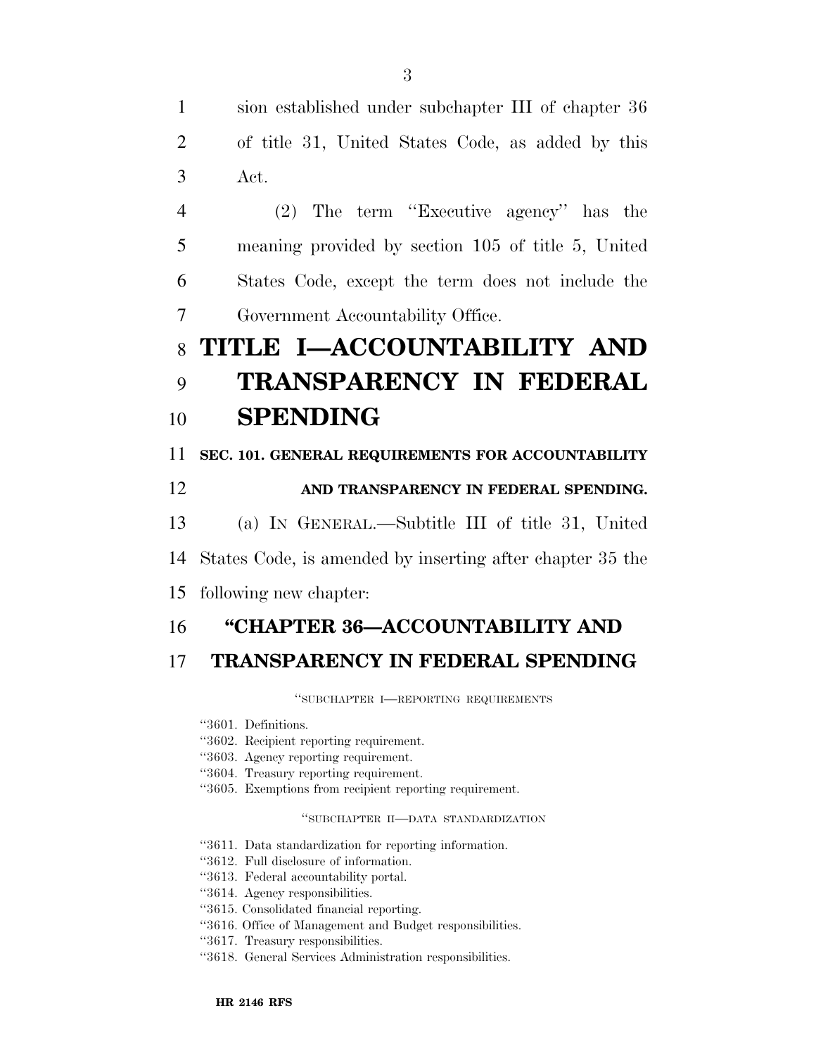sion established under subchapter III of chapter 36 of title 31, United States Code, as added by this Act.

(2) The term ''Executive agency'' has the meaning provided by section 105 of title 5, United States Code, except the term does not include the Government Accountability Office.

# TITLE I—ACCOUNTABILITY AND TRANSPARENCY IN FEDERAL SPENDING

### SEC. 101. GENERAL REQUIREMENTS FOR ACCOUNTABILITY AND TRANSPARENCY IN FEDERAL SPENDING.

(a) IN GENERAL.—Subtitle III of title 31, United States Code, is amended by inserting after chapter 35 the following new chapter:

## ''CHAPTER 36—ACCOUNTABILITY AND TRANSPARENCY IN FEDERAL SPENDING

''SUBCHAPTER I—REPORTING REQUIREMENTS

''3601. Definitions.
''3602. Recipient reporting requirement.
''3603. Agency reporting requirement.
''3604. Treasury reporting requirement.
''3605. Exemptions from recipient reporting requirement.

''SUBCHAPTER II—DATA STANDARDIZATION

''3611. Data standardization for reporting information.
''3612. Full disclosure of information.
''3613. Federal accountability portal.
''3614. Agency responsibilities.
''3615. Consolidated financial reporting.
''3616. Office of Management and Budget responsibilities.
''3617. Treasury responsibilities.
''3618. General Services Administration responsibilities.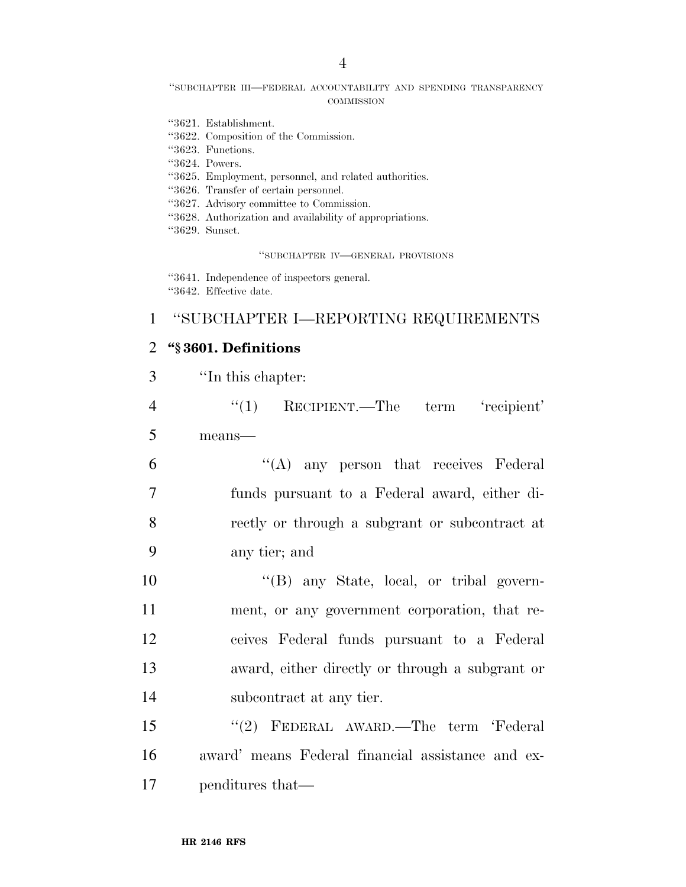"SUBCHAPTER III—FEDERAL ACCOUNTABILITY AND SPENDING TRANSPARENCY COMMISSION

"3621. Establishment.
"3622. Composition of the Commission.
"3623. Functions.
"3624. Powers.
"3625. Employment, personnel, and related authorities.
"3626. Transfer of certain personnel.
"3627. Advisory committee to Commission.
"3628. Authorization and availability of appropriations.
"3629. Sunset.

"SUBCHAPTER IV—GENERAL PROVISIONS

"3641. Independence of inspectors general.
"3642. Effective date.

"SUBCHAPTER I—REPORTING REQUIREMENTS

**"§ 3601. Definitions**

"In this chapter:

"(1) RECIPIENT.—The term 'recipient' means—

"(A) any person that receives Federal funds pursuant to a Federal award, either directly or through a subgrant or subcontract at any tier; and

"(B) any State, local, or tribal government, or any government corporation, that receives Federal funds pursuant to a Federal award, either directly or through a subgrant or subcontract at any tier.

"(2) FEDERAL AWARD.—The term 'Federal award' means Federal financial assistance and expenditures that—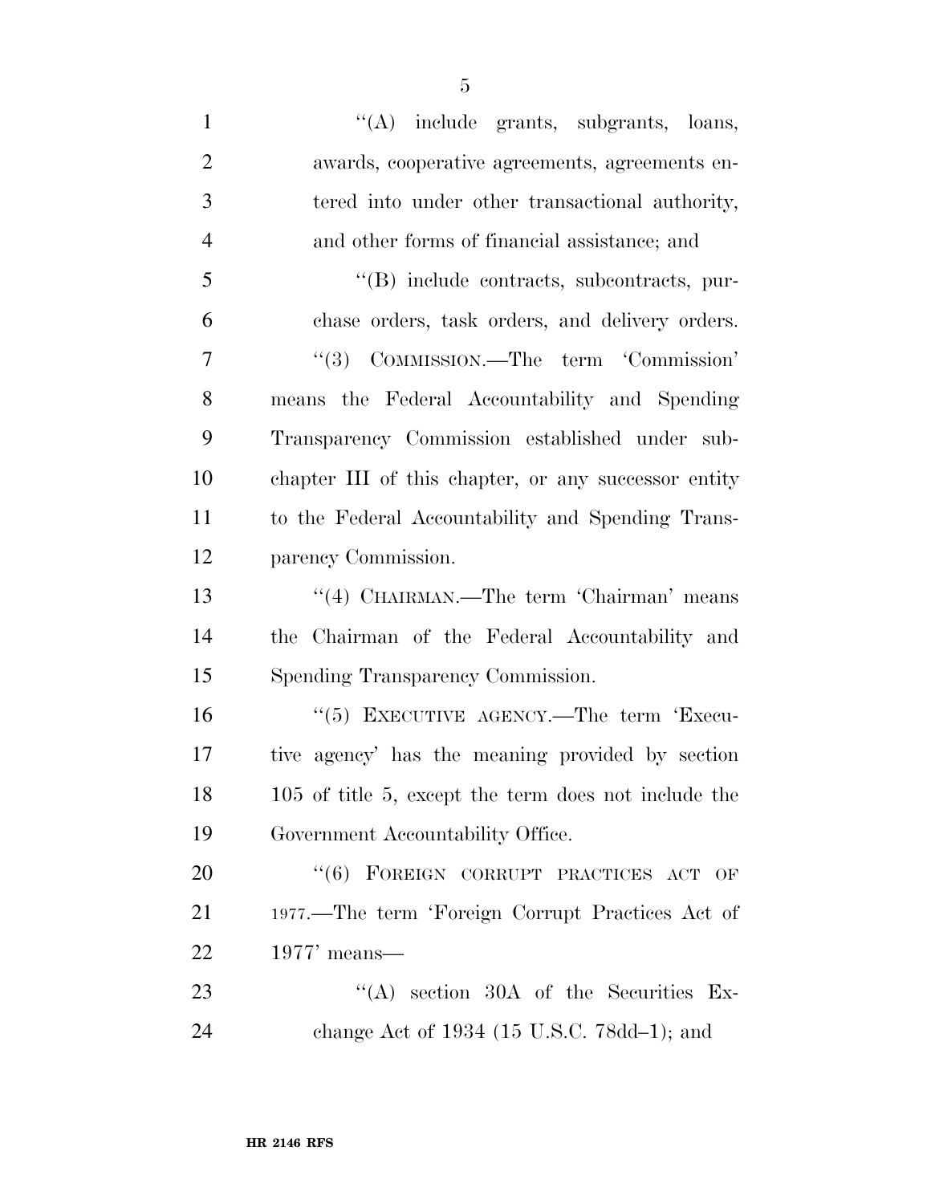''(A) include grants, subgrants, loans, awards, cooperative agreements, agreements entered into under other transactional authority, and other forms of financial assistance; and

''(B) include contracts, subcontracts, purchase orders, task orders, and delivery orders.

''(3) COMMISSION.—The term 'Commission' means the Federal Accountability and Spending Transparency Commission established under subchapter III of this chapter, or any successor entity to the Federal Accountability and Spending Transparency Commission.

''(4) CHAIRMAN.—The term 'Chairman' means the Chairman of the Federal Accountability and Spending Transparency Commission.

''(5) EXECUTIVE AGENCY.—The term 'Executive agency' has the meaning provided by section 105 of title 5, except the term does not include the Government Accountability Office.

''(6) FOREIGN CORRUPT PRACTICES ACT OF 1977.—The term 'Foreign Corrupt Practices Act of 1977' means—

''(A) section 30A of the Securities Exchange Act of 1934 (15 U.S.C. 78dd–1); and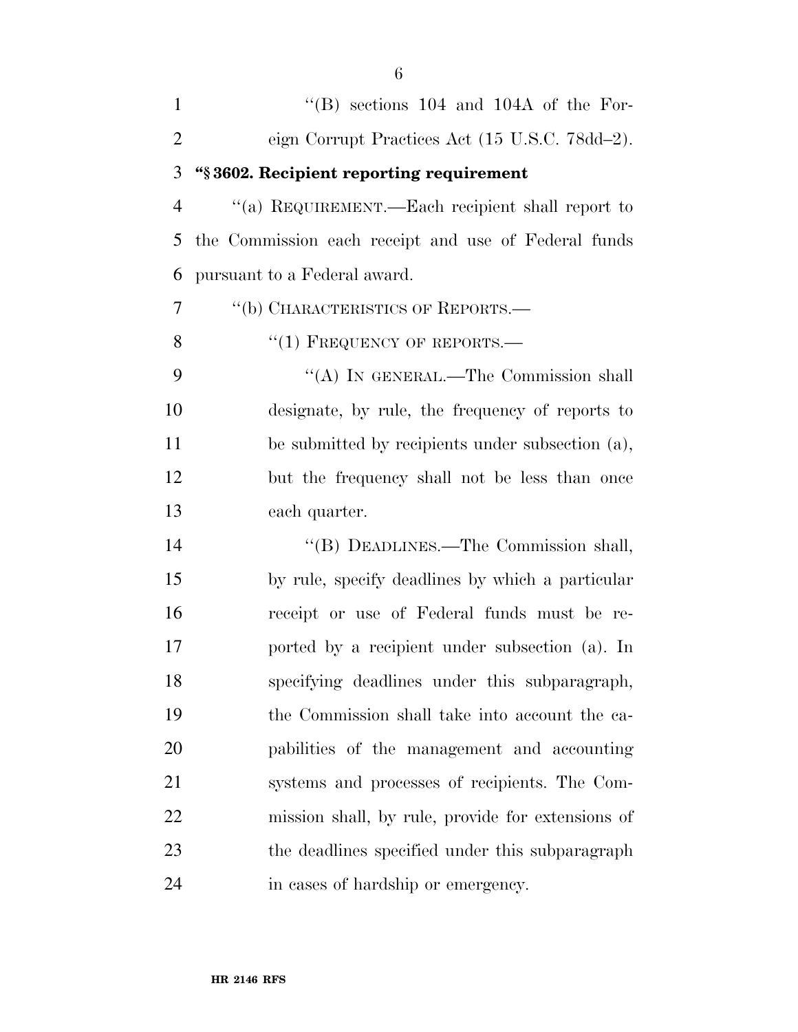''(B) sections 104 and 104A of the Foreign Corrupt Practices Act (15 U.S.C. 78dd–2).

**"§ 3602. Recipient reporting requirement**

''(a) REQUIREMENT.—Each recipient shall report to the Commission each receipt and use of Federal funds pursuant to a Federal award.

''(b) CHARACTERISTICS OF REPORTS.—

''(1) FREQUENCY OF REPORTS.—

''(A) IN GENERAL.—The Commission shall designate, by rule, the frequency of reports to be submitted by recipients under subsection (a), but the frequency shall not be less than once each quarter.

''(B) DEADLINES.—The Commission shall, by rule, specify deadlines by which a particular receipt or use of Federal funds must be reported by a recipient under subsection (a). In specifying deadlines under this subparagraph, the Commission shall take into account the capabilities of the management and accounting systems and processes of recipients. The Commission shall, by rule, provide for extensions of the deadlines specified under this subparagraph in cases of hardship or emergency.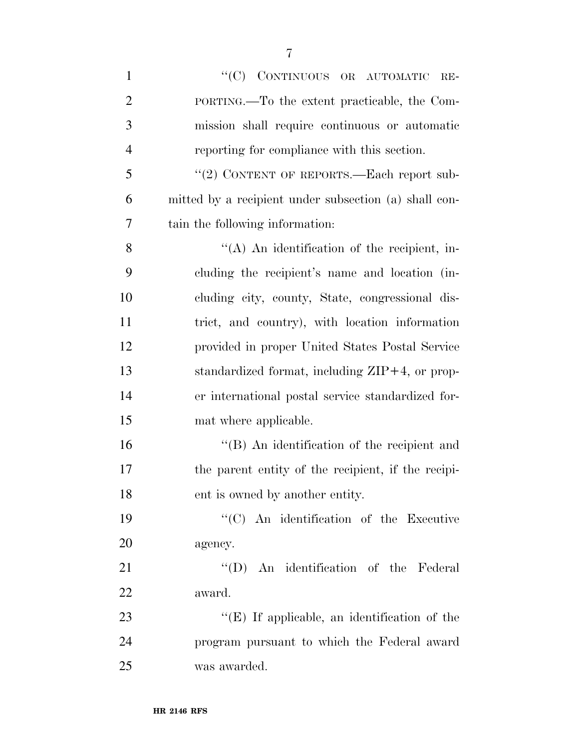''(C) CONTINUOUS OR AUTOMATIC REPORTING.—To the extent practicable, the Commission shall require continuous or automatic reporting for compliance with this section.

''(2) CONTENT OF REPORTS.—Each report submitted by a recipient under subsection (a) shall contain the following information:

''(A) An identification of the recipient, including the recipient's name and location (including city, county, State, congressional district, and country), with location information provided in proper United States Postal Service standardized format, including ZIP+4, or proper international postal service standardized format where applicable.

''(B) An identification of the recipient and the parent entity of the recipient, if the recipient is owned by another entity.

''(C) An identification of the Executive agency.

''(D) An identification of the Federal award.

''(E) If applicable, an identification of the program pursuant to which the Federal award was awarded.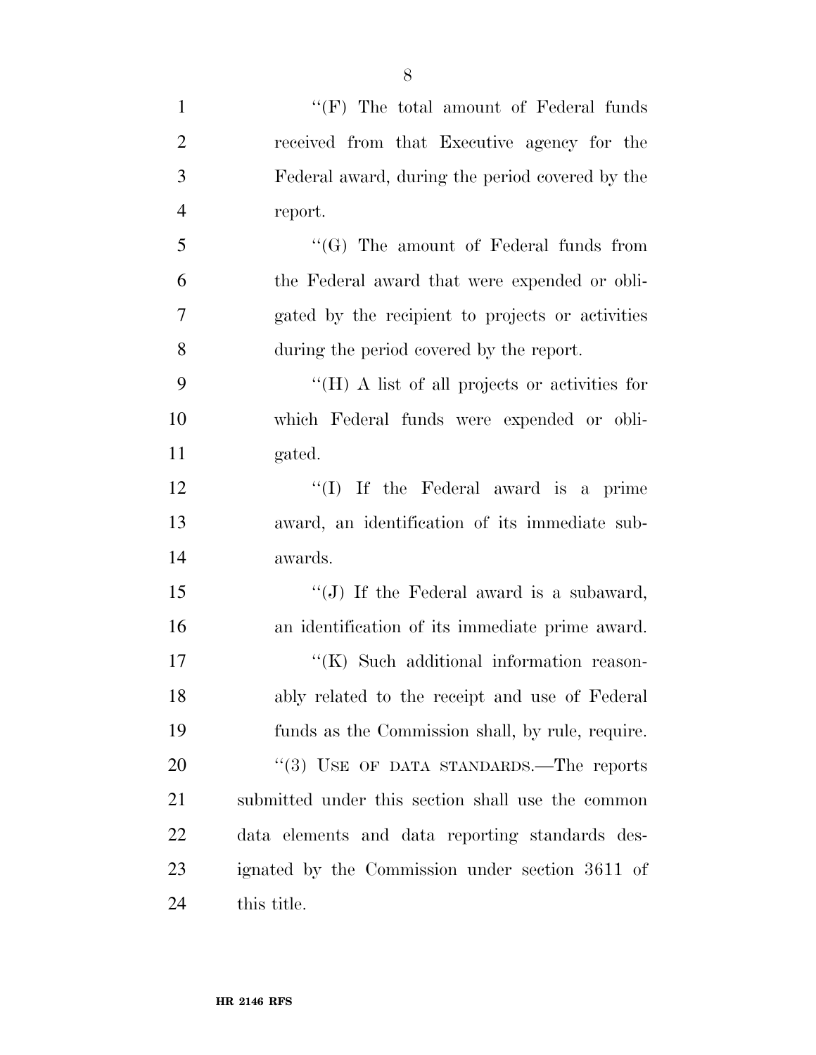''(F) The total amount of Federal funds received from that Executive agency for the Federal award, during the period covered by the report.

''(G) The amount of Federal funds from the Federal award that were expended or obligated by the recipient to projects or activities during the period covered by the report.

''(H) A list of all projects or activities for which Federal funds were expended or obligated.

''(I) If the Federal award is a prime award, an identification of its immediate subawards.

''(J) If the Federal award is a subaward, an identification of its immediate prime award.

''(K) Such additional information reasonably related to the receipt and use of Federal funds as the Commission shall, by rule, require.

''(3) USE OF DATA STANDARDS.—The reports submitted under this section shall use the common data elements and data reporting standards designated by the Commission under section 3611 of this title.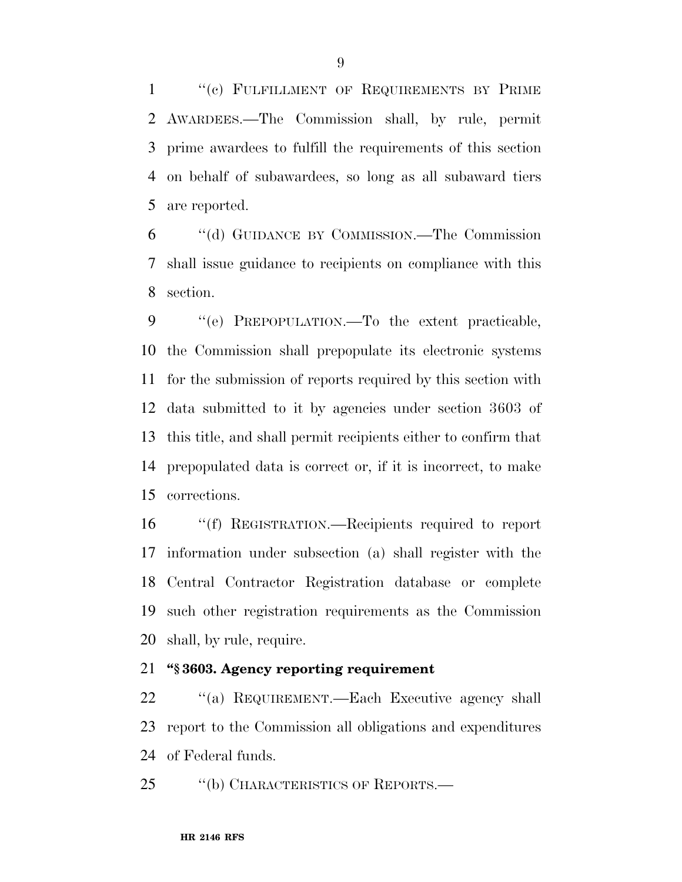''(c) FULFILLMENT OF REQUIREMENTS BY PRIME AWARDEES.—The Commission shall, by rule, permit prime awardees to fulfill the requirements of this section on behalf of subawardees, so long as all subaward tiers are reported.

''(d) GUIDANCE BY COMMISSION.—The Commission shall issue guidance to recipients on compliance with this section.

''(e) PREPOPULATION.—To the extent practicable, the Commission shall prepopulate its electronic systems for the submission of reports required by this section with data submitted to it by agencies under section 3603 of this title, and shall permit recipients either to confirm that prepopulated data is correct or, if it is incorrect, to make corrections.

''(f) REGISTRATION.—Recipients required to report information under subsection (a) shall register with the Central Contractor Registration database or complete such other registration requirements as the Commission shall, by rule, require.

**''§ 3603. Agency reporting requirement**

''(a) REQUIREMENT.—Each Executive agency shall report to the Commission all obligations and expenditures of Federal funds.

''(b) CHARACTERISTICS OF REPORTS.—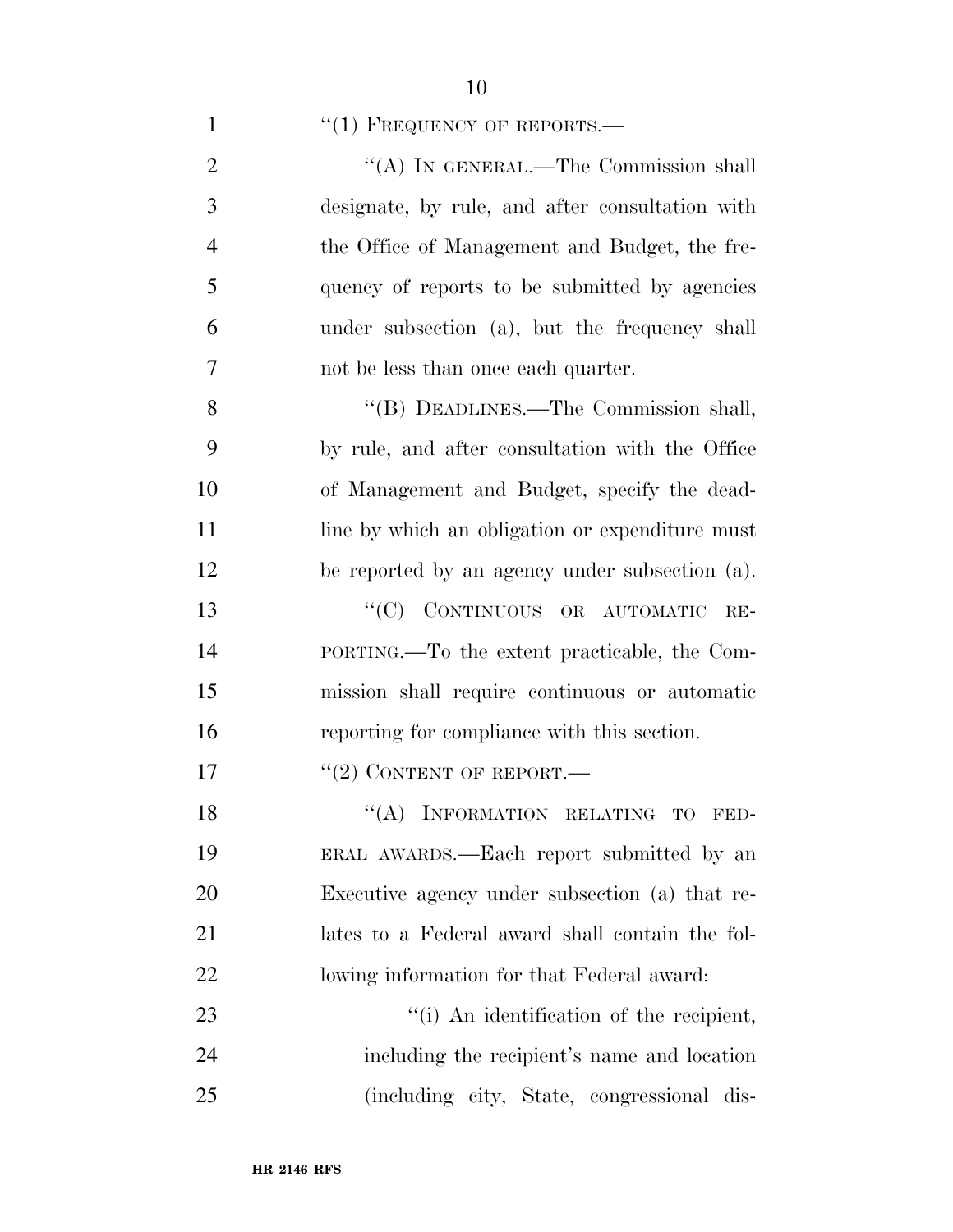"(1) FREQUENCY OF REPORTS.—

"(A) IN GENERAL.—The Commission shall designate, by rule, and after consultation with the Office of Management and Budget, the frequency of reports to be submitted by agencies under subsection (a), but the frequency shall not be less than once each quarter.

"(B) DEADLINES.—The Commission shall, by rule, and after consultation with the Office of Management and Budget, specify the deadline by which an obligation or expenditure must be reported by an agency under subsection (a).

"(C) CONTINUOUS OR AUTOMATIC REPORTING.—To the extent practicable, the Commission shall require continuous or automatic reporting for compliance with this section.

"(2) CONTENT OF REPORT.—

"(A) INFORMATION RELATING TO FEDERAL AWARDS.—Each report submitted by an Executive agency under subsection (a) that relates to a Federal award shall contain the following information for that Federal award:

"(i) An identification of the recipient, including the recipient's name and location (including city, State, congressional dis-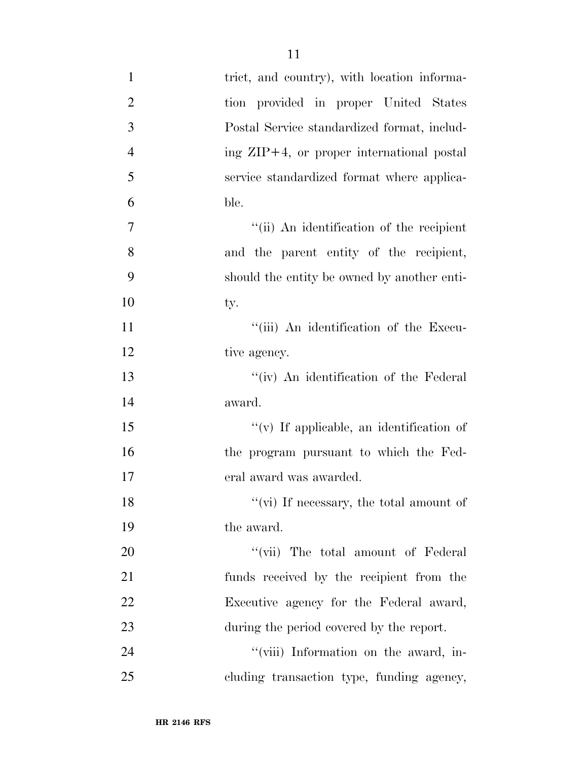trict, and country), with location information provided in proper United States Postal Service standardized format, including ZIP+4, or proper international postal service standardized format where applicable.

''(ii) An identification of the recipient and the parent entity of the recipient, should the entity be owned by another entity.

''(iii) An identification of the Executive agency.

''(iv) An identification of the Federal award.

''(v) If applicable, an identification of the program pursuant to which the Federal award was awarded.

''(vi) If necessary, the total amount of the award.

''(vii) The total amount of Federal funds received by the recipient from the Executive agency for the Federal award, during the period covered by the report.

''(viii) Information on the award, including transaction type, funding agency,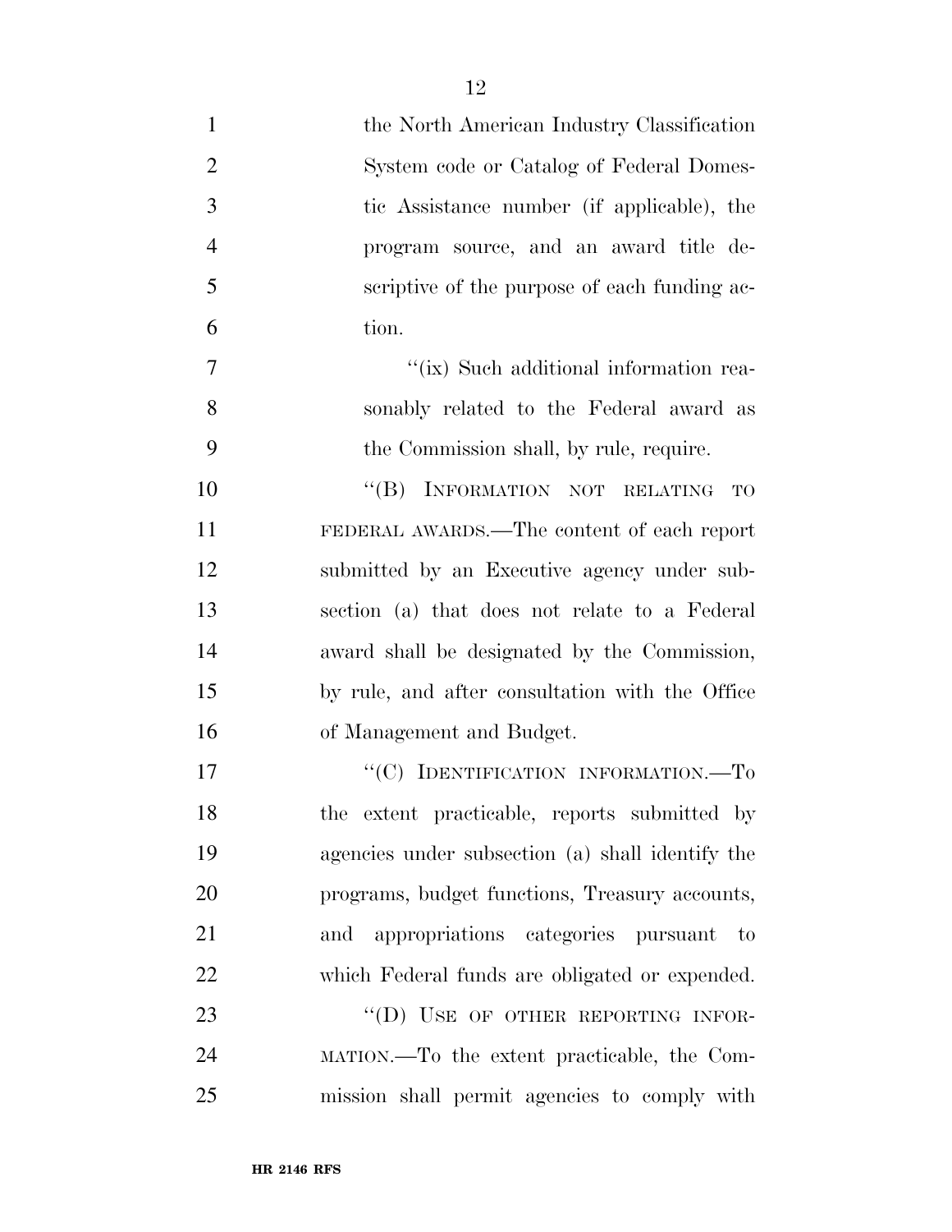the North American Industry Classification System code or Catalog of Federal Domestic Assistance number (if applicable), the program source, and an award title descriptive of the purpose of each funding action.

"(ix) Such additional information reasonably related to the Federal award as the Commission shall, by rule, require.

"(B) INFORMATION NOT RELATING TO FEDERAL AWARDS.—The content of each report submitted by an Executive agency under subsection (a) that does not relate to a Federal award shall be designated by the Commission, by rule, and after consultation with the Office of Management and Budget.

"(C) IDENTIFICATION INFORMATION.—To the extent practicable, reports submitted by agencies under subsection (a) shall identify the programs, budget functions, Treasury accounts, and appropriations categories pursuant to which Federal funds are obligated or expended.

"(D) USE OF OTHER REPORTING INFORMATION.—To the extent practicable, the Commission shall permit agencies to comply with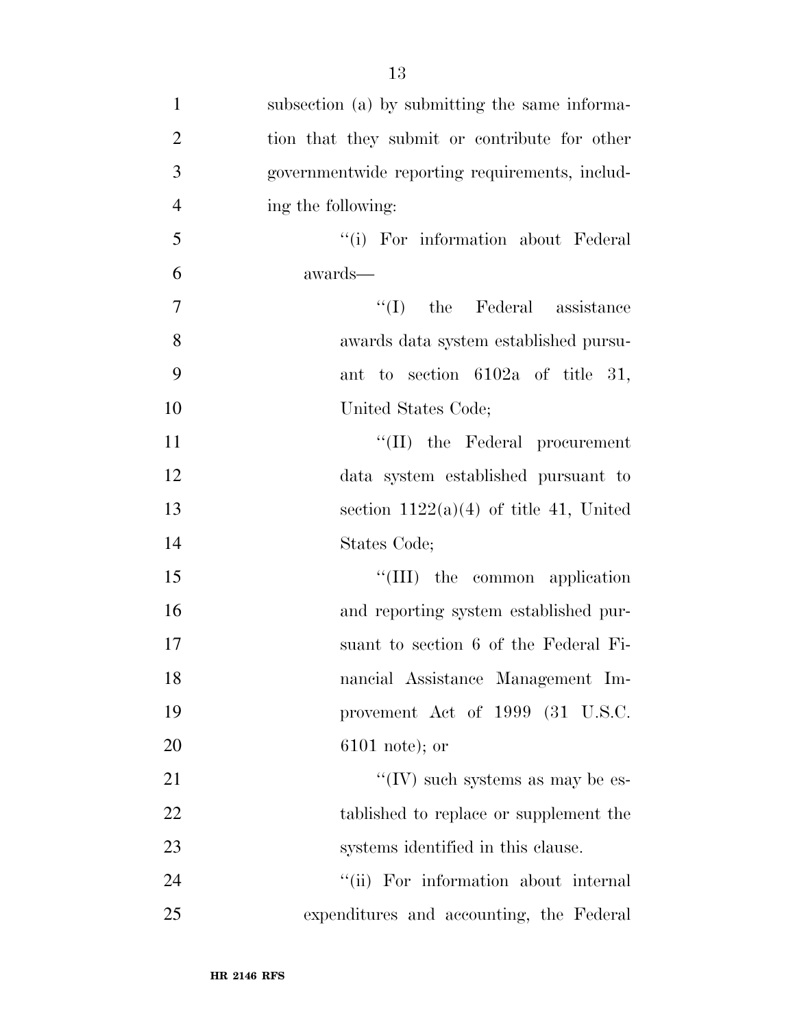subsection (a) by submitting the same information that they submit or contribute for other governmentwide reporting requirements, including the following:

> ''(i) For information about Federal awards—
>
> > ''(I) the Federal assistance awards data system established pursuant to section 6102a of title 31, United States Code;
> >
> > ''(II) the Federal procurement data system established pursuant to section 1122(a)(4) of title 41, United States Code;
> >
> > ''(III) the common application and reporting system established pursuant to section 6 of the Federal Financial Assistance Management Improvement Act of 1999 (31 U.S.C. 6101 note); or
> >
> > ''(IV) such systems as may be established to replace or supplement the systems identified in this clause.
>
> ''(ii) For information about internal expenditures and accounting, the Federal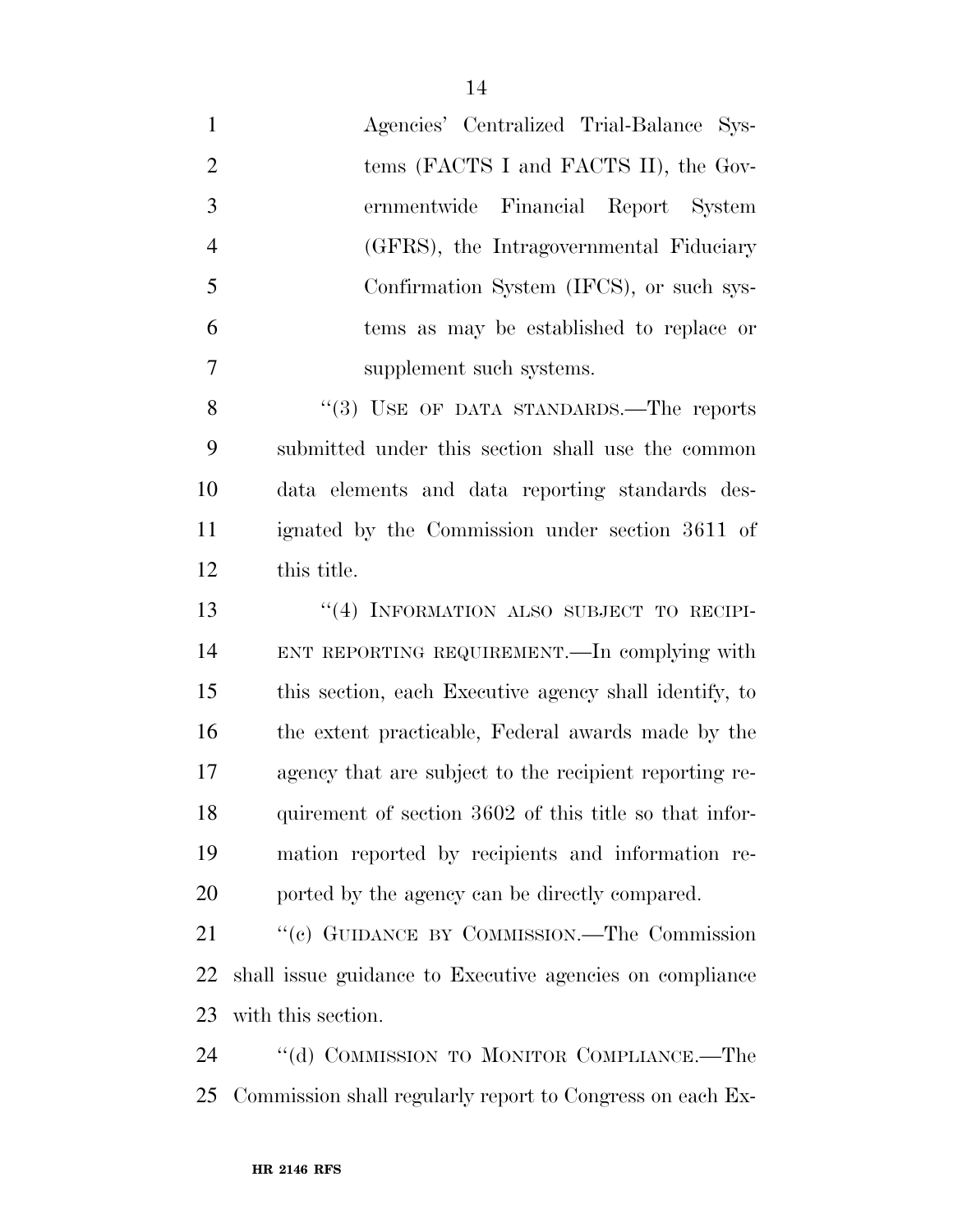Agencies' Centralized Trial-Balance Systems (FACTS I and FACTS II), the Governmentwide Financial Report System (GFRS), the Intragovernmental Fiduciary Confirmation System (IFCS), or such systems as may be established to replace or supplement such systems.

"(3) USE OF DATA STANDARDS.—The reports submitted under this section shall use the common data elements and data reporting standards designated by the Commission under section 3611 of this title.

"(4) INFORMATION ALSO SUBJECT TO RECIPIENT REPORTING REQUIREMENT.—In complying with this section, each Executive agency shall identify, to the extent practicable, Federal awards made by the agency that are subject to the recipient reporting requirement of section 3602 of this title so that information reported by recipients and information reported by the agency can be directly compared.

"(c) GUIDANCE BY COMMISSION.—The Commission shall issue guidance to Executive agencies on compliance with this section.

"(d) COMMISSION TO MONITOR COMPLIANCE.—The Commission shall regularly report to Congress on each Ex-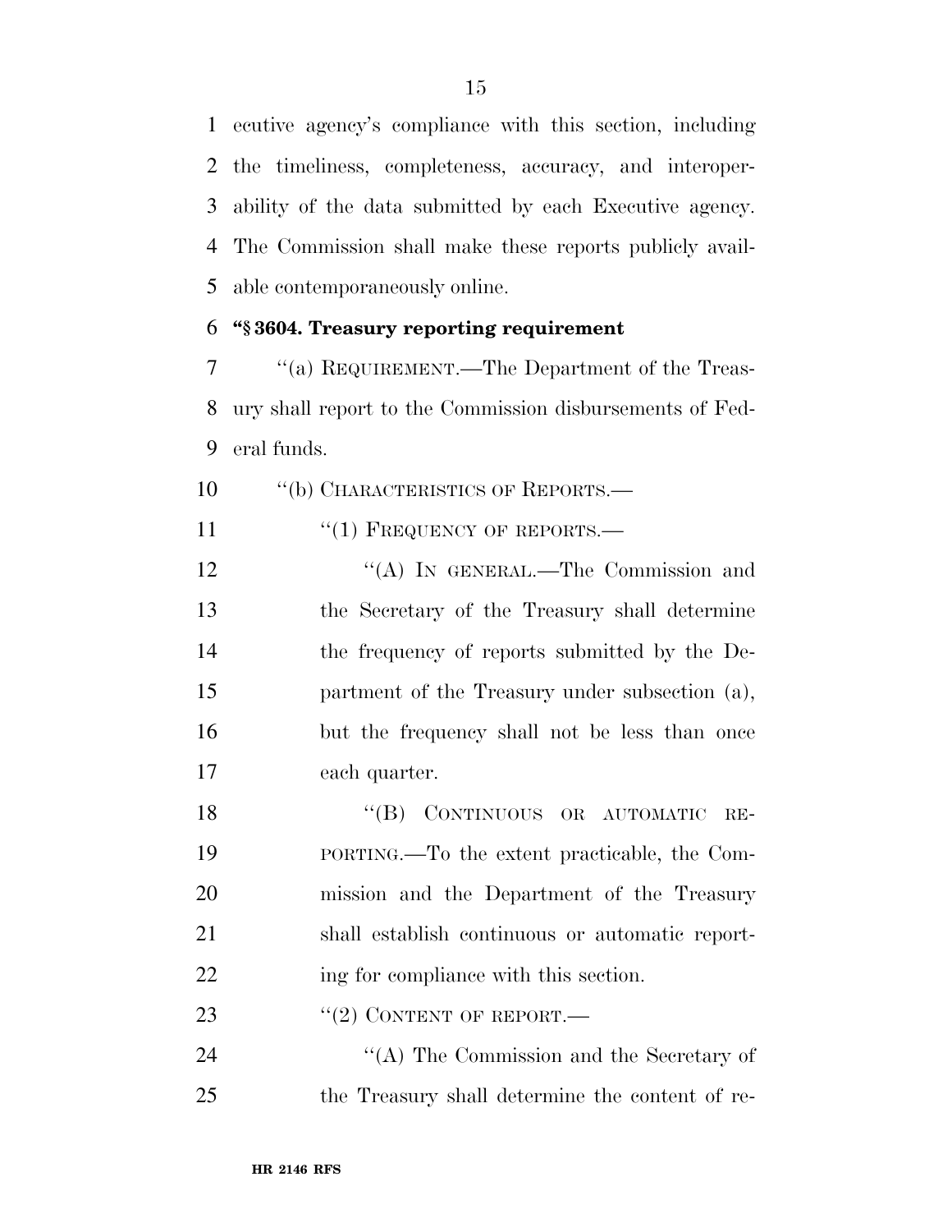ecutive agency's compliance with this section, including the timeliness, completeness, accuracy, and interoperability of the data submitted by each Executive agency. The Commission shall make these reports publicly available contemporaneously online.

**"§ 3604. Treasury reporting requirement**

"(a) REQUIREMENT.—The Department of the Treasury shall report to the Commission disbursements of Federal funds.

"(b) CHARACTERISTICS OF REPORTS.—

"(1) FREQUENCY OF REPORTS.—

"(A) IN GENERAL.—The Commission and the Secretary of the Treasury shall determine the frequency of reports submitted by the Department of the Treasury under subsection (a), but the frequency shall not be less than once each quarter.

"(B) CONTINUOUS OR AUTOMATIC REPORTING.—To the extent practicable, the Commission and the Department of the Treasury shall establish continuous or automatic reporting for compliance with this section.

"(2) CONTENT OF REPORT.—

"(A) The Commission and the Secretary of the Treasury shall determine the content of re-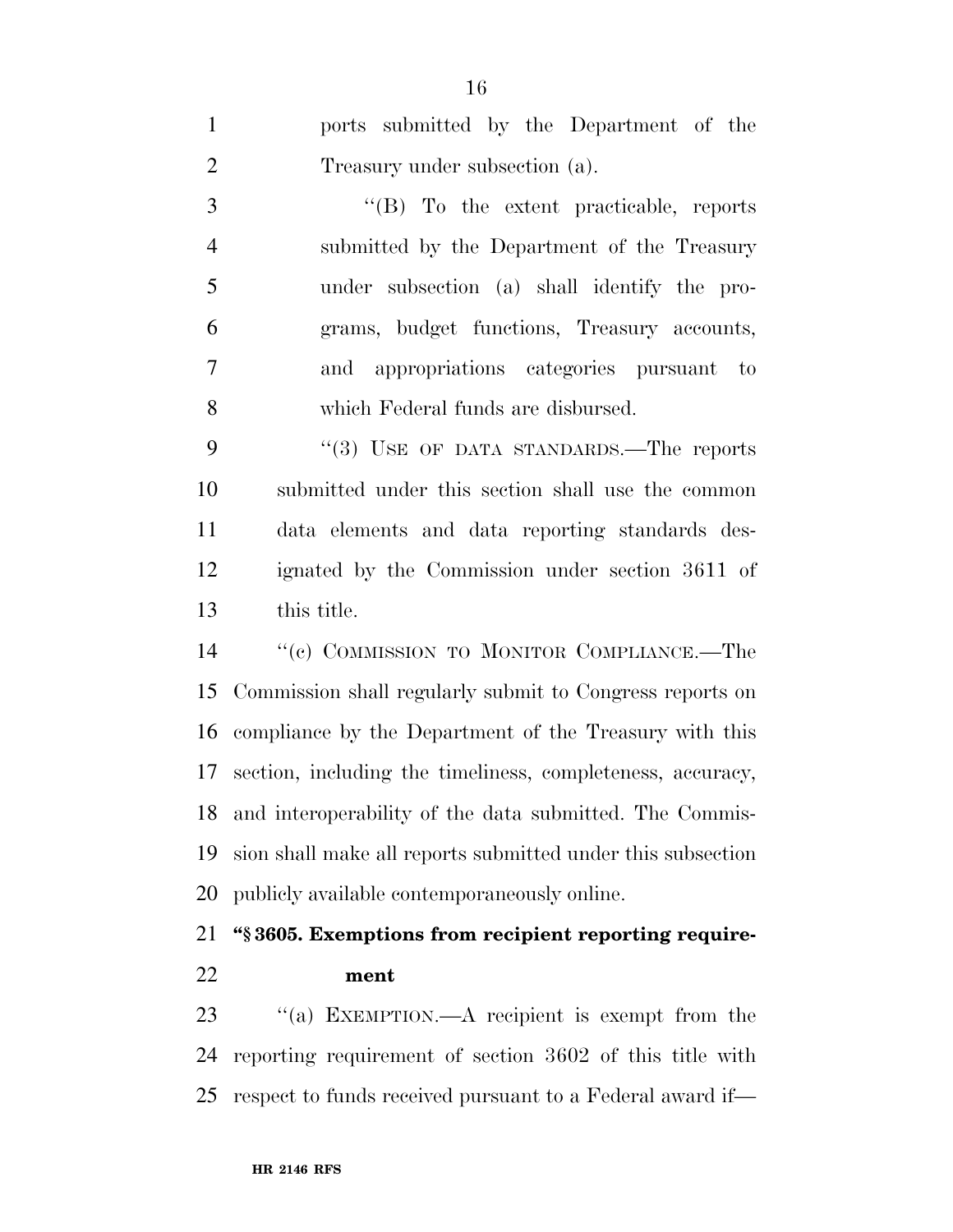ports submitted by the Department of the Treasury under subsection (a).

''(B) To the extent practicable, reports submitted by the Department of the Treasury under subsection (a) shall identify the programs, budget functions, Treasury accounts, and appropriations categories pursuant to which Federal funds are disbursed.

''(3) USE OF DATA STANDARDS.—The reports submitted under this section shall use the common data elements and data reporting standards designated by the Commission under section 3611 of this title.

''(c) COMMISSION TO MONITOR COMPLIANCE.—The Commission shall regularly submit to Congress reports on compliance by the Department of the Treasury with this section, including the timeliness, completeness, accuracy, and interoperability of the data submitted. The Commission shall make all reports submitted under this subsection publicly available contemporaneously online.

**''§ 3605. Exemptions from recipient reporting requirement**

''(a) EXEMPTION.—A recipient is exempt from the reporting requirement of section 3602 of this title with respect to funds received pursuant to a Federal award if—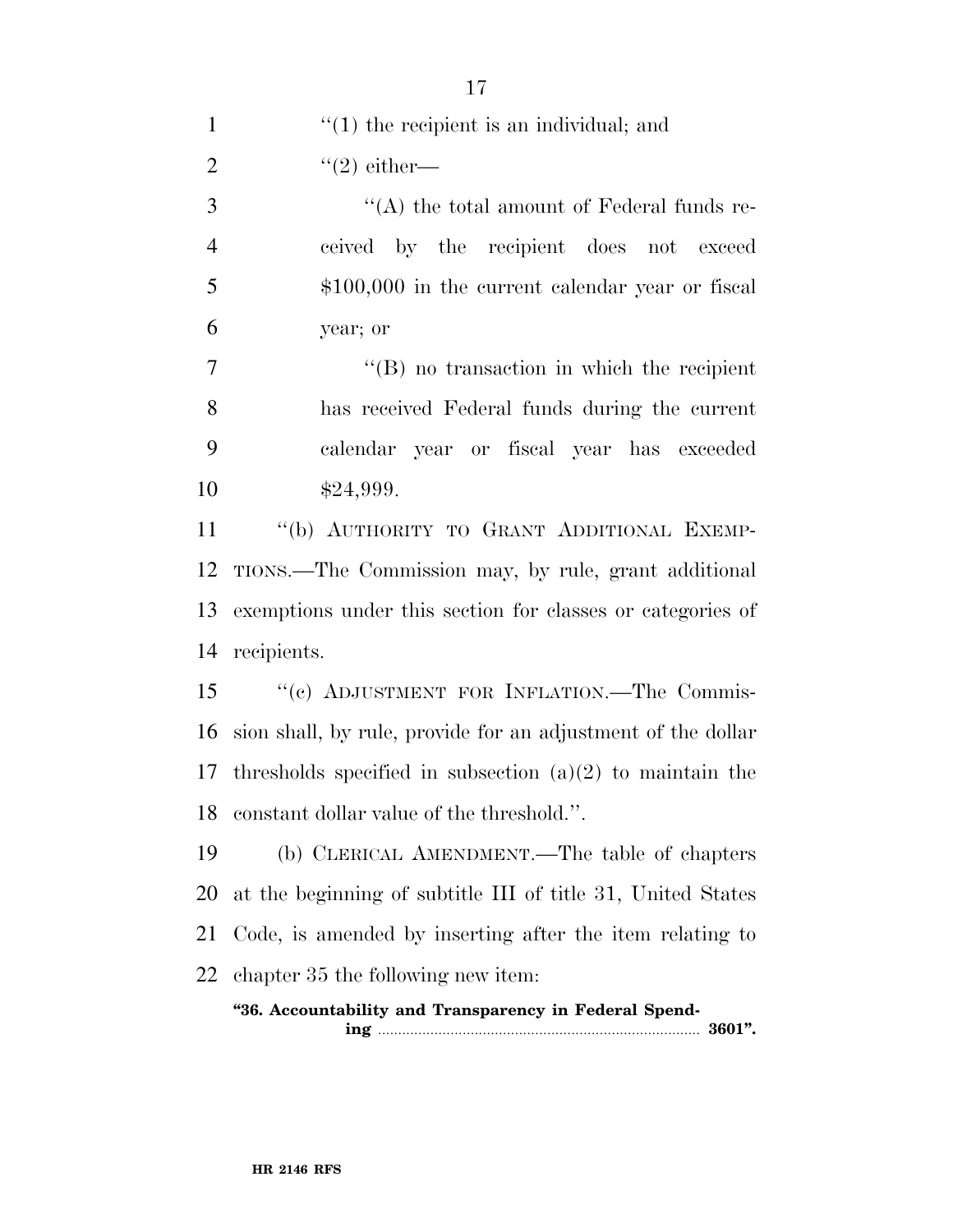"(1) the recipient is an individual; and

"(2) either—

"(A) the total amount of Federal funds received by the recipient does not exceed $100,000 in the current calendar year or fiscal year; or

"(B) no transaction in which the recipient has received Federal funds during the current calendar year or fiscal year has exceeded $24,999.

"(b) AUTHORITY TO GRANT ADDITIONAL EXEMPTIONS.—The Commission may, by rule, grant additional exemptions under this section for classes or categories of recipients.

"(c) ADJUSTMENT FOR INFLATION.—The Commission shall, by rule, provide for an adjustment of the dollar thresholds specified in subsection (a)(2) to maintain the constant dollar value of the threshold.".

(b) CLERICAL AMENDMENT.—The table of chapters at the beginning of subtitle III of title 31, United States Code, is amended by inserting after the item relating to chapter 35 the following new item:

**"36. Accountability and Transparency in Federal Spending ........ 3601".**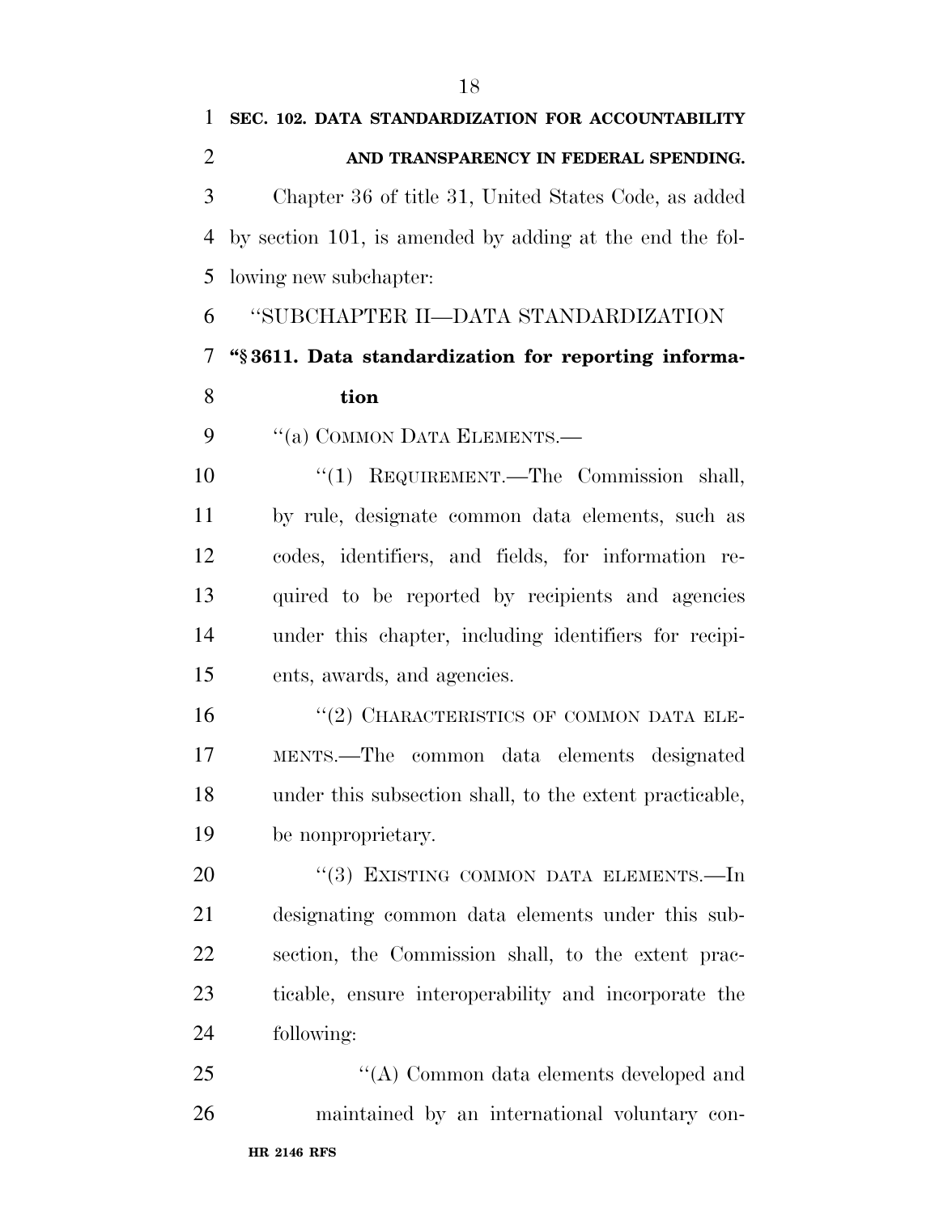**SEC. 102. DATA STANDARDIZATION FOR ACCOUNTABILITY AND TRANSPARENCY IN FEDERAL SPENDING.**

Chapter 36 of title 31, United States Code, as added by section 101, is amended by adding at the end the following new subchapter:

"SUBCHAPTER II—DATA STANDARDIZATION

**"§ 3611. Data standardization for reporting information**

"(a) COMMON DATA ELEMENTS.—

"(1) REQUIREMENT.—The Commission shall, by rule, designate common data elements, such as codes, identifiers, and fields, for information required to be reported by recipients and agencies under this chapter, including identifiers for recipients, awards, and agencies.

"(2) CHARACTERISTICS OF COMMON DATA ELEMENTS.—The common data elements designated under this subsection shall, to the extent practicable, be nonproprietary.

"(3) EXISTING COMMON DATA ELEMENTS.—In designating common data elements under this subsection, the Commission shall, to the extent practicable, ensure interoperability and incorporate the following:

"(A) Common data elements developed and maintained by an international voluntary con-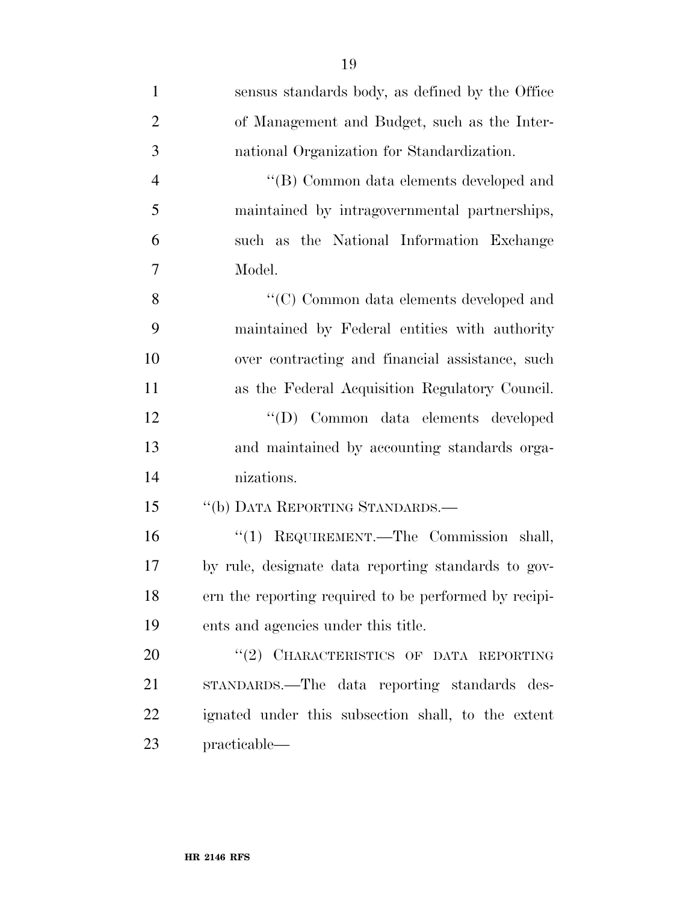sensus standards body, as defined by the Office of Management and Budget, such as the International Organization for Standardization.

''(B) Common data elements developed and maintained by intragovernmental partnerships, such as the National Information Exchange Model.

''(C) Common data elements developed and maintained by Federal entities with authority over contracting and financial assistance, such as the Federal Acquisition Regulatory Council.

''(D) Common data elements developed and maintained by accounting standards organizations.

''(b) DATA REPORTING STANDARDS.—

''(1) REQUIREMENT.—The Commission shall, by rule, designate data reporting standards to govern the reporting required to be performed by recipients and agencies under this title.

''(2) CHARACTERISTICS OF DATA REPORTING STANDARDS.—The data reporting standards designated under this subsection shall, to the extent practicable—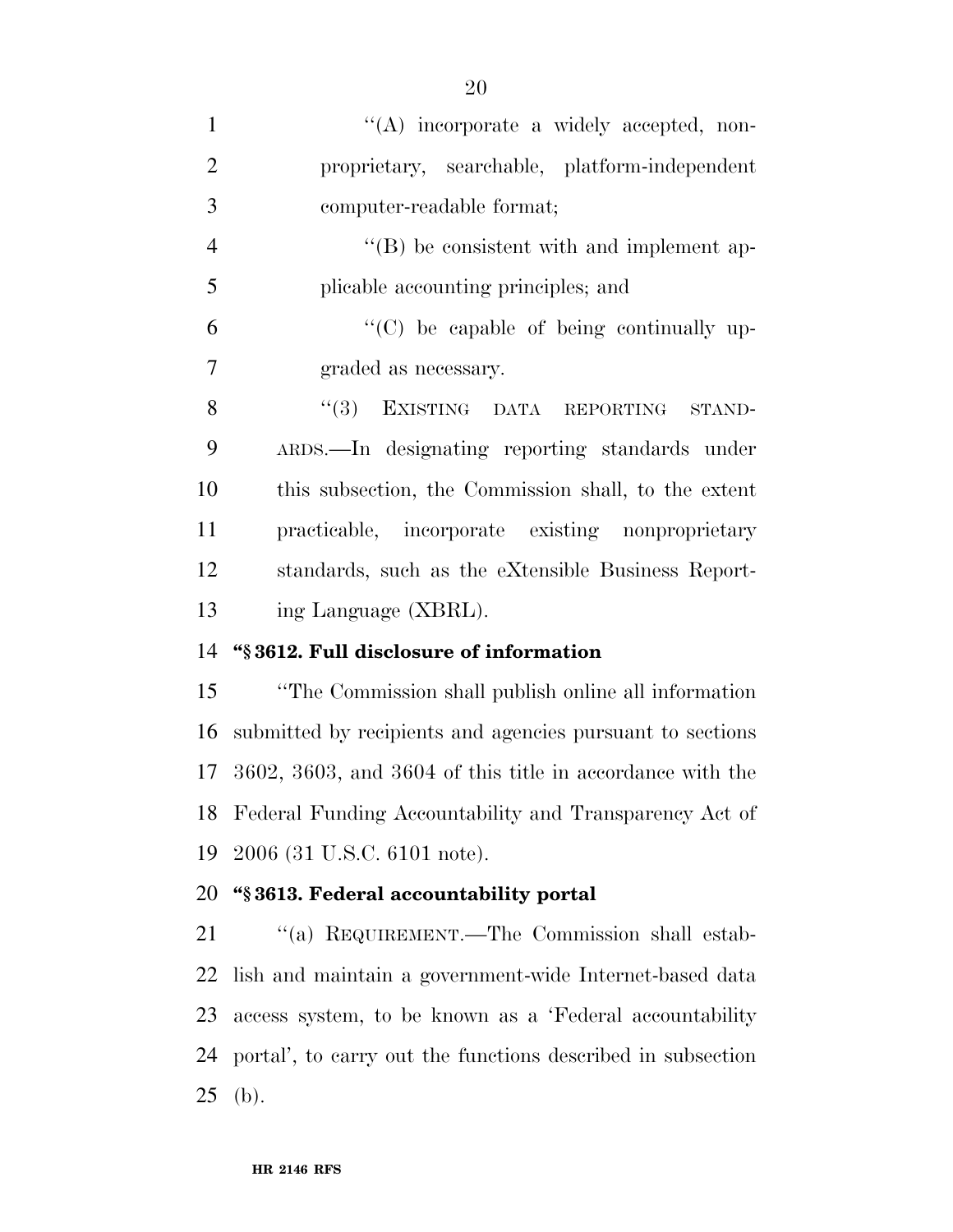''(A) incorporate a widely accepted, non-proprietary, searchable, platform-independent computer-readable format;

''(B) be consistent with and implement applicable accounting principles; and

''(C) be capable of being continually upgraded as necessary.

''(3) EXISTING DATA REPORTING STANDARDS.—In designating reporting standards under this subsection, the Commission shall, to the extent practicable, incorporate existing nonproprietary standards, such as the eXtensible Business Reporting Language (XBRL).

**''§ 3612. Full disclosure of information**

''The Commission shall publish online all information submitted by recipients and agencies pursuant to sections 3602, 3603, and 3604 of this title in accordance with the Federal Funding Accountability and Transparency Act of 2006 (31 U.S.C. 6101 note).

**''§ 3613. Federal accountability portal**

''(a) REQUIREMENT.—The Commission shall establish and maintain a government-wide Internet-based data access system, to be known as a 'Federal accountability portal', to carry out the functions described in subsection (b).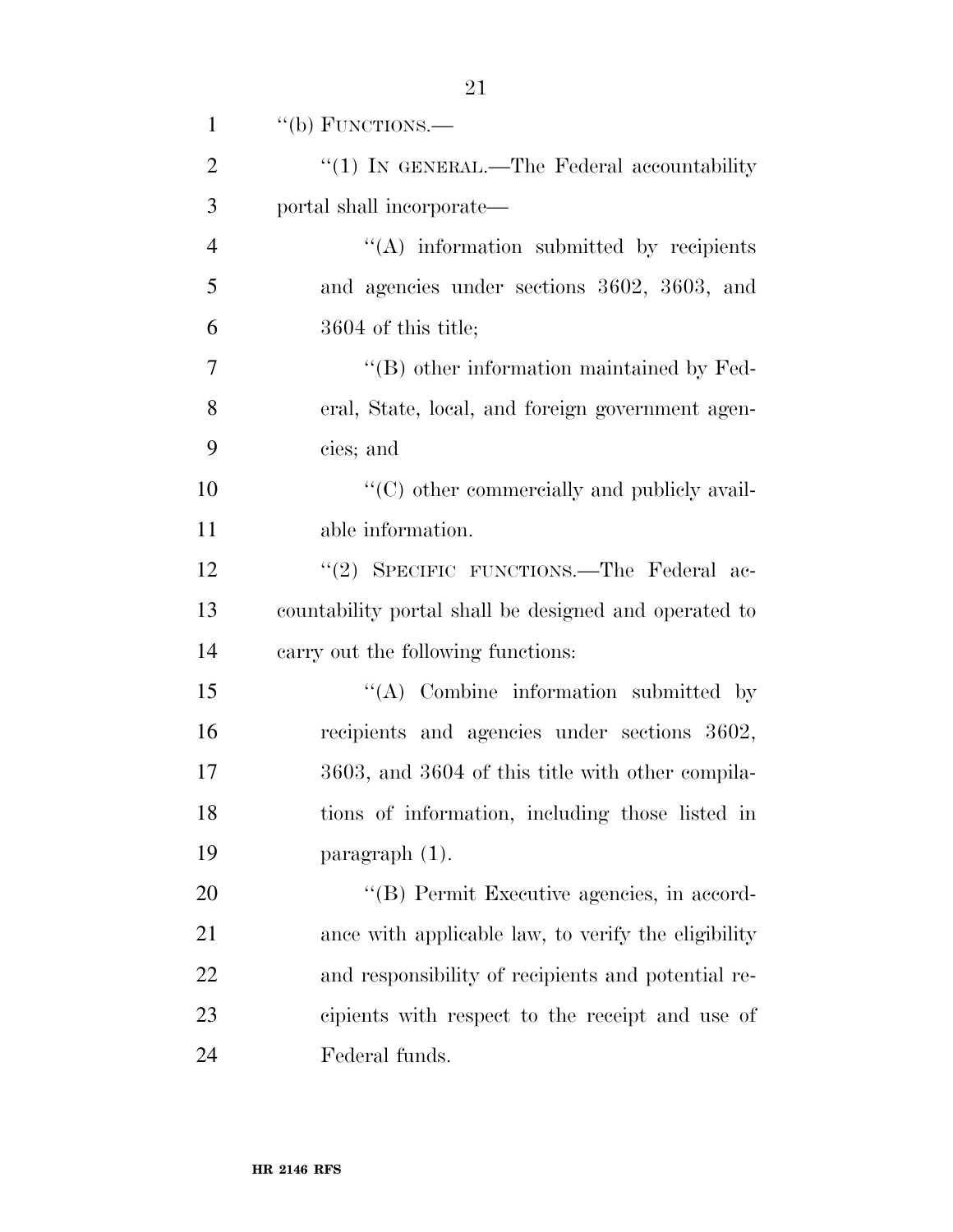"(b) FUNCTIONS.—

"(1) IN GENERAL.—The Federal accountability portal shall incorporate—

"(A) information submitted by recipients and agencies under sections 3602, 3603, and 3604 of this title;

"(B) other information maintained by Federal, State, local, and foreign government agencies; and

"(C) other commercially and publicly available information.

"(2) SPECIFIC FUNCTIONS.—The Federal accountability portal shall be designed and operated to carry out the following functions:

"(A) Combine information submitted by recipients and agencies under sections 3602, 3603, and 3604 of this title with other compilations of information, including those listed in paragraph (1).

"(B) Permit Executive agencies, in accordance with applicable law, to verify the eligibility and responsibility of recipients and potential recipients with respect to the receipt and use of Federal funds.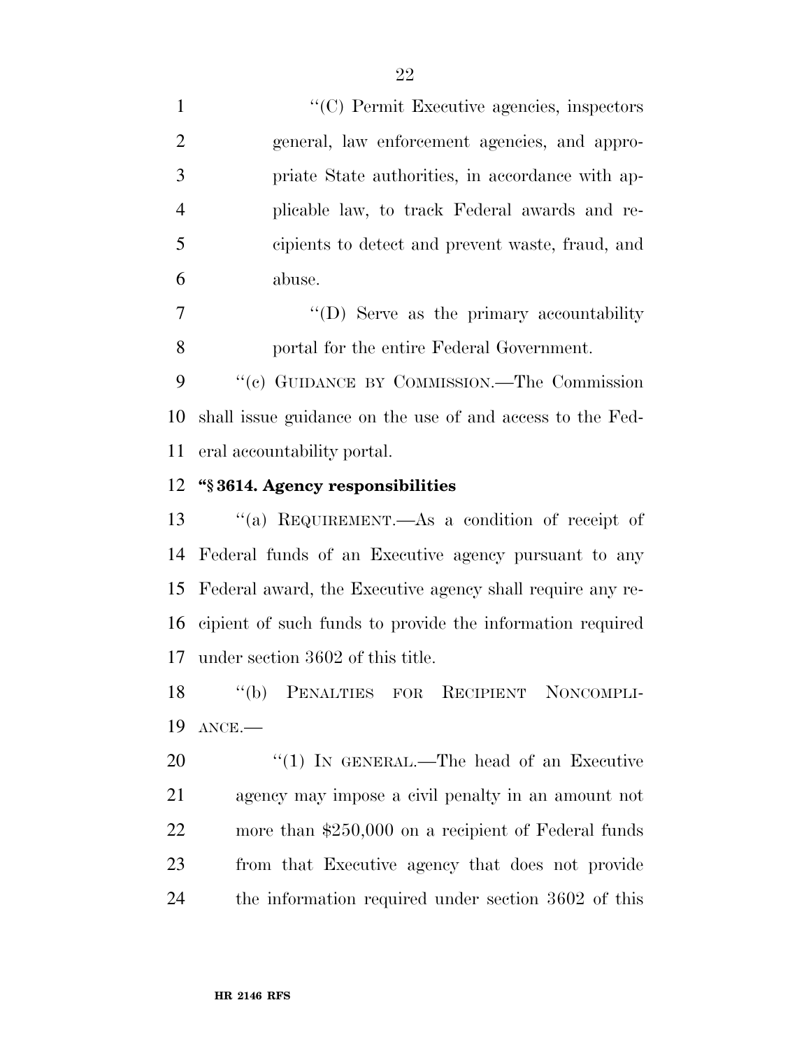''(C) Permit Executive agencies, inspectors general, law enforcement agencies, and appropriate State authorities, in accordance with applicable law, to track Federal awards and recipients to detect and prevent waste, fraud, and abuse.

''(D) Serve as the primary accountability portal for the entire Federal Government.

''(c) GUIDANCE BY COMMISSION.—The Commission shall issue guidance on the use of and access to the Federal accountability portal.

**''§ 3614. Agency responsibilities**

''(a) REQUIREMENT.—As a condition of receipt of Federal funds of an Executive agency pursuant to any Federal award, the Executive agency shall require any recipient of such funds to provide the information required under section 3602 of this title.

''(b) PENALTIES FOR RECIPIENT NONCOMPLIANCE.—

''(1) IN GENERAL.—The head of an Executive agency may impose a civil penalty in an amount not more than $250,000 on a recipient of Federal funds from that Executive agency that does not provide the information required under section 3602 of this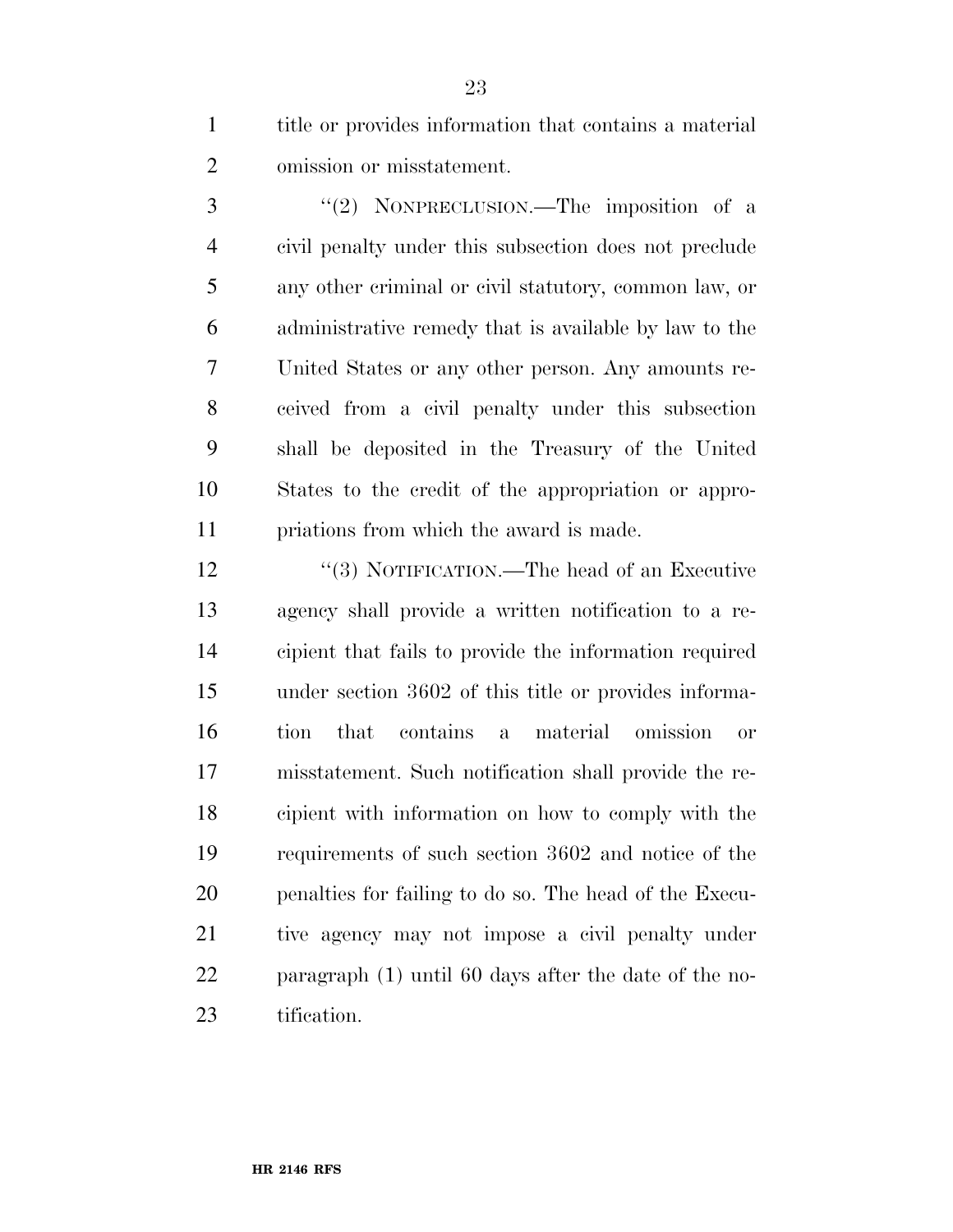title or provides information that contains a material omission or misstatement.

"(2) NONPRECLUSION.—The imposition of a civil penalty under this subsection does not preclude any other criminal or civil statutory, common law, or administrative remedy that is available by law to the United States or any other person. Any amounts received from a civil penalty under this subsection shall be deposited in the Treasury of the United States to the credit of the appropriation or appropriations from which the award is made.

"(3) NOTIFICATION.—The head of an Executive agency shall provide a written notification to a recipient that fails to provide the information required under section 3602 of this title or provides information that contains a material omission or misstatement. Such notification shall provide the recipient with information on how to comply with the requirements of such section 3602 and notice of the penalties for failing to do so. The head of the Executive agency may not impose a civil penalty under paragraph (1) until 60 days after the date of the notification.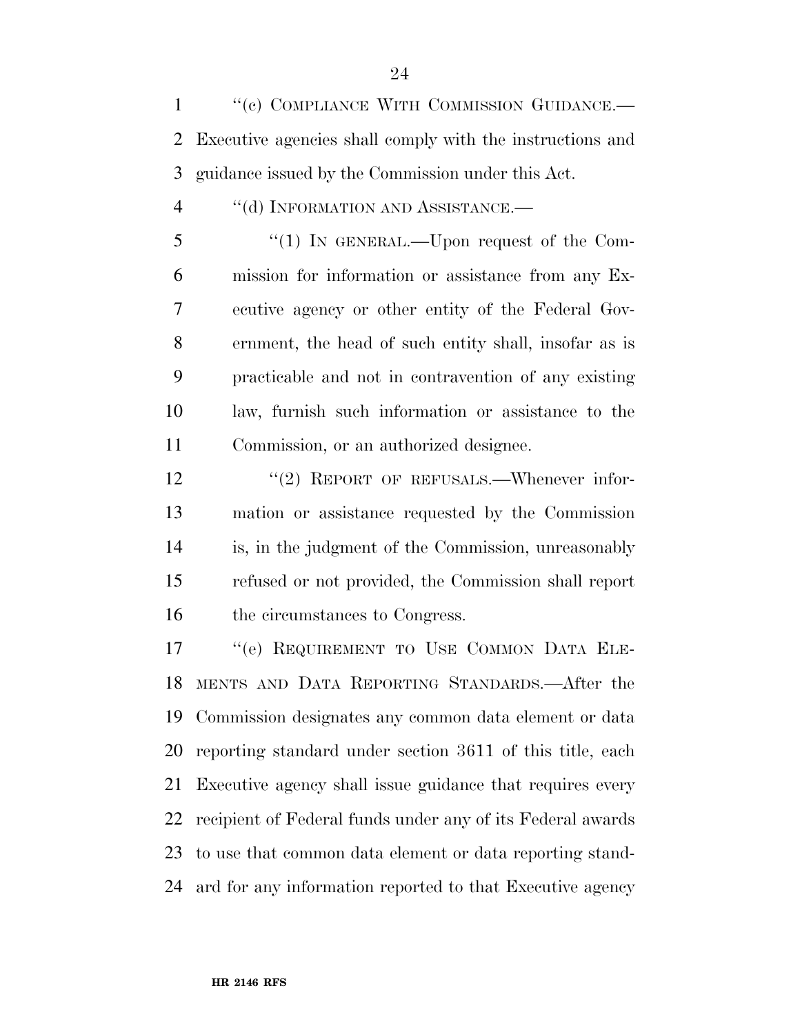"(c) COMPLIANCE WITH COMMISSION GUIDANCE.—Executive agencies shall comply with the instructions and guidance issued by the Commission under this Act.

"(d) INFORMATION AND ASSISTANCE.—

"(1) IN GENERAL.—Upon request of the Commission for information or assistance from any Executive agency or other entity of the Federal Government, the head of such entity shall, insofar as is practicable and not in contravention of any existing law, furnish such information or assistance to the Commission, or an authorized designee.

"(2) REPORT OF REFUSALS.—Whenever information or assistance requested by the Commission is, in the judgment of the Commission, unreasonably refused or not provided, the Commission shall report the circumstances to Congress.

"(e) REQUIREMENT TO USE COMMON DATA ELEMENTS AND DATA REPORTING STANDARDS.—After the Commission designates any common data element or data reporting standard under section 3611 of this title, each Executive agency shall issue guidance that requires every recipient of Federal funds under any of its Federal awards to use that common data element or data reporting standard for any information reported to that Executive agency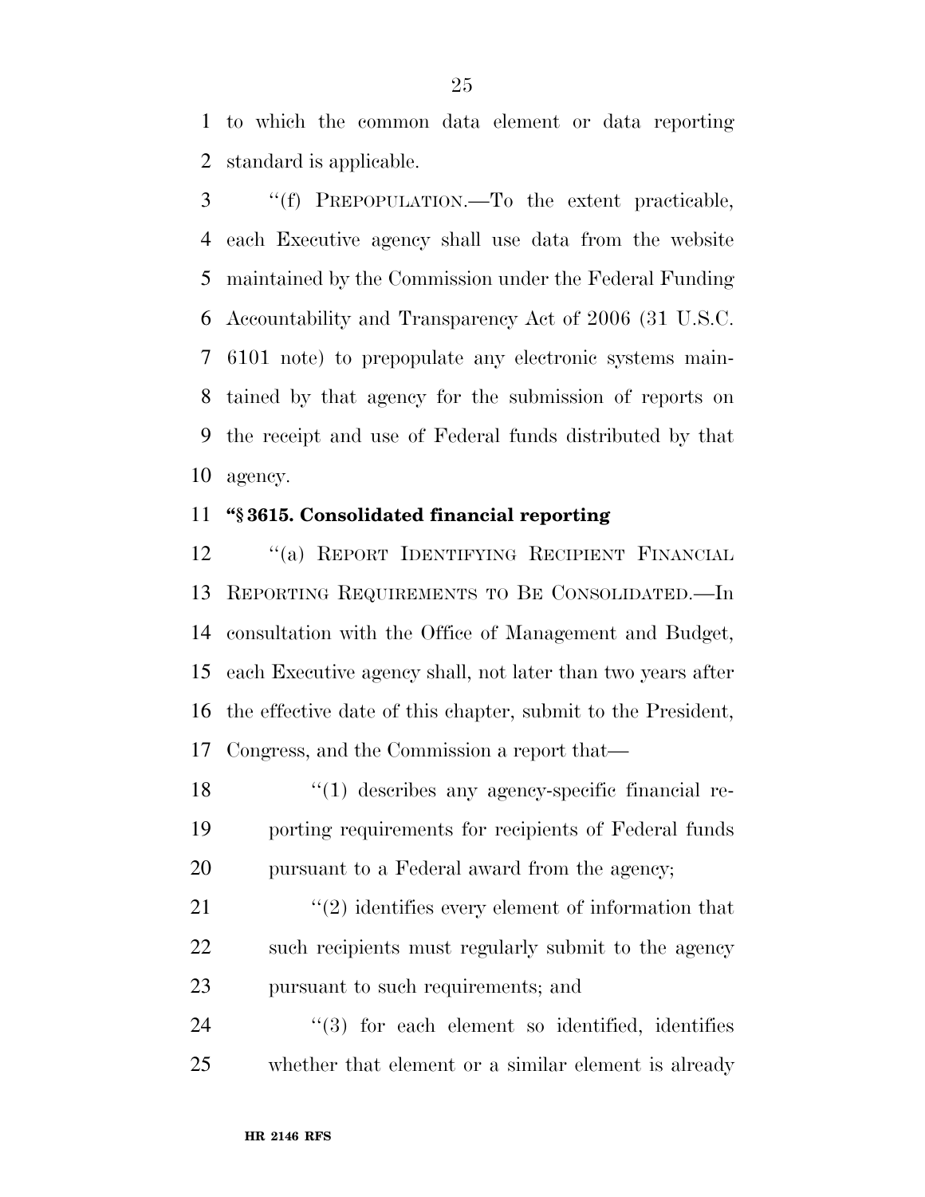to which the common data element or data reporting standard is applicable.

"(f) PREPOPULATION.—To the extent practicable, each Executive agency shall use data from the website maintained by the Commission under the Federal Funding Accountability and Transparency Act of 2006 (31 U.S.C. 6101 note) to prepopulate any electronic systems maintained by that agency for the submission of reports on the receipt and use of Federal funds distributed by that agency.

**"§ 3615. Consolidated financial reporting**

"(a) REPORT IDENTIFYING RECIPIENT FINANCIAL REPORTING REQUIREMENTS TO BE CONSOLIDATED.—In consultation with the Office of Management and Budget, each Executive agency shall, not later than two years after the effective date of this chapter, submit to the President, Congress, and the Commission a report that—

"(1) describes any agency-specific financial reporting requirements for recipients of Federal funds pursuant to a Federal award from the agency;

"(2) identifies every element of information that such recipients must regularly submit to the agency pursuant to such requirements; and

"(3) for each element so identified, identifies whether that element or a similar element is already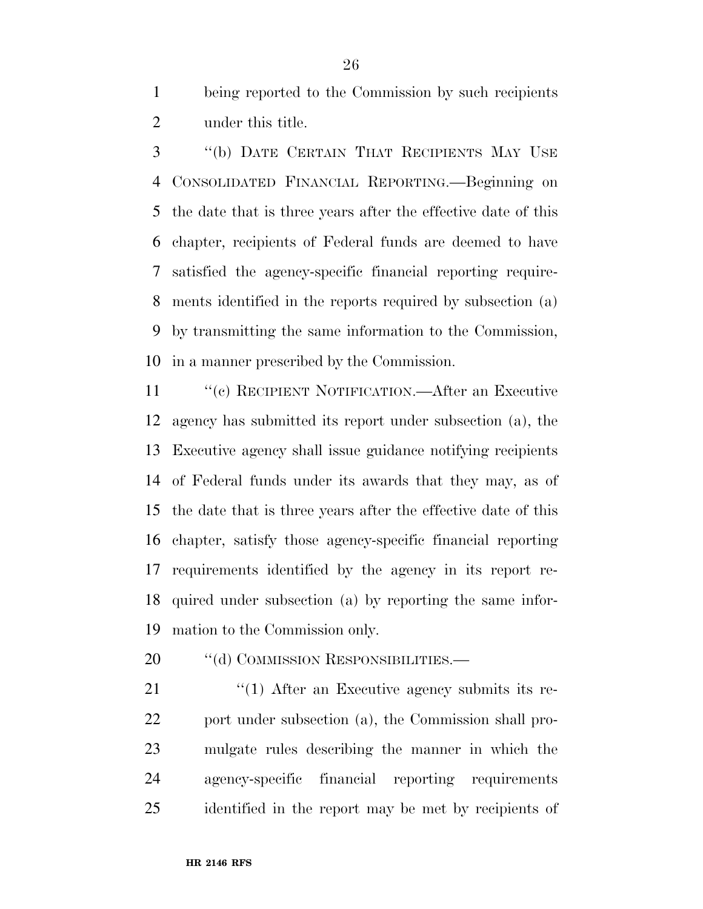being reported to the Commission by such recipients under this title.

"(b) DATE CERTAIN THAT RECIPIENTS MAY USE CONSOLIDATED FINANCIAL REPORTING.—Beginning on the date that is three years after the effective date of this chapter, recipients of Federal funds are deemed to have satisfied the agency-specific financial reporting requirements identified in the reports required by subsection (a) by transmitting the same information to the Commission, in a manner prescribed by the Commission.

"(c) RECIPIENT NOTIFICATION.—After an Executive agency has submitted its report under subsection (a), the Executive agency shall issue guidance notifying recipients of Federal funds under its awards that they may, as of the date that is three years after the effective date of this chapter, satisfy those agency-specific financial reporting requirements identified by the agency in its report required under subsection (a) by reporting the same information to the Commission only.

"(d) COMMISSION RESPONSIBILITIES.—

"(1) After an Executive agency submits its report under subsection (a), the Commission shall promulgate rules describing the manner in which the agency-specific financial reporting requirements identified in the report may be met by recipients of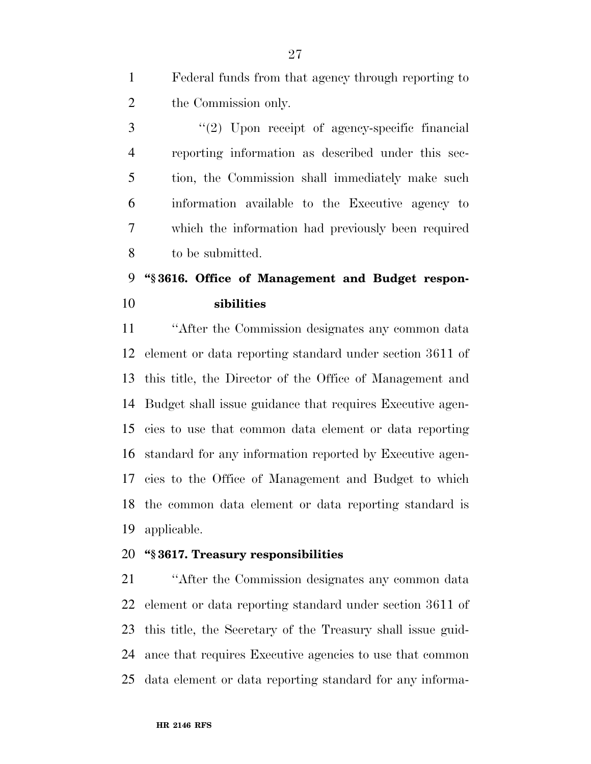Federal funds from that agency through reporting to the Commission only.

''(2) Upon receipt of agency-specific financial reporting information as described under this section, the Commission shall immediately make such information available to the Executive agency to which the information had previously been required to be submitted.

### ''§ 3616. Office of Management and Budget responsibilities

''After the Commission designates any common data element or data reporting standard under section 3611 of this title, the Director of the Office of Management and Budget shall issue guidance that requires Executive agencies to use that common data element or data reporting standard for any information reported by Executive agencies to the Office of Management and Budget to which the common data element or data reporting standard is applicable.

### ''§ 3617. Treasury responsibilities

''After the Commission designates any common data element or data reporting standard under section 3611 of this title, the Secretary of the Treasury shall issue guidance that requires Executive agencies to use that common data element or data reporting standard for any informa-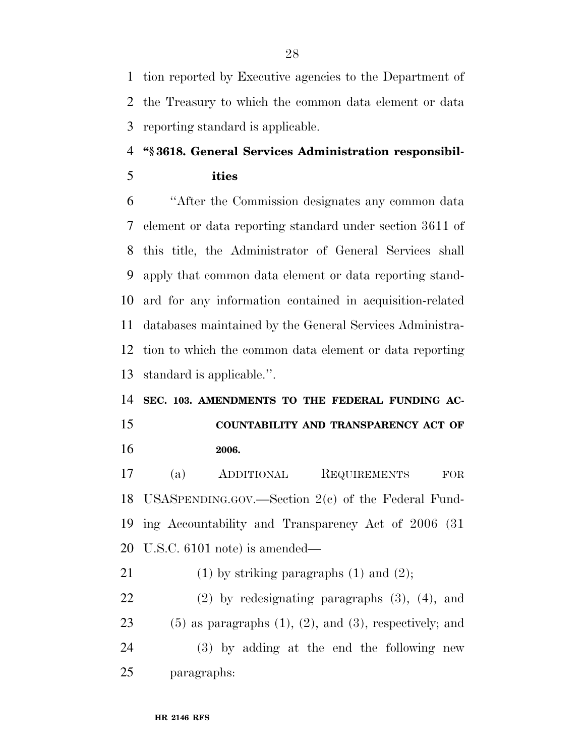tion reported by Executive agencies to the Department of the Treasury to which the common data element or data reporting standard is applicable.

**"§ 3618. General Services Administration responsibilities**

"After the Commission designates any common data element or data reporting standard under section 3611 of this title, the Administrator of General Services shall apply that common data element or data reporting standard for any information contained in acquisition-related databases maintained by the General Services Administration to which the common data element or data reporting standard is applicable.".

**SEC. 103. AMENDMENTS TO THE FEDERAL FUNDING ACCOUNTABILITY AND TRANSPARENCY ACT OF 2006.**

(a) ADDITIONAL REQUIREMENTS FOR USASPENDING.GOV.—Section 2(c) of the Federal Funding Accountability and Transparency Act of 2006 (31 U.S.C. 6101 note) is amended—

(1) by striking paragraphs (1) and (2);

(2) by redesignating paragraphs (3), (4), and (5) as paragraphs (1), (2), and (3), respectively; and

(3) by adding at the end the following new paragraphs: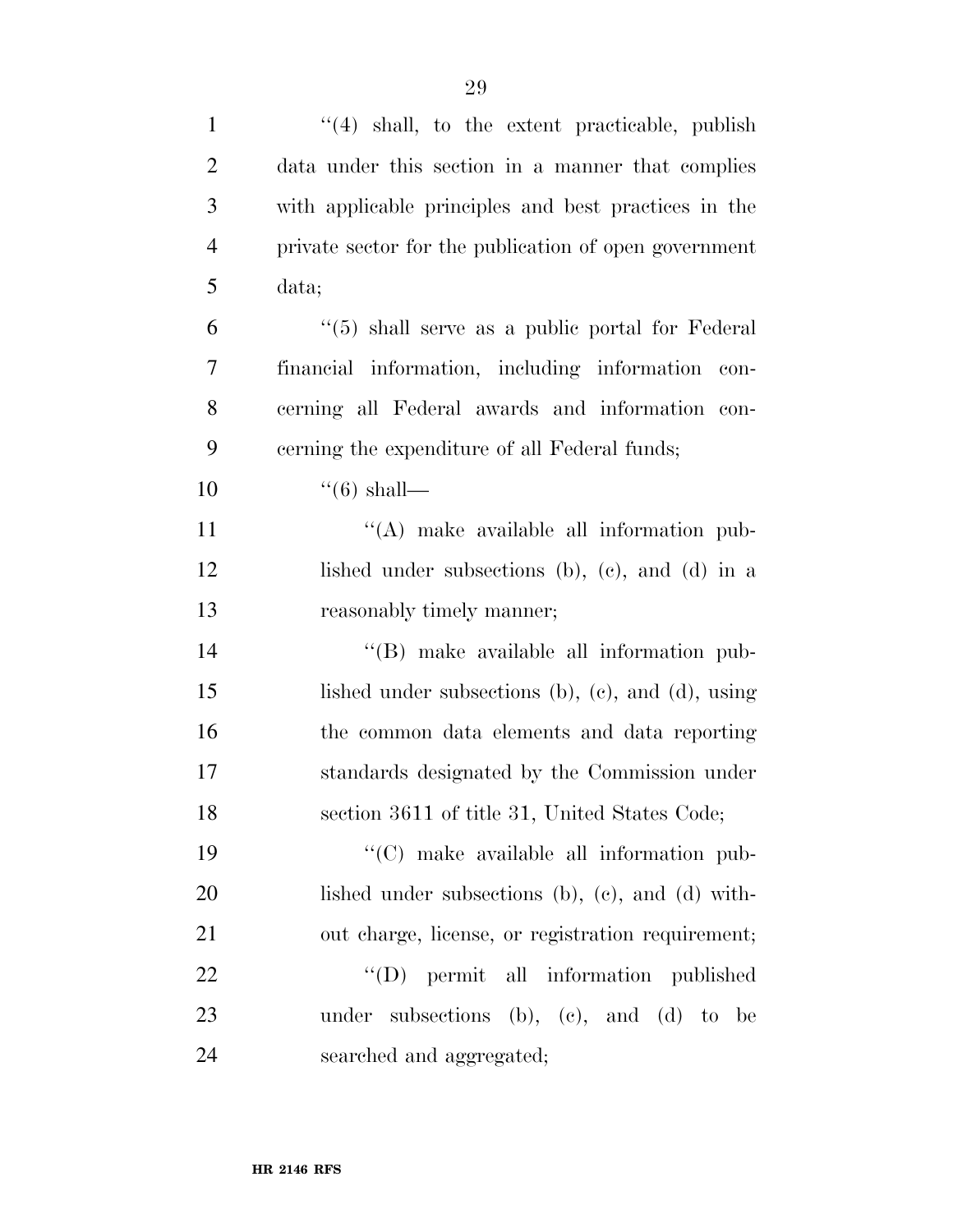''(4) shall, to the extent practicable, publish data under this section in a manner that complies with applicable principles and best practices in the private sector for the publication of open government data;

''(5) shall serve as a public portal for Federal financial information, including information concerning all Federal awards and information concerning the expenditure of all Federal funds;

''(6) shall—

''(A) make available all information published under subsections (b), (c), and (d) in a reasonably timely manner;

''(B) make available all information published under subsections (b), (c), and (d), using the common data elements and data reporting standards designated by the Commission under section 3611 of title 31, United States Code;

''(C) make available all information published under subsections (b), (c), and (d) without charge, license, or registration requirement;

''(D) permit all information published under subsections (b), (c), and (d) to be searched and aggregated;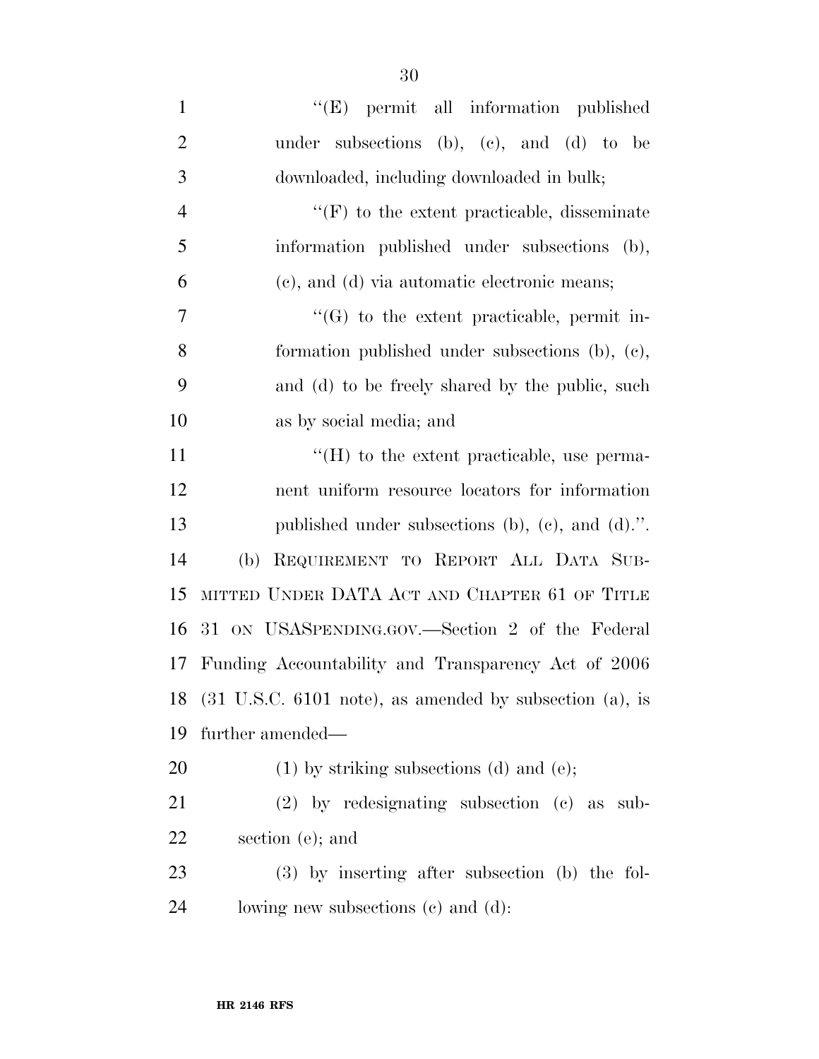''(E) permit all information published under subsections (b), (c), and (d) to be downloaded, including downloaded in bulk;

''(F) to the extent practicable, disseminate information published under subsections (b), (c), and (d) via automatic electronic means;

''(G) to the extent practicable, permit information published under subsections (b), (c), and (d) to be freely shared by the public, such as by social media; and

''(H) to the extent practicable, use permanent uniform resource locators for information published under subsections (b), (c), and (d).''.

(b) REQUIREMENT TO REPORT ALL DATA SUBMITTED UNDER DATA ACT AND CHAPTER 61 OF TITLE 31 ON USASPENDING.GOV.—Section 2 of the Federal Funding Accountability and Transparency Act of 2006 (31 U.S.C. 6101 note), as amended by subsection (a), is further amended—

(1) by striking subsections (d) and (e);

(2) by redesignating subsection (c) as subsection (e); and

(3) by inserting after subsection (b) the following new subsections (c) and (d):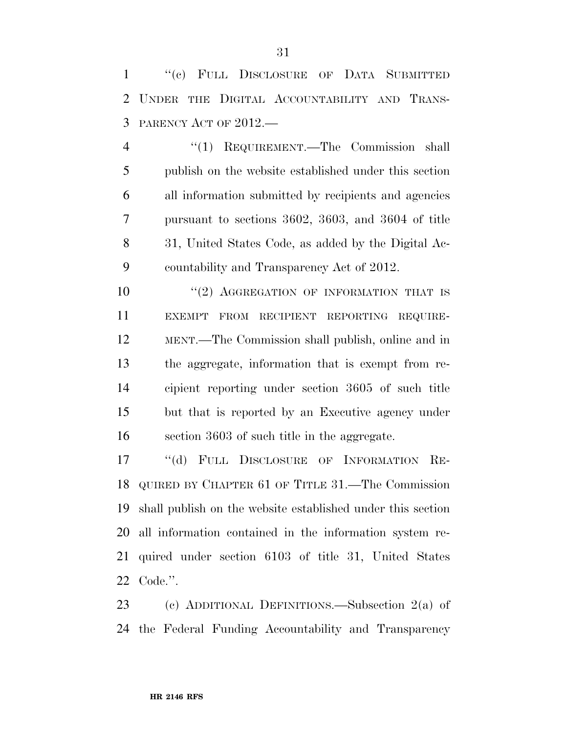"(c) FULL DISCLOSURE OF DATA SUBMITTED UNDER THE DIGITAL ACCOUNTABILITY AND TRANSPARENCY ACT OF 2012.—

"(1) REQUIREMENT.—The Commission shall publish on the website established under this section all information submitted by recipients and agencies pursuant to sections 3602, 3603, and 3604 of title 31, United States Code, as added by the Digital Accountability and Transparency Act of 2012.

"(2) AGGREGATION OF INFORMATION THAT IS EXEMPT FROM RECIPIENT REPORTING REQUIREMENT.—The Commission shall publish, online and in the aggregate, information that is exempt from recipient reporting under section 3605 of such title but that is reported by an Executive agency under section 3603 of such title in the aggregate.

"(d) FULL DISCLOSURE OF INFORMATION REQUIRED BY CHAPTER 61 OF TITLE 31.—The Commission shall publish on the website established under this section all information contained in the information system required under section 6103 of title 31, United States Code.".

(c) ADDITIONAL DEFINITIONS.—Subsection 2(a) of the Federal Funding Accountability and Transparency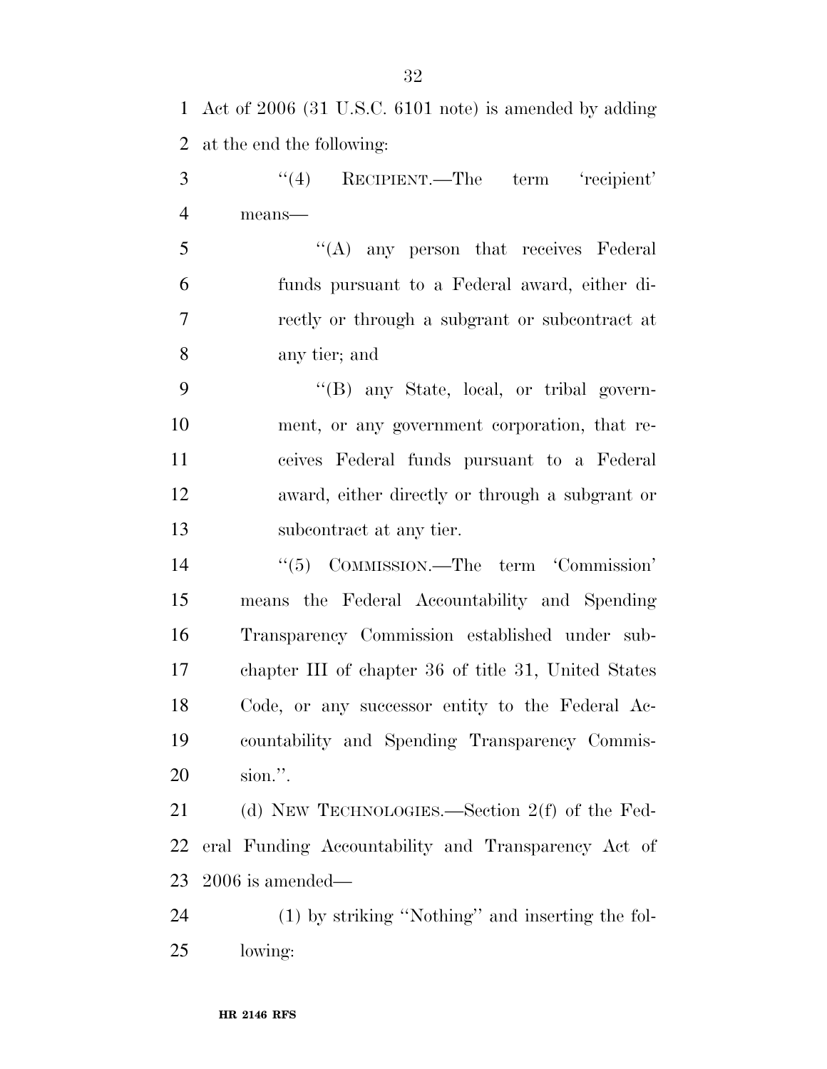Act of 2006 (31 U.S.C. 6101 note) is amended by adding at the end the following:

"(4) RECIPIENT.—The term 'recipient' means—

"(A) any person that receives Federal funds pursuant to a Federal award, either directly or through a subgrant or subcontract at any tier; and

"(B) any State, local, or tribal government, or any government corporation, that receives Federal funds pursuant to a Federal award, either directly or through a subgrant or subcontract at any tier.

"(5) COMMISSION.—The term 'Commission' means the Federal Accountability and Spending Transparency Commission established under subchapter III of chapter 36 of title 31, United States Code, or any successor entity to the Federal Accountability and Spending Transparency Commission.".

(d) NEW TECHNOLOGIES.—Section 2(f) of the Federal Funding Accountability and Transparency Act of 2006 is amended—

(1) by striking "Nothing" and inserting the following: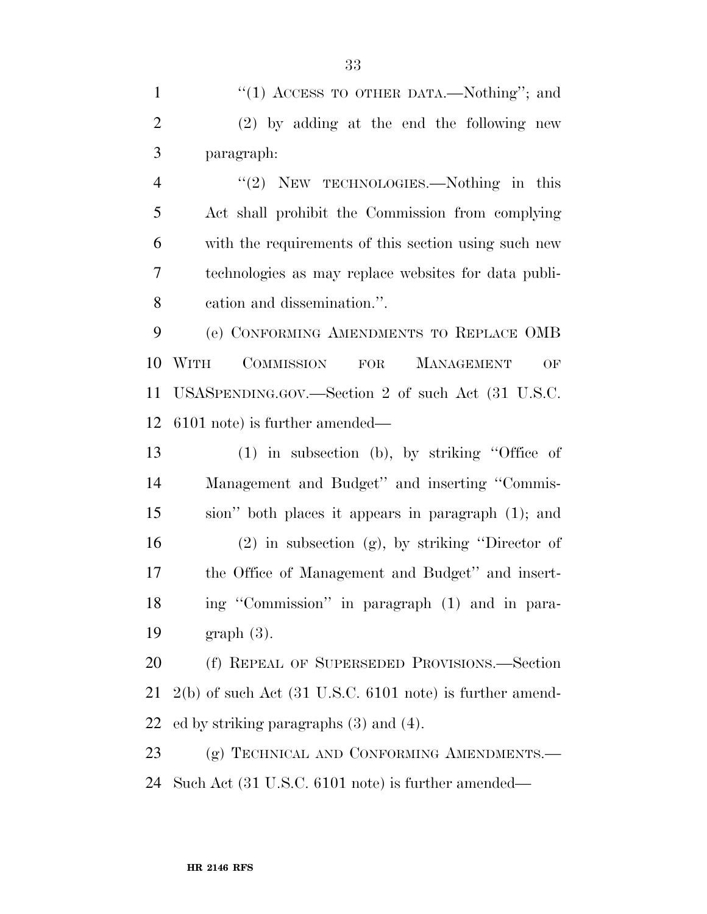"(1) ACCESS TO OTHER DATA.—Nothing"; and

(2) by adding at the end the following new paragraph:

"(2) NEW TECHNOLOGIES.—Nothing in this Act shall prohibit the Commission from complying with the requirements of this section using such new technologies as may replace websites for data publication and dissemination.".

(e) CONFORMING AMENDMENTS TO REPLACE OMB WITH COMMISSION FOR MANAGEMENT OF USASPENDING.GOV.—Section 2 of such Act (31 U.S.C. 6101 note) is further amended—

(1) in subsection (b), by striking "Office of Management and Budget" and inserting "Commission" both places it appears in paragraph (1); and

(2) in subsection (g), by striking "Director of the Office of Management and Budget" and inserting "Commission" in paragraph (1) and in paragraph (3).

(f) REPEAL OF SUPERSEDED PROVISIONS.—Section 2(b) of such Act (31 U.S.C. 6101 note) is further amended by striking paragraphs (3) and (4).

(g) TECHNICAL AND CONFORMING AMENDMENTS.—Such Act (31 U.S.C. 6101 note) is further amended—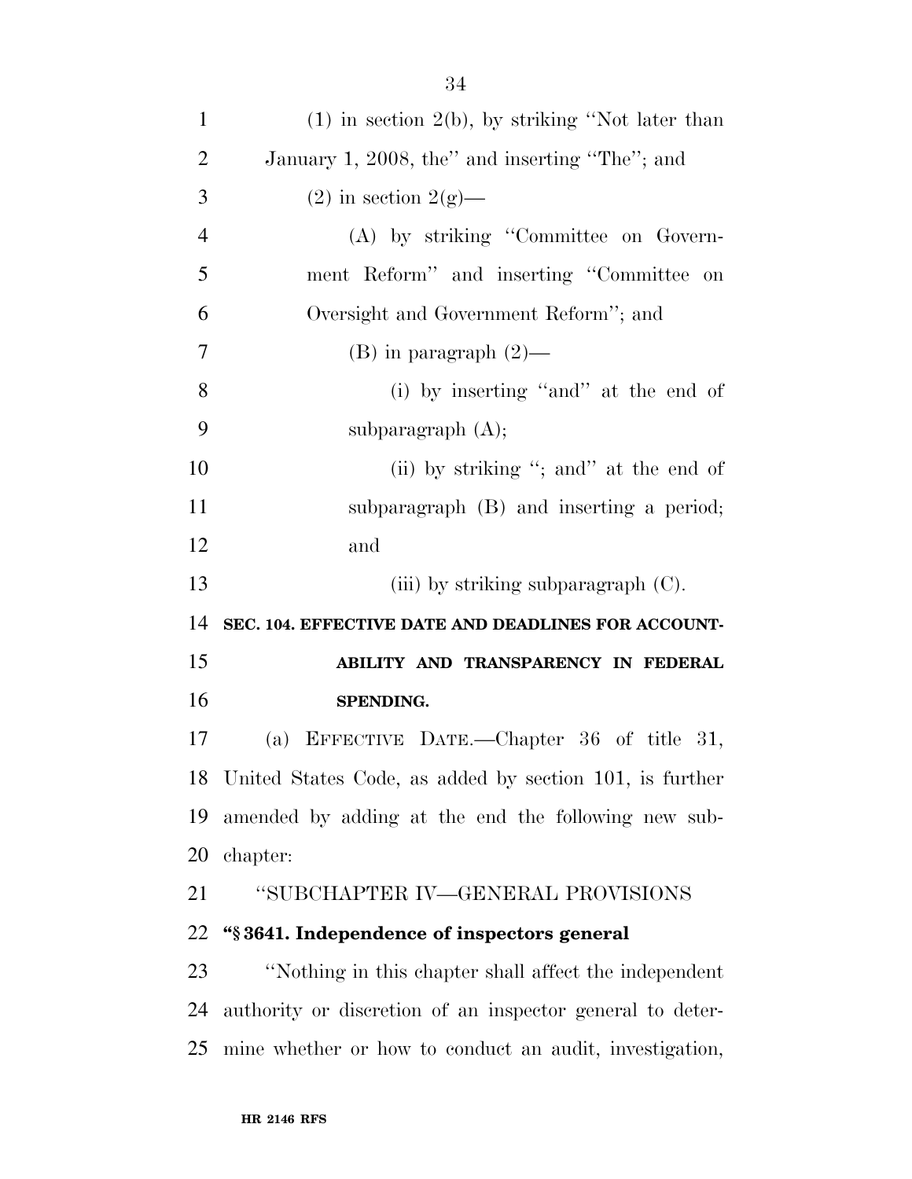(1) in section 2(b), by striking ''Not later than January 1, 2008, the'' and inserting ''The''; and

(2) in section 2(g)—

(A) by striking ''Committee on Government Reform'' and inserting ''Committee on Oversight and Government Reform''; and

(B) in paragraph (2)—

(i) by inserting ''and'' at the end of subparagraph (A);

(ii) by striking ''; and'' at the end of subparagraph (B) and inserting a period; and

(iii) by striking subparagraph (C).

**SEC. 104. EFFECTIVE DATE AND DEADLINES FOR ACCOUNTABILITY AND TRANSPARENCY IN FEDERAL SPENDING.**

(a) EFFECTIVE DATE.—Chapter 36 of title 31, United States Code, as added by section 101, is further amended by adding at the end the following new subchapter:

''SUBCHAPTER IV—GENERAL PROVISIONS

**''§ 3641. Independence of inspectors general**

''Nothing in this chapter shall affect the independent authority or discretion of an inspector general to determine whether or how to conduct an audit, investigation,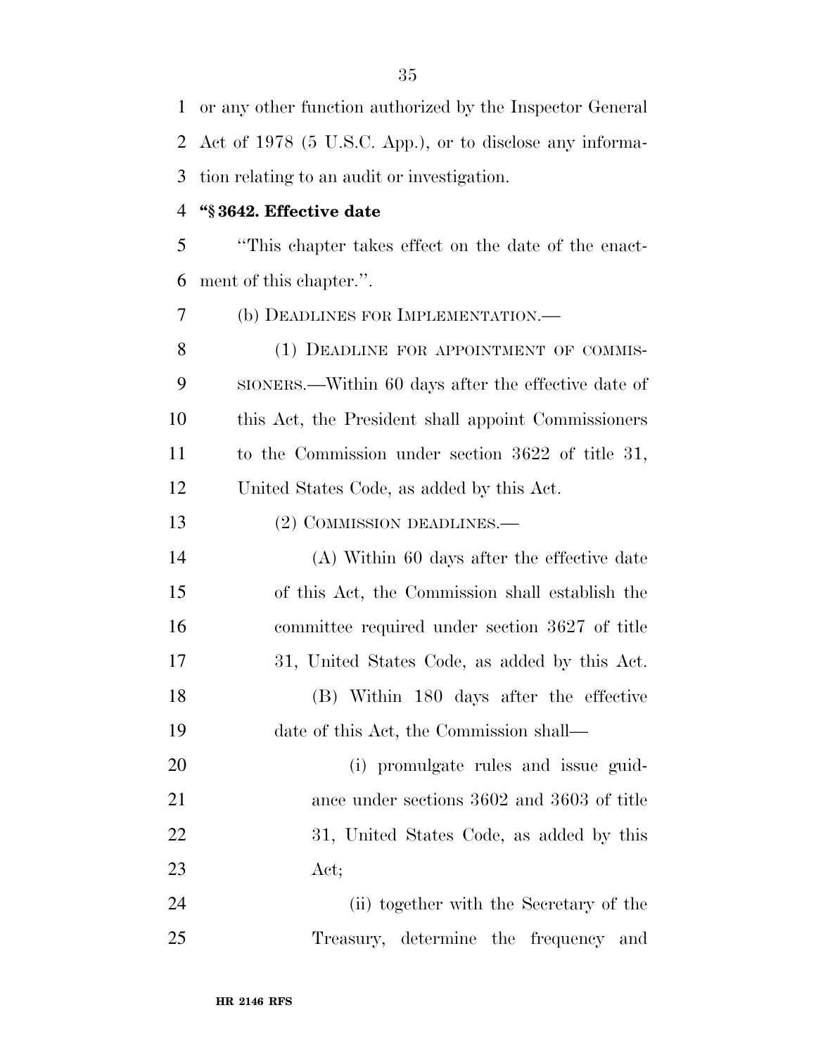or any other function authorized by the Inspector General Act of 1978 (5 U.S.C. App.), or to disclose any information relating to an audit or investigation.

**"§ 3642. Effective date**

"This chapter takes effect on the date of the enactment of this chapter.".

(b) DEADLINES FOR IMPLEMENTATION.—

(1) DEADLINE FOR APPOINTMENT OF COMMISSIONERS.—Within 60 days after the effective date of this Act, the President shall appoint Commissioners to the Commission under section 3622 of title 31, United States Code, as added by this Act.

(2) COMMISSION DEADLINES.—

(A) Within 60 days after the effective date of this Act, the Commission shall establish the committee required under section 3627 of title 31, United States Code, as added by this Act.

(B) Within 180 days after the effective date of this Act, the Commission shall—

(i) promulgate rules and issue guidance under sections 3602 and 3603 of title 31, United States Code, as added by this Act;

(ii) together with the Secretary of the Treasury, determine the frequency and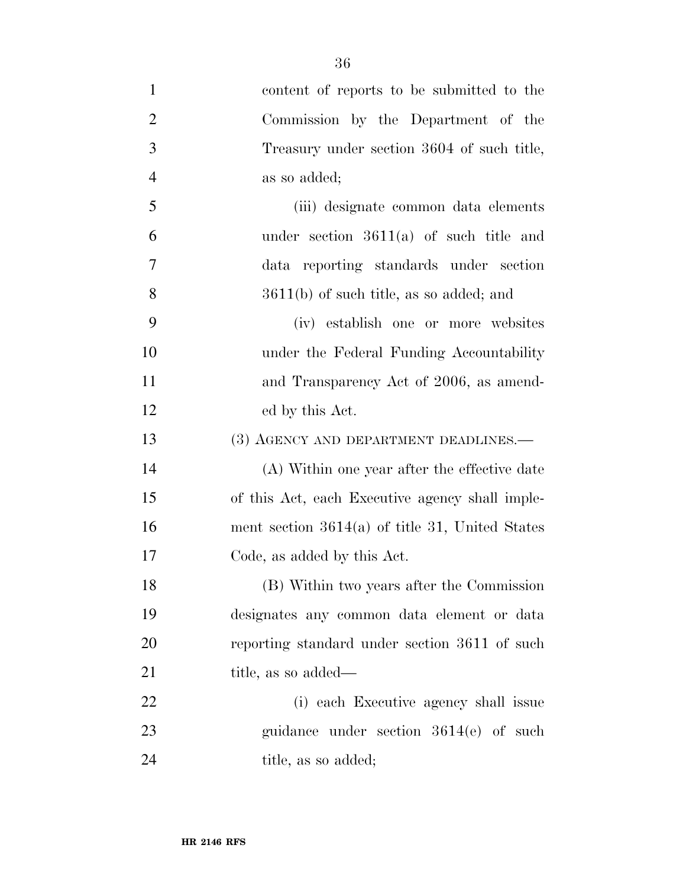content of reports to be submitted to the Commission by the Department of the Treasury under section 3604 of such title, as so added;

(iii) designate common data elements under section 3611(a) of such title and data reporting standards under section 3611(b) of such title, as so added; and

(iv) establish one or more websites under the Federal Funding Accountability and Transparency Act of 2006, as amended by this Act.

(3) AGENCY AND DEPARTMENT DEADLINES.—

(A) Within one year after the effective date of this Act, each Executive agency shall implement section 3614(a) of title 31, United States Code, as added by this Act.

(B) Within two years after the Commission designates any common data element or data reporting standard under section 3611 of such title, as so added—

(i) each Executive agency shall issue guidance under section 3614(e) of such title, as so added;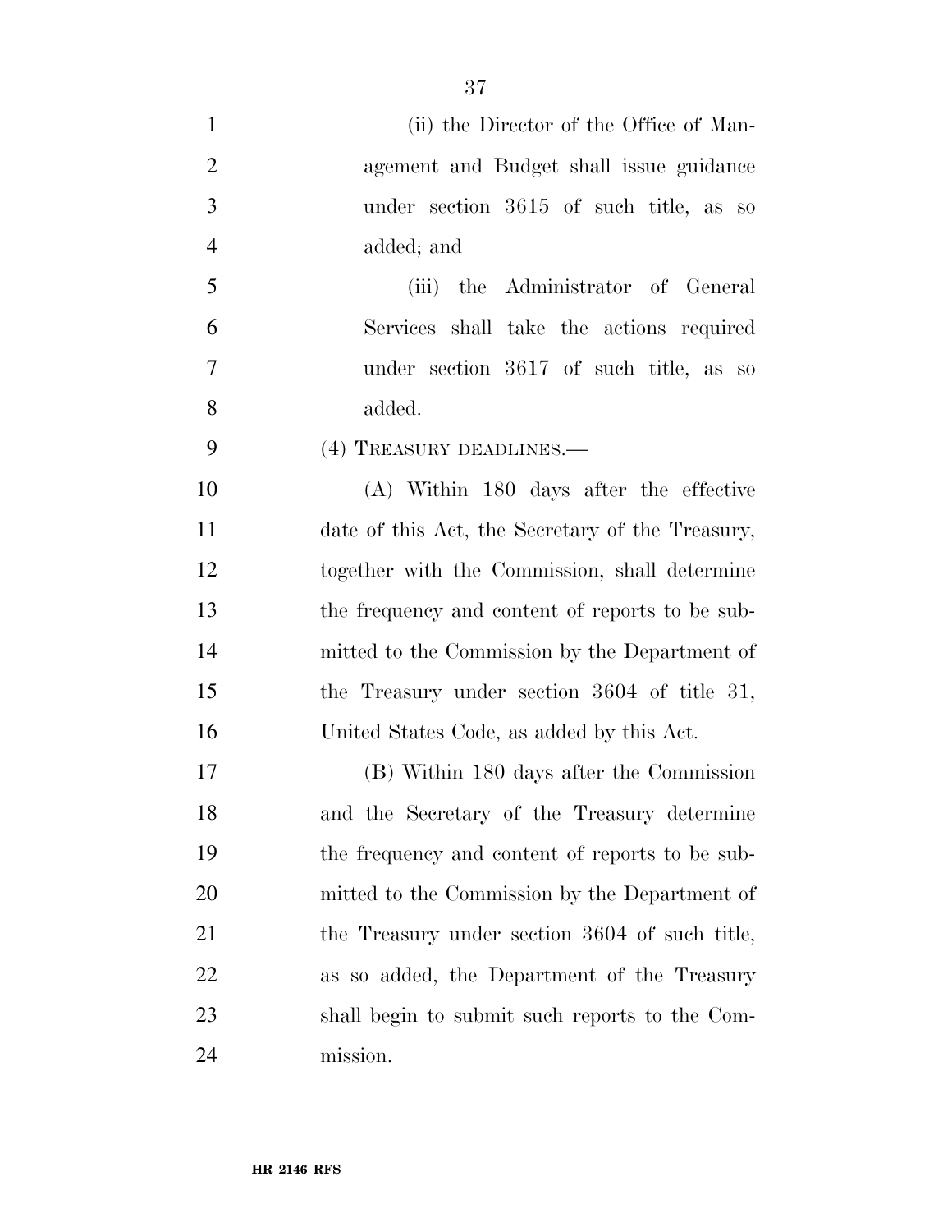(ii) the Director of the Office of Management and Budget shall issue guidance under section 3615 of such title, as so added; and

(iii) the Administrator of General Services shall take the actions required under section 3617 of such title, as so added.

(4) TREASURY DEADLINES.—

(A) Within 180 days after the effective date of this Act, the Secretary of the Treasury, together with the Commission, shall determine the frequency and content of reports to be submitted to the Commission by the Department of the Treasury under section 3604 of title 31, United States Code, as added by this Act.

(B) Within 180 days after the Commission and the Secretary of the Treasury determine the frequency and content of reports to be submitted to the Commission by the Department of the Treasury under section 3604 of such title, as so added, the Department of the Treasury shall begin to submit such reports to the Commission.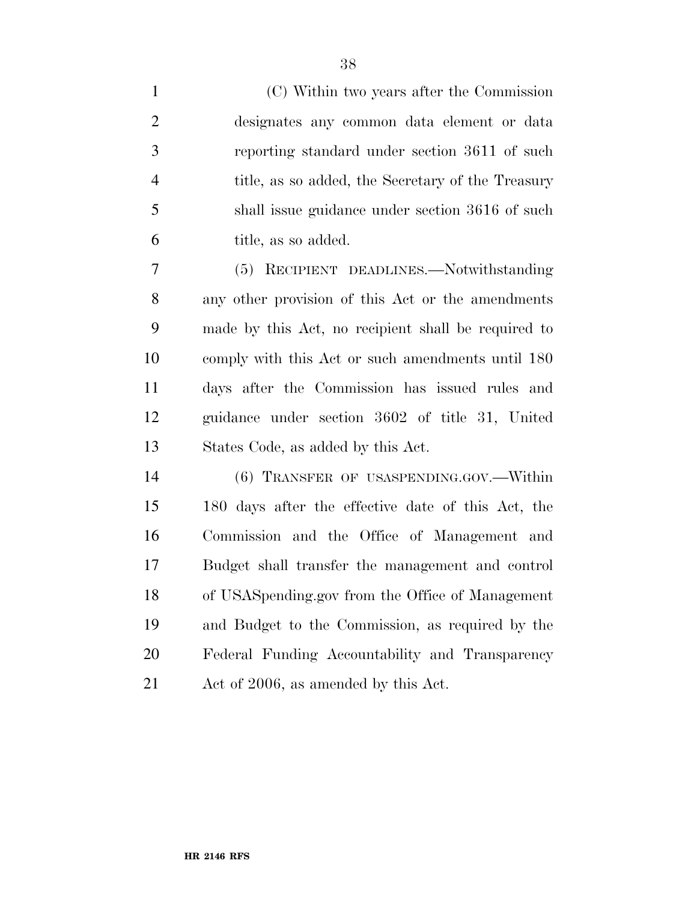(C) Within two years after the Commission designates any common data element or data reporting standard under section 3611 of such title, as so added, the Secretary of the Treasury shall issue guidance under section 3616 of such title, as so added.

(5) RECIPIENT DEADLINES.—Notwithstanding any other provision of this Act or the amendments made by this Act, no recipient shall be required to comply with this Act or such amendments until 180 days after the Commission has issued rules and guidance under section 3602 of title 31, United States Code, as added by this Act.

(6) TRANSFER OF USASPENDING.GOV.—Within 180 days after the effective date of this Act, the Commission and the Office of Management and Budget shall transfer the management and control of USASpending.gov from the Office of Management and Budget to the Commission, as required by the Federal Funding Accountability and Transparency Act of 2006, as amended by this Act.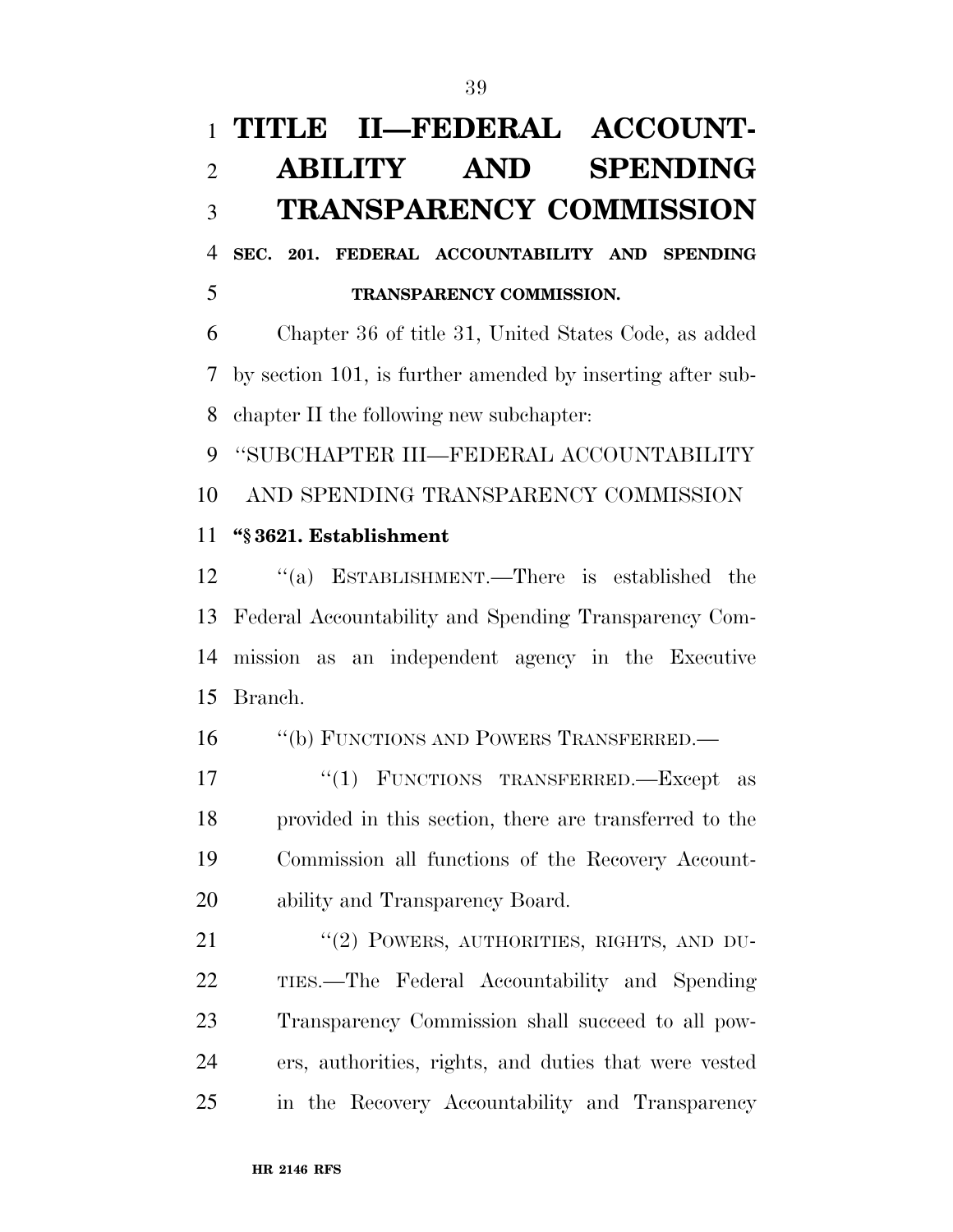# TITLE II—FEDERAL ACCOUNTABILITY AND SPENDING TRANSPARENCY COMMISSION

## SEC. 201. FEDERAL ACCOUNTABILITY AND SPENDING TRANSPARENCY COMMISSION.

Chapter 36 of title 31, United States Code, as added by section 101, is further amended by inserting after subchapter II the following new subchapter:

"SUBCHAPTER III—FEDERAL ACCOUNTABILITY AND SPENDING TRANSPARENCY COMMISSION

**"§ 3621. Establishment**

"(a) ESTABLISHMENT.—There is established the Federal Accountability and Spending Transparency Commission as an independent agency in the Executive Branch.

"(b) FUNCTIONS AND POWERS TRANSFERRED.—

"(1) FUNCTIONS TRANSFERRED.—Except as provided in this section, there are transferred to the Commission all functions of the Recovery Accountability and Transparency Board.

"(2) POWERS, AUTHORITIES, RIGHTS, AND DUTIES.—The Federal Accountability and Spending Transparency Commission shall succeed to all powers, authorities, rights, and duties that were vested in the Recovery Accountability and Transparency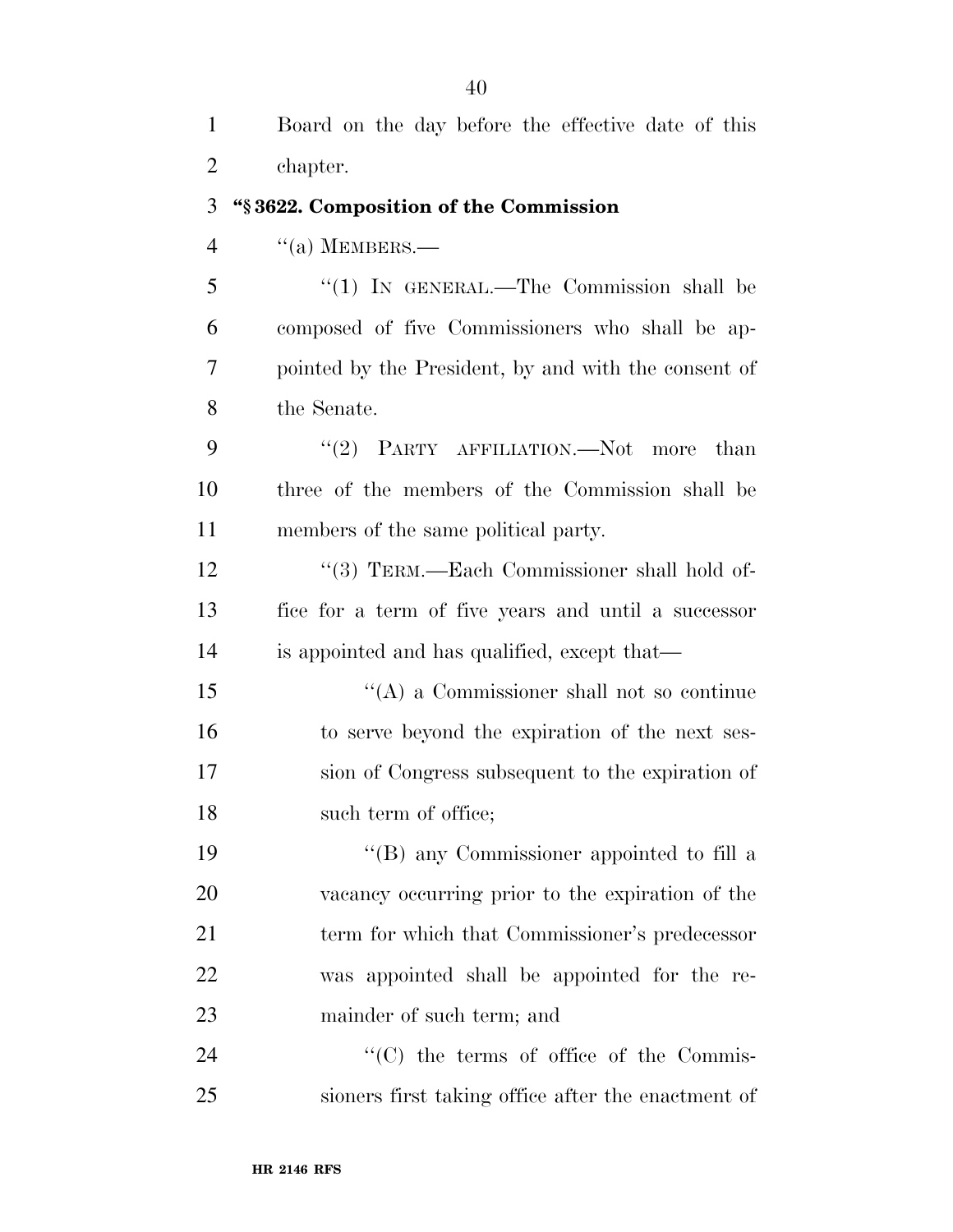Board on the day before the effective date of this chapter.

**"§ 3622. Composition of the Commission**

"(a) MEMBERS.—

"(1) IN GENERAL.—The Commission shall be composed of five Commissioners who shall be appointed by the President, by and with the consent of the Senate.

"(2) PARTY AFFILIATION.—Not more than three of the members of the Commission shall be members of the same political party.

"(3) TERM.—Each Commissioner shall hold office for a term of five years and until a successor is appointed and has qualified, except that—

"(A) a Commissioner shall not so continue to serve beyond the expiration of the next session of Congress subsequent to the expiration of such term of office;

"(B) any Commissioner appointed to fill a vacancy occurring prior to the expiration of the term for which that Commissioner's predecessor was appointed shall be appointed for the remainder of such term; and

"(C) the terms of office of the Commissioners first taking office after the enactment of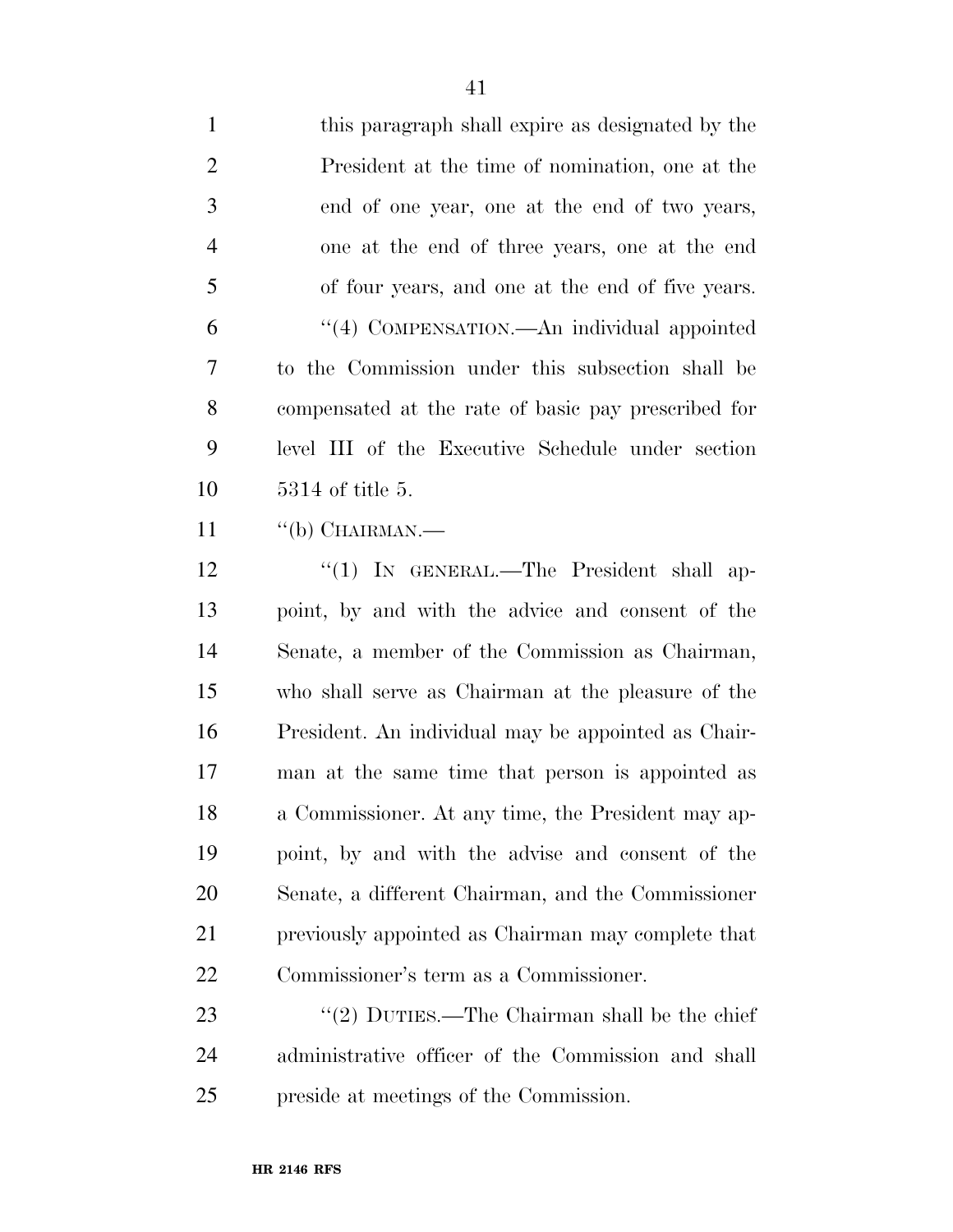this paragraph shall expire as designated by the President at the time of nomination, one at the end of one year, one at the end of two years, one at the end of three years, one at the end of four years, and one at the end of five years.

''(4) COMPENSATION.—An individual appointed to the Commission under this subsection shall be compensated at the rate of basic pay prescribed for level III of the Executive Schedule under section 5314 of title 5.

''(b) CHAIRMAN.—

''(1) IN GENERAL.—The President shall appoint, by and with the advice and consent of the Senate, a member of the Commission as Chairman, who shall serve as Chairman at the pleasure of the President. An individual may be appointed as Chairman at the same time that person is appointed as a Commissioner. At any time, the President may appoint, by and with the advise and consent of the Senate, a different Chairman, and the Commissioner previously appointed as Chairman may complete that Commissioner's term as a Commissioner.

''(2) DUTIES.—The Chairman shall be the chief administrative officer of the Commission and shall preside at meetings of the Commission.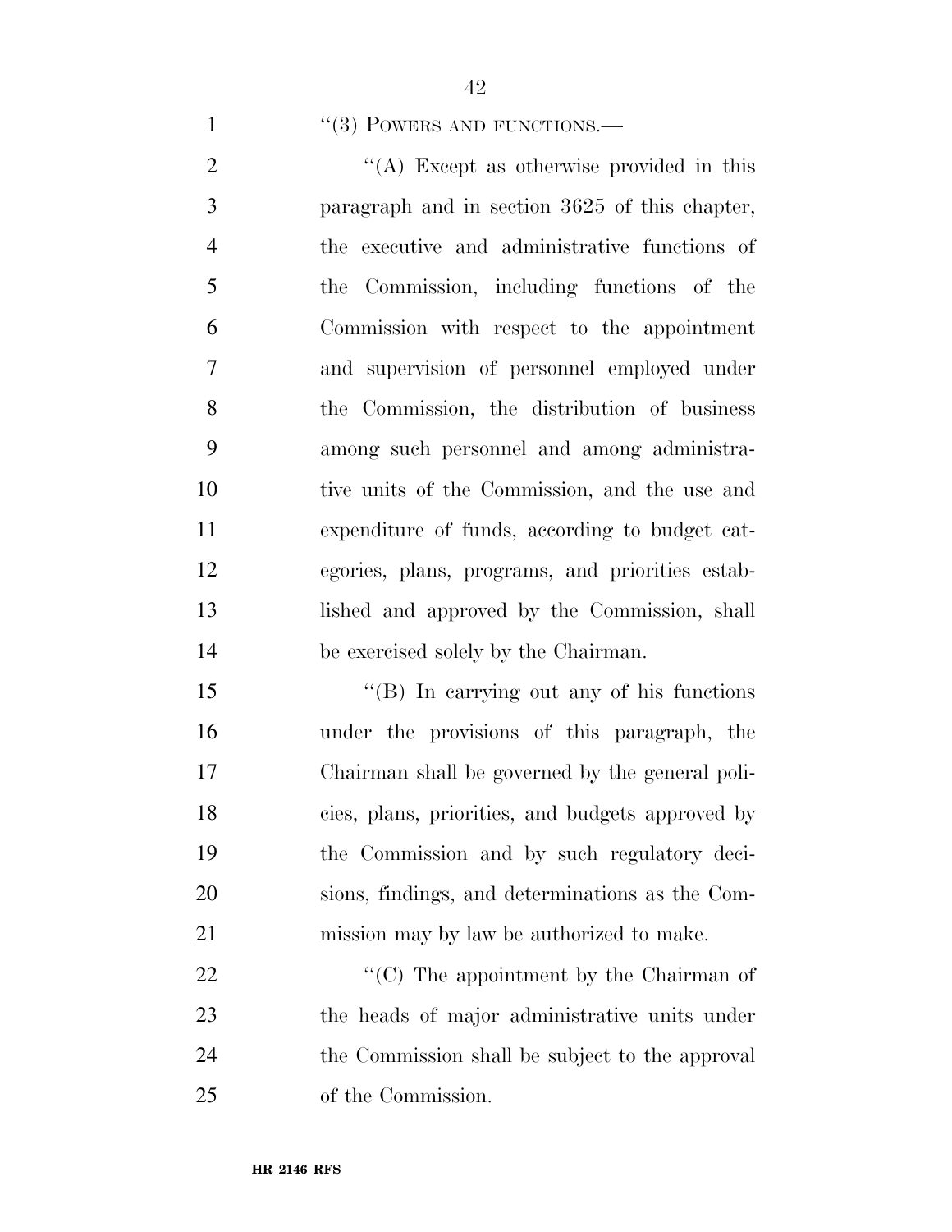''(3) POWERS AND FUNCTIONS.—

''(A) Except as otherwise provided in this paragraph and in section 3625 of this chapter, the executive and administrative functions of the Commission, including functions of the Commission with respect to the appointment and supervision of personnel employed under the Commission, the distribution of business among such personnel and among administrative units of the Commission, and the use and expenditure of funds, according to budget categories, plans, programs, and priorities established and approved by the Commission, shall be exercised solely by the Chairman.

''(B) In carrying out any of his functions under the provisions of this paragraph, the Chairman shall be governed by the general policies, plans, priorities, and budgets approved by the Commission and by such regulatory decisions, findings, and determinations as the Commission may by law be authorized to make.

''(C) The appointment by the Chairman of the heads of major administrative units under the Commission shall be subject to the approval of the Commission.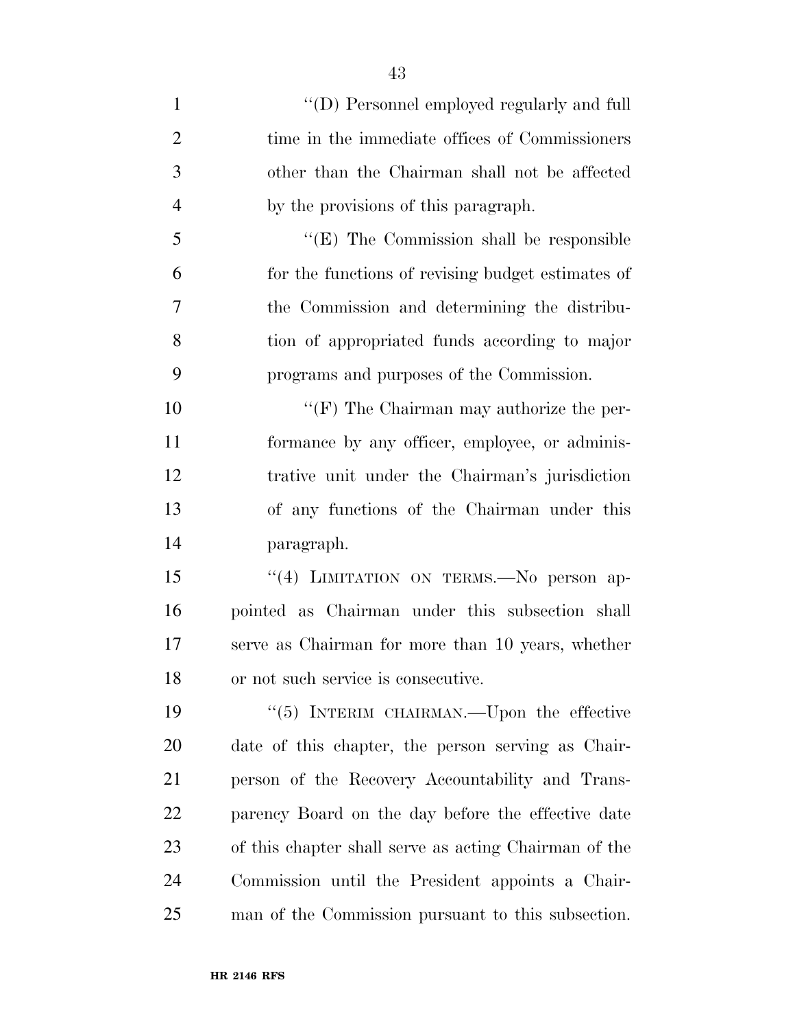''(D) Personnel employed regularly and full time in the immediate offices of Commissioners other than the Chairman shall not be affected by the provisions of this paragraph.

''(E) The Commission shall be responsible for the functions of revising budget estimates of the Commission and determining the distribution of appropriated funds according to major programs and purposes of the Commission.

''(F) The Chairman may authorize the performance by any officer, employee, or administrative unit under the Chairman's jurisdiction of any functions of the Chairman under this paragraph.

''(4) LIMITATION ON TERMS.—No person appointed as Chairman under this subsection shall serve as Chairman for more than 10 years, whether or not such service is consecutive.

''(5) INTERIM CHAIRMAN.—Upon the effective date of this chapter, the person serving as Chairperson of the Recovery Accountability and Transparency Board on the day before the effective date of this chapter shall serve as acting Chairman of the Commission until the President appoints a Chairman of the Commission pursuant to this subsection.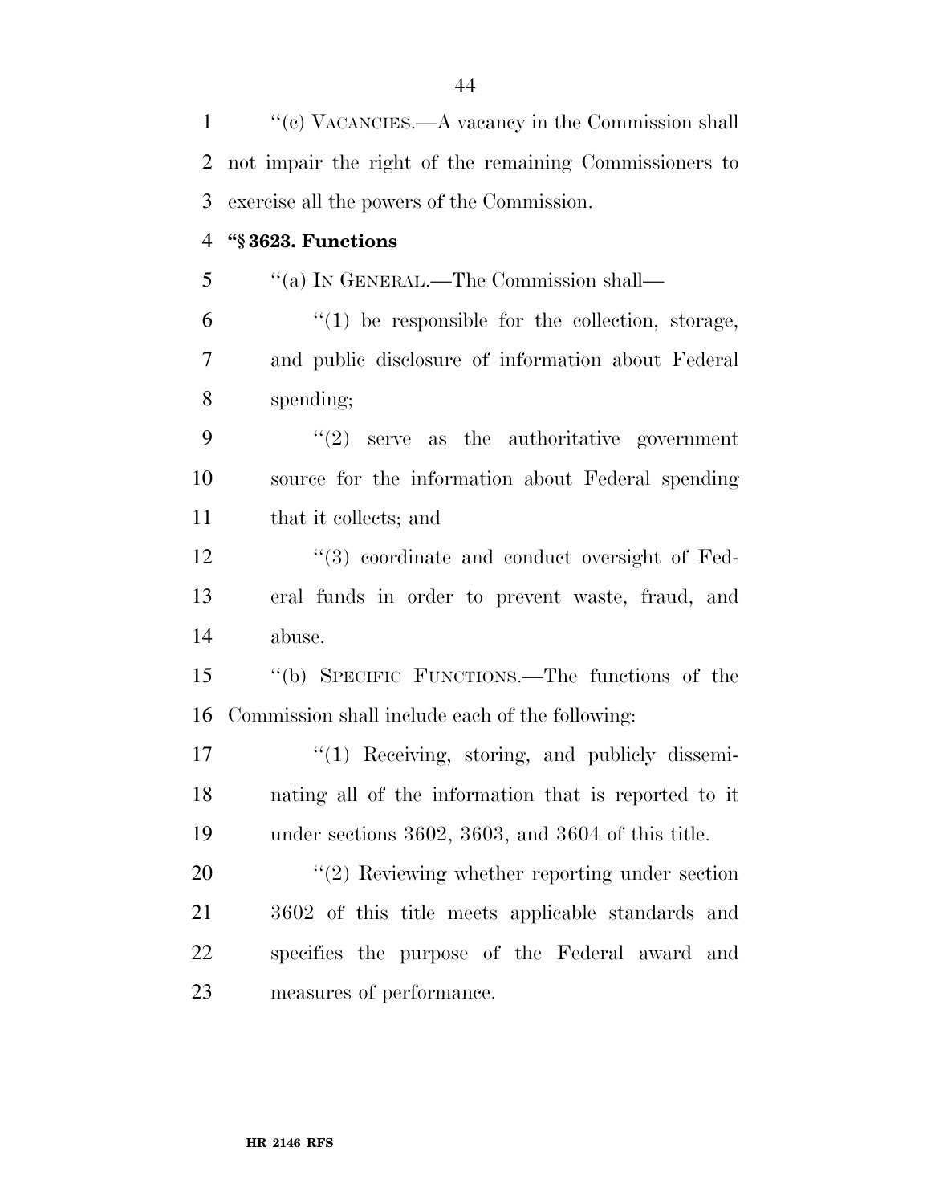''(c) VACANCIES.—A vacancy in the Commission shall not impair the right of the remaining Commissioners to exercise all the powers of the Commission.

**''§ 3623. Functions**

''(a) IN GENERAL.—The Commission shall—

''(1) be responsible for the collection, storage, and public disclosure of information about Federal spending;

''(2) serve as the authoritative government source for the information about Federal spending that it collects; and

''(3) coordinate and conduct oversight of Federal funds in order to prevent waste, fraud, and abuse.

''(b) SPECIFIC FUNCTIONS.—The functions of the Commission shall include each of the following:

''(1) Receiving, storing, and publicly disseminating all of the information that is reported to it under sections 3602, 3603, and 3604 of this title.

''(2) Reviewing whether reporting under section 3602 of this title meets applicable standards and specifies the purpose of the Federal award and measures of performance.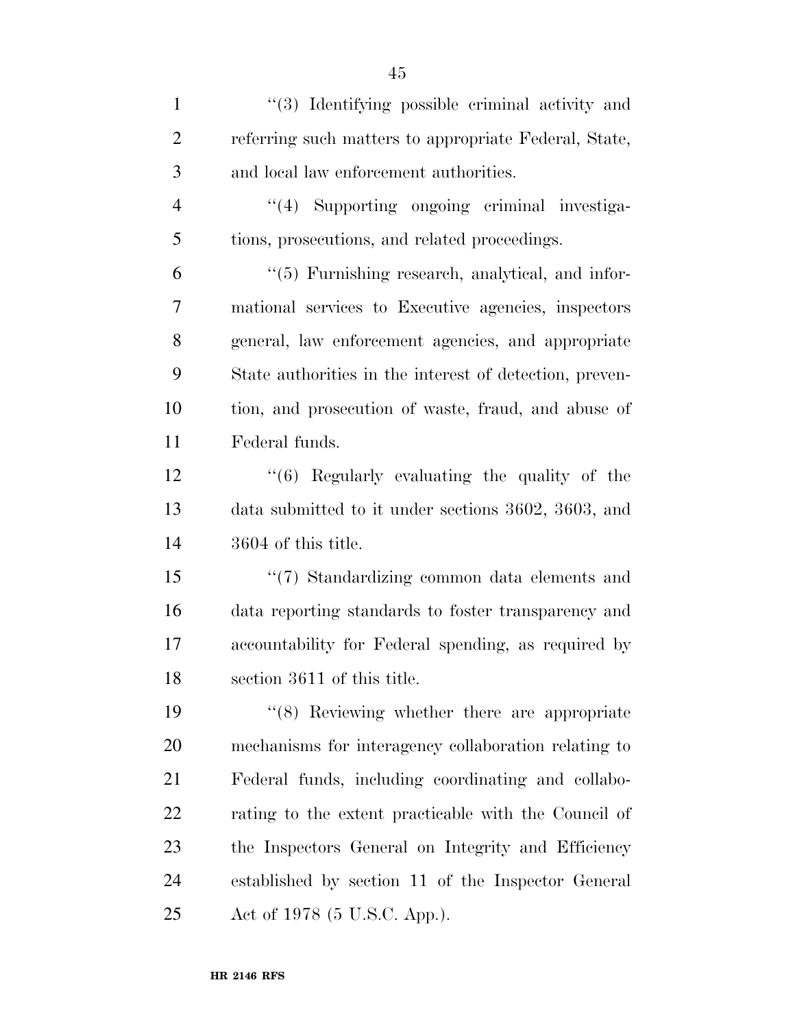''(3) Identifying possible criminal activity and referring such matters to appropriate Federal, State, and local law enforcement authorities.

''(4) Supporting ongoing criminal investigations, prosecutions, and related proceedings.

''(5) Furnishing research, analytical, and informational services to Executive agencies, inspectors general, law enforcement agencies, and appropriate State authorities in the interest of detection, prevention, and prosecution of waste, fraud, and abuse of Federal funds.

''(6) Regularly evaluating the quality of the data submitted to it under sections 3602, 3603, and 3604 of this title.

''(7) Standardizing common data elements and data reporting standards to foster transparency and accountability for Federal spending, as required by section 3611 of this title.

''(8) Reviewing whether there are appropriate mechanisms for interagency collaboration relating to Federal funds, including coordinating and collaborating to the extent practicable with the Council of the Inspectors General on Integrity and Efficiency established by section 11 of the Inspector General Act of 1978 (5 U.S.C. App.).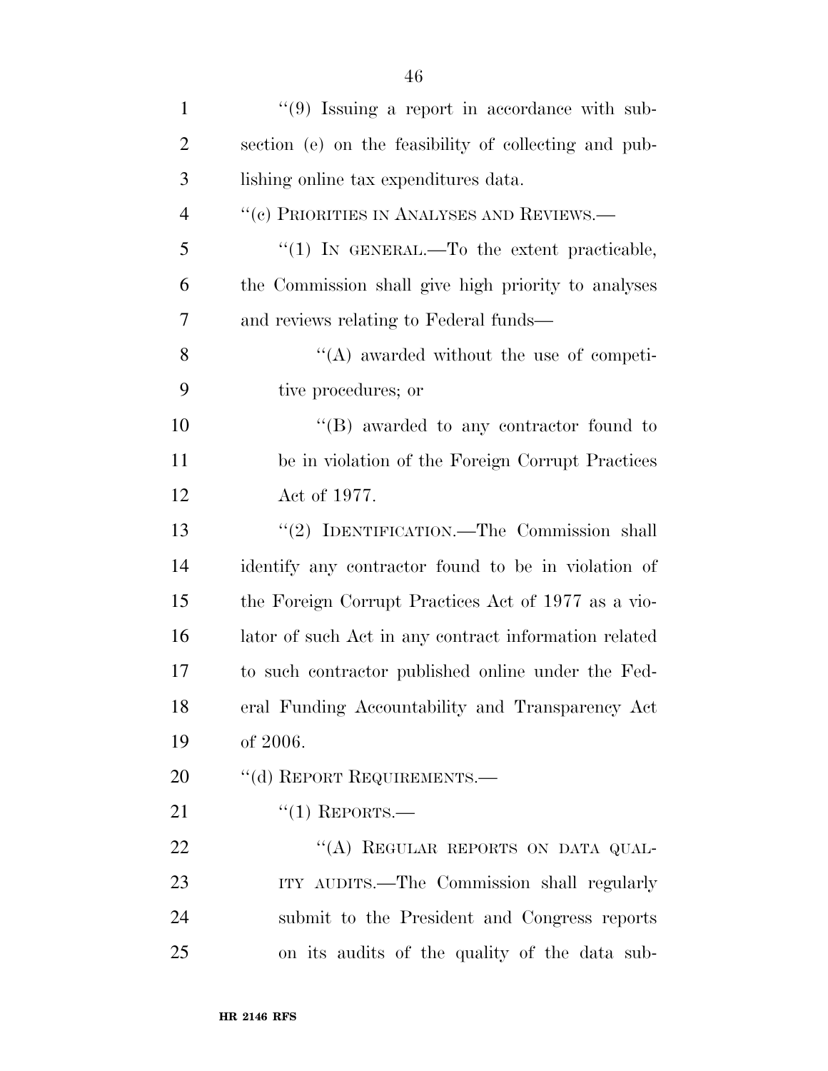''(9) Issuing a report in accordance with subsection (e) on the feasibility of collecting and publishing online tax expenditures data.

''(c) PRIORITIES IN ANALYSES AND REVIEWS.—

''(1) IN GENERAL.—To the extent practicable, the Commission shall give high priority to analyses and reviews relating to Federal funds—

''(A) awarded without the use of competitive procedures; or

''(B) awarded to any contractor found to be in violation of the Foreign Corrupt Practices Act of 1977.

''(2) IDENTIFICATION.—The Commission shall identify any contractor found to be in violation of the Foreign Corrupt Practices Act of 1977 as a violator of such Act in any contract information related to such contractor published online under the Federal Funding Accountability and Transparency Act of 2006.

''(d) REPORT REQUIREMENTS.—

''(1) REPORTS.—

''(A) REGULAR REPORTS ON DATA QUALITY AUDITS.—The Commission shall regularly submit to the President and Congress reports on its audits of the quality of the data sub-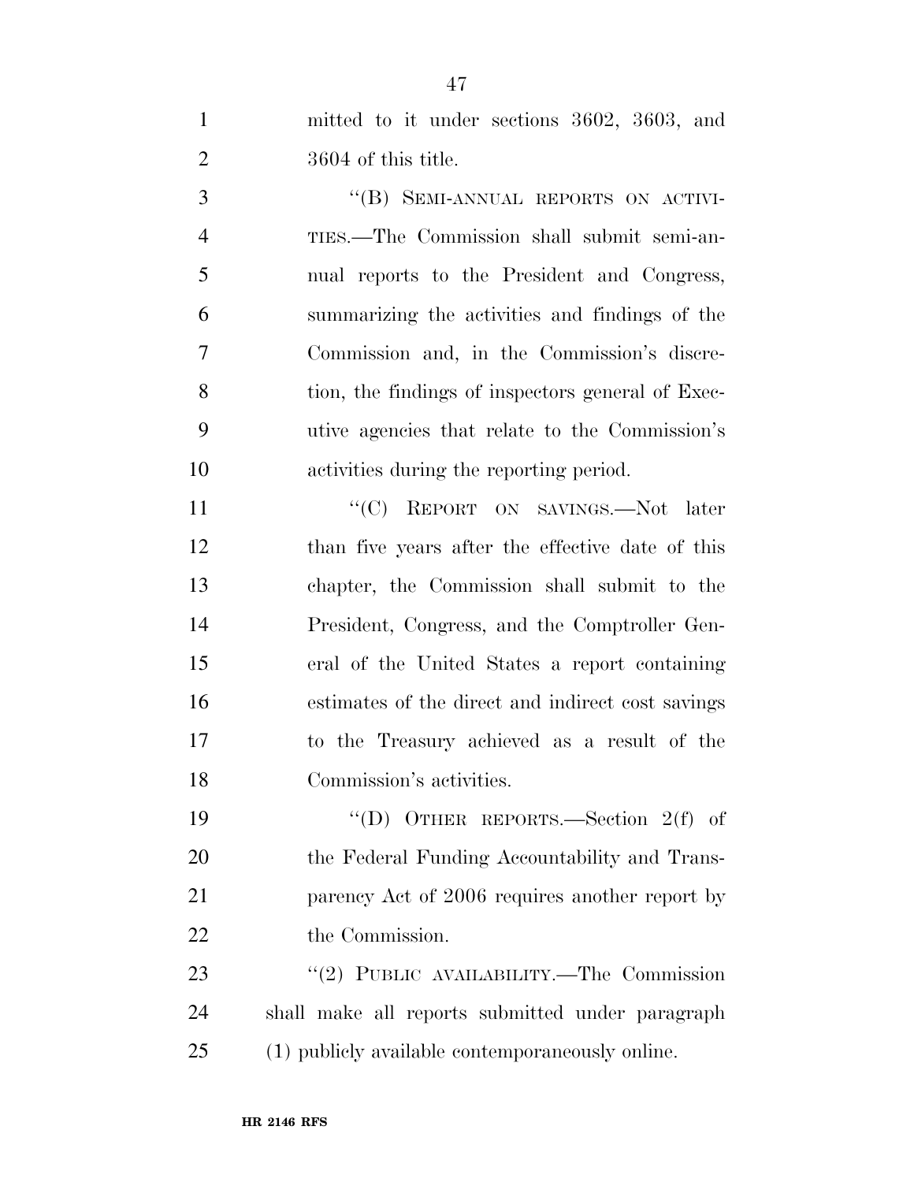mitted to it under sections 3602, 3603, and 3604 of this title.

"(B) SEMI-ANNUAL REPORTS ON ACTIVITIES.—The Commission shall submit semi-annual reports to the President and Congress, summarizing the activities and findings of the Commission and, in the Commission's discretion, the findings of inspectors general of Executive agencies that relate to the Commission's activities during the reporting period.

"(C) REPORT ON SAVINGS.—Not later than five years after the effective date of this chapter, the Commission shall submit to the President, Congress, and the Comptroller General of the United States a report containing estimates of the direct and indirect cost savings to the Treasury achieved as a result of the Commission's activities.

"(D) OTHER REPORTS.—Section 2(f) of the Federal Funding Accountability and Transparency Act of 2006 requires another report by the Commission.

"(2) PUBLIC AVAILABILITY.—The Commission shall make all reports submitted under paragraph (1) publicly available contemporaneously online.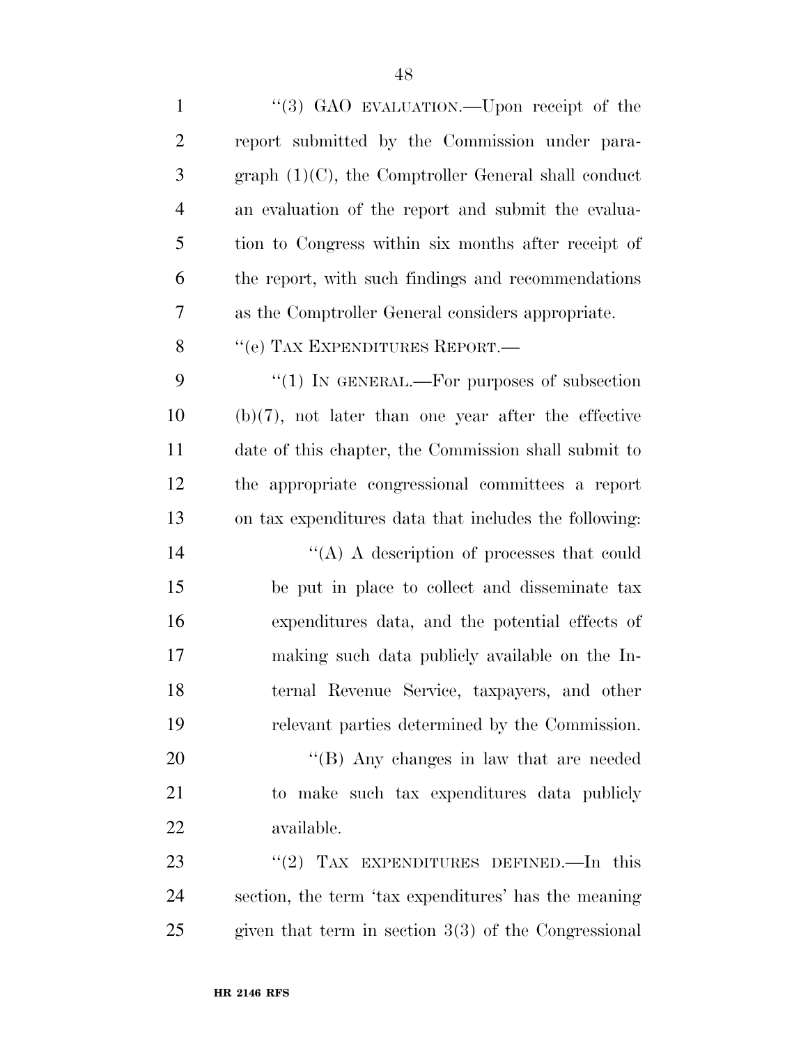"(3) GAO EVALUATION.—Upon receipt of the report submitted by the Commission under paragraph (1)(C), the Comptroller General shall conduct an evaluation of the report and submit the evaluation to Congress within six months after receipt of the report, with such findings and recommendations as the Comptroller General considers appropriate.

"(e) TAX EXPENDITURES REPORT.—

"(1) IN GENERAL.—For purposes of subsection (b)(7), not later than one year after the effective date of this chapter, the Commission shall submit to the appropriate congressional committees a report on tax expenditures data that includes the following:

"(A) A description of processes that could be put in place to collect and disseminate tax expenditures data, and the potential effects of making such data publicly available on the Internal Revenue Service, taxpayers, and other relevant parties determined by the Commission.

"(B) Any changes in law that are needed to make such tax expenditures data publicly available.

"(2) TAX EXPENDITURES DEFINED.—In this section, the term 'tax expenditures' has the meaning given that term in section 3(3) of the Congressional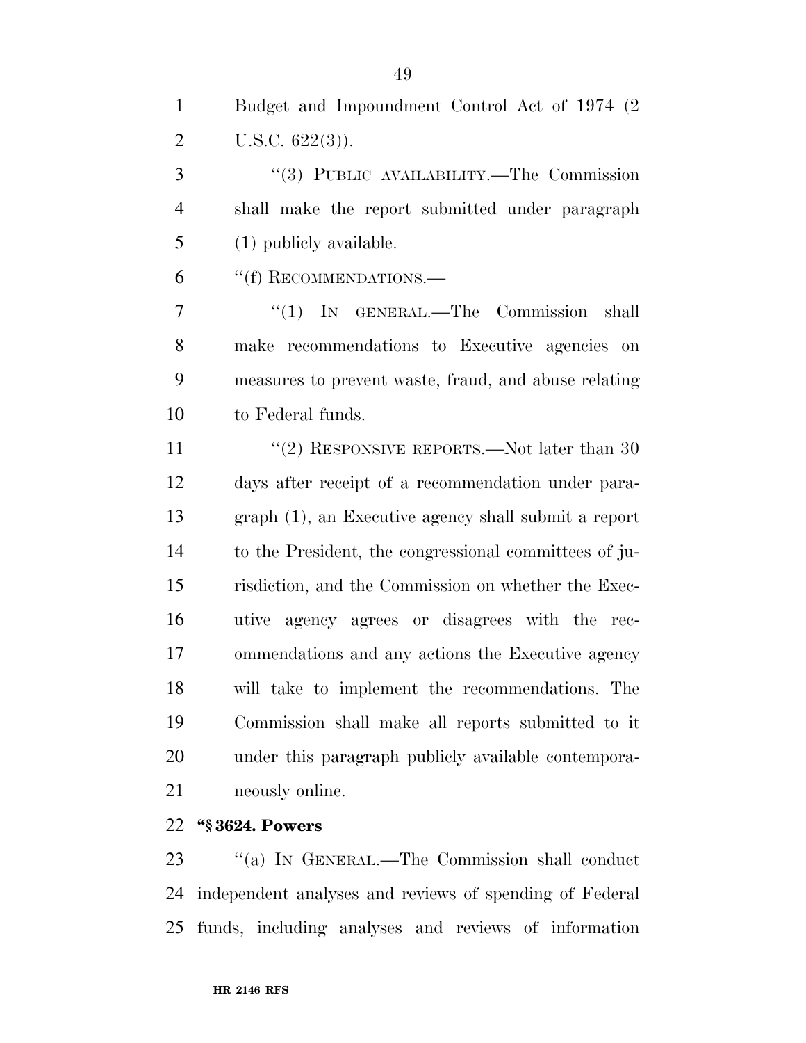Budget and Impoundment Control Act of 1974 (2 U.S.C. 622(3)).

"(3) PUBLIC AVAILABILITY.—The Commission shall make the report submitted under paragraph (1) publicly available.

"(f) RECOMMENDATIONS.—

"(1) IN GENERAL.—The Commission shall make recommendations to Executive agencies on measures to prevent waste, fraud, and abuse relating to Federal funds.

"(2) RESPONSIVE REPORTS.—Not later than 30 days after receipt of a recommendation under paragraph (1), an Executive agency shall submit a report to the President, the congressional committees of jurisdiction, and the Commission on whether the Executive agency agrees or disagrees with the recommendations and any actions the Executive agency will take to implement the recommendations. The Commission shall make all reports submitted to it under this paragraph publicly available contemporaneously online.

**"§ 3624. Powers**

"(a) IN GENERAL.—The Commission shall conduct independent analyses and reviews of spending of Federal funds, including analyses and reviews of information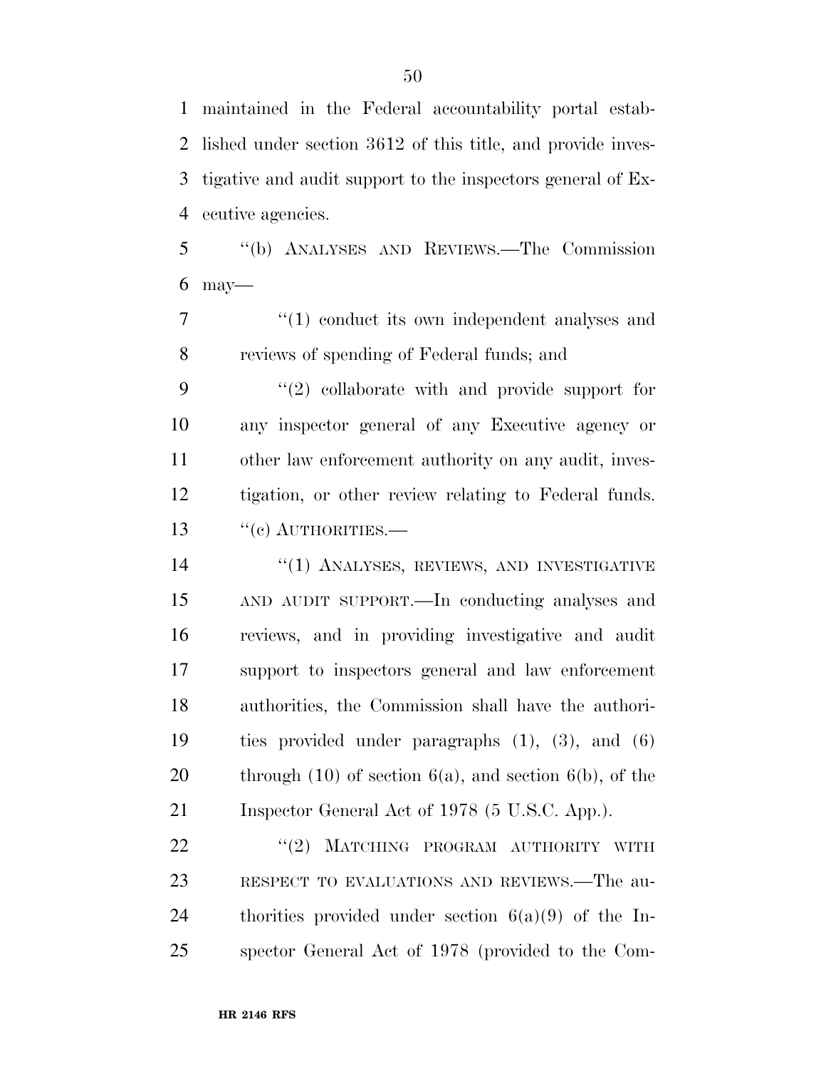maintained in the Federal accountability portal established under section 3612 of this title, and provide investigative and audit support to the inspectors general of Executive agencies.

"(b) ANALYSES AND REVIEWS.—The Commission may—

"(1) conduct its own independent analyses and reviews of spending of Federal funds; and

"(2) collaborate with and provide support for any inspector general of any Executive agency or other law enforcement authority on any audit, investigation, or other review relating to Federal funds.

"(c) AUTHORITIES.—

"(1) ANALYSES, REVIEWS, AND INVESTIGATIVE AND AUDIT SUPPORT.—In conducting analyses and reviews, and in providing investigative and audit support to inspectors general and law enforcement authorities, the Commission shall have the authorities provided under paragraphs (1), (3), and (6) through (10) of section 6(a), and section 6(b), of the Inspector General Act of 1978 (5 U.S.C. App.).

"(2) MATCHING PROGRAM AUTHORITY WITH RESPECT TO EVALUATIONS AND REVIEWS.—The authorities provided under section 6(a)(9) of the Inspector General Act of 1978 (provided to the Com-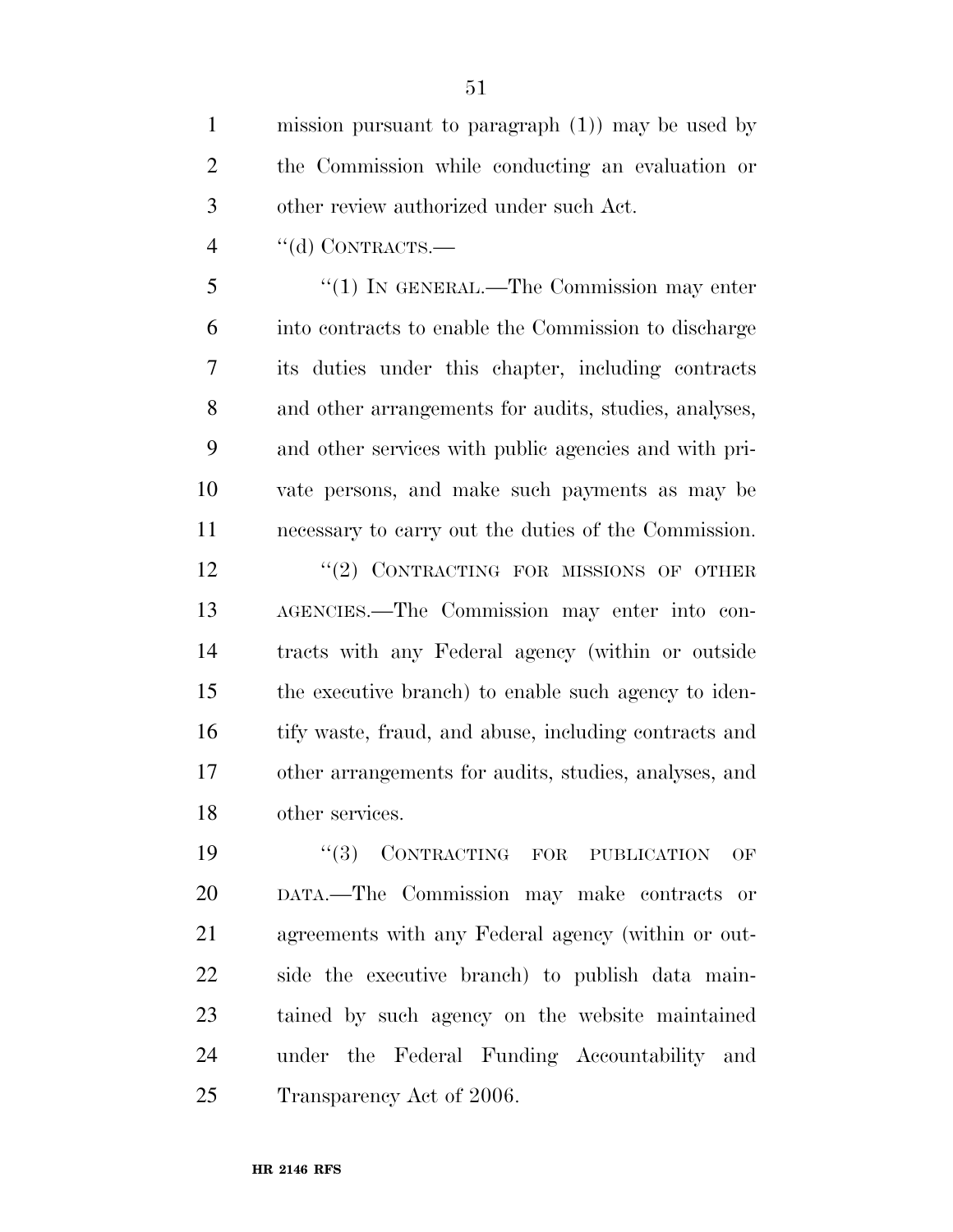mission pursuant to paragraph (1)) may be used by the Commission while conducting an evaluation or other review authorized under such Act.

"(d) CONTRACTS.—

"(1) IN GENERAL.—The Commission may enter into contracts to enable the Commission to discharge its duties under this chapter, including contracts and other arrangements for audits, studies, analyses, and other services with public agencies and with private persons, and make such payments as may be necessary to carry out the duties of the Commission.

"(2) CONTRACTING FOR MISSIONS OF OTHER AGENCIES.—The Commission may enter into contracts with any Federal agency (within or outside the executive branch) to enable such agency to identify waste, fraud, and abuse, including contracts and other arrangements for audits, studies, analyses, and other services.

"(3) CONTRACTING FOR PUBLICATION OF DATA.—The Commission may make contracts or agreements with any Federal agency (within or outside the executive branch) to publish data maintained by such agency on the website maintained under the Federal Funding Accountability and Transparency Act of 2006.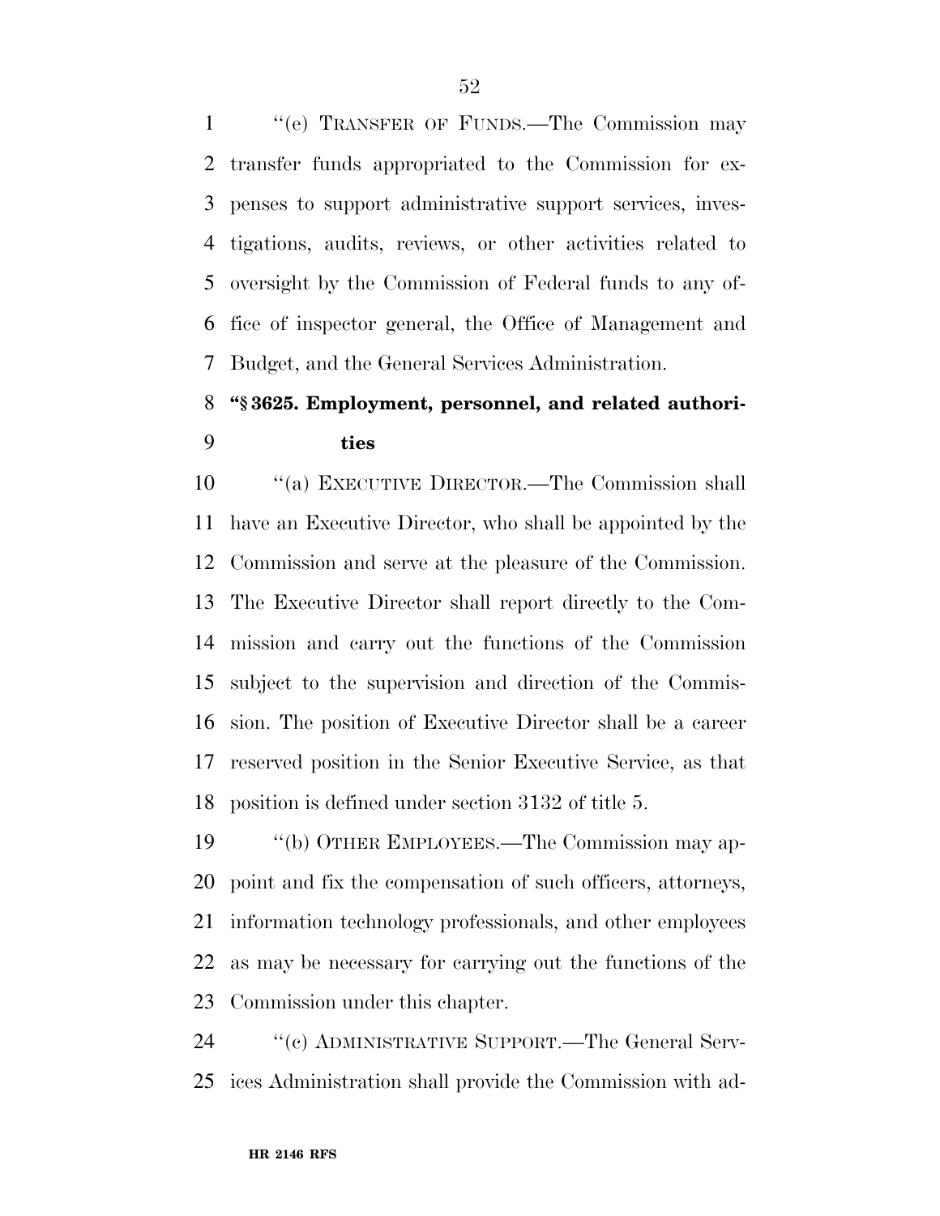''(e) TRANSFER OF FUNDS.—The Commission may transfer funds appropriated to the Commission for expenses to support administrative support services, investigations, audits, reviews, or other activities related to oversight by the Commission of Federal funds to any office of inspector general, the Office of Management and Budget, and the General Services Administration.

**''§ 3625. Employment, personnel, and related authorities**

''(a) EXECUTIVE DIRECTOR.—The Commission shall have an Executive Director, who shall be appointed by the Commission and serve at the pleasure of the Commission. The Executive Director shall report directly to the Commission and carry out the functions of the Commission subject to the supervision and direction of the Commission. The position of Executive Director shall be a career reserved position in the Senior Executive Service, as that position is defined under section 3132 of title 5.

''(b) OTHER EMPLOYEES.—The Commission may appoint and fix the compensation of such officers, attorneys, information technology professionals, and other employees as may be necessary for carrying out the functions of the Commission under this chapter.

''(c) ADMINISTRATIVE SUPPORT.—The General Services Administration shall provide the Commission with ad-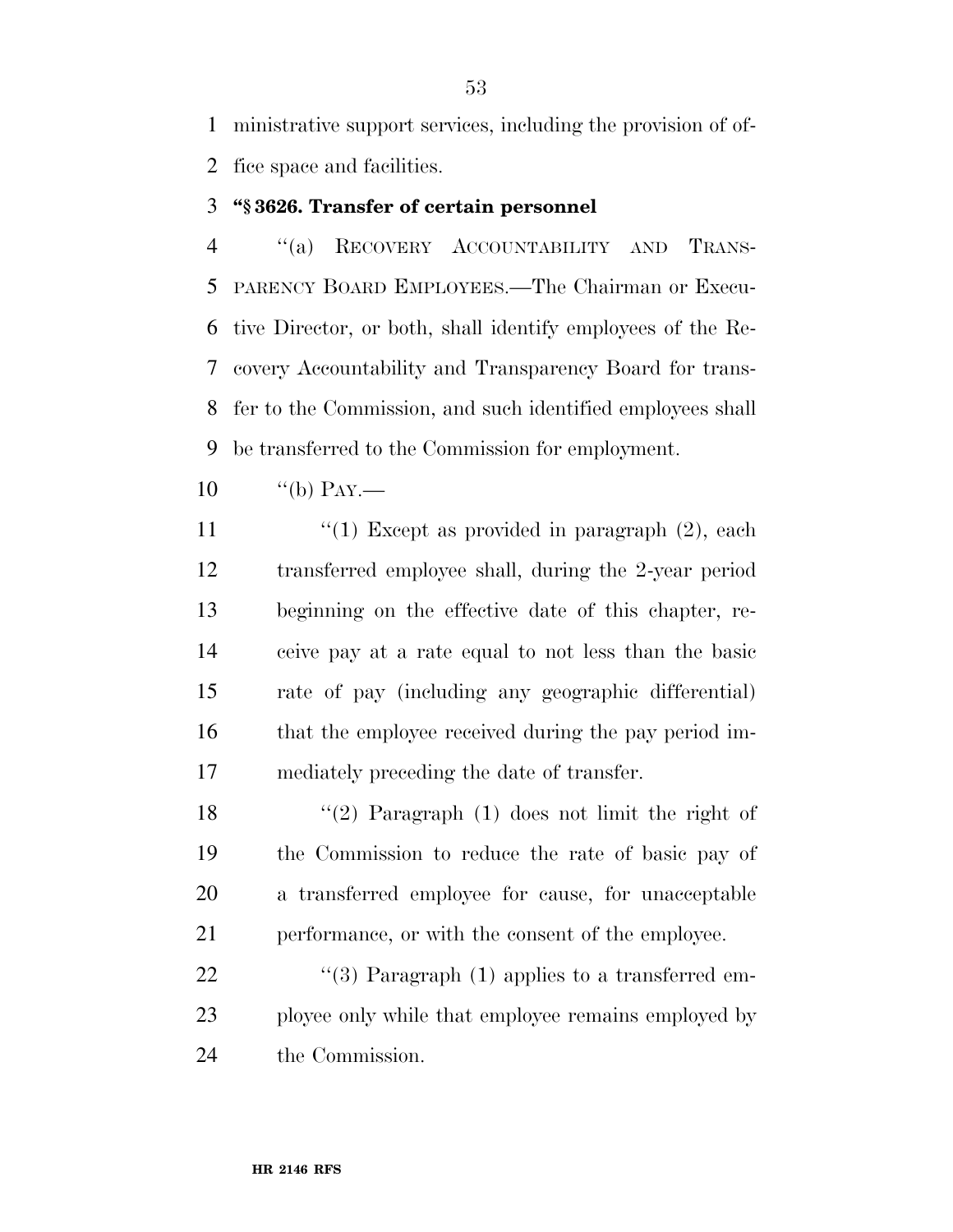ministrative support services, including the provision of office space and facilities.

**"§ 3626. Transfer of certain personnel**

"(a) RECOVERY ACCOUNTABILITY AND TRANSPARENCY BOARD EMPLOYEES.—The Chairman or Executive Director, or both, shall identify employees of the Recovery Accountability and Transparency Board for transfer to the Commission, and such identified employees shall be transferred to the Commission for employment.

"(b) PAY.—

"(1) Except as provided in paragraph (2), each transferred employee shall, during the 2-year period beginning on the effective date of this chapter, receive pay at a rate equal to not less than the basic rate of pay (including any geographic differential) that the employee received during the pay period immediately preceding the date of transfer.

"(2) Paragraph (1) does not limit the right of the Commission to reduce the rate of basic pay of a transferred employee for cause, for unacceptable performance, or with the consent of the employee.

"(3) Paragraph (1) applies to a transferred employee only while that employee remains employed by the Commission.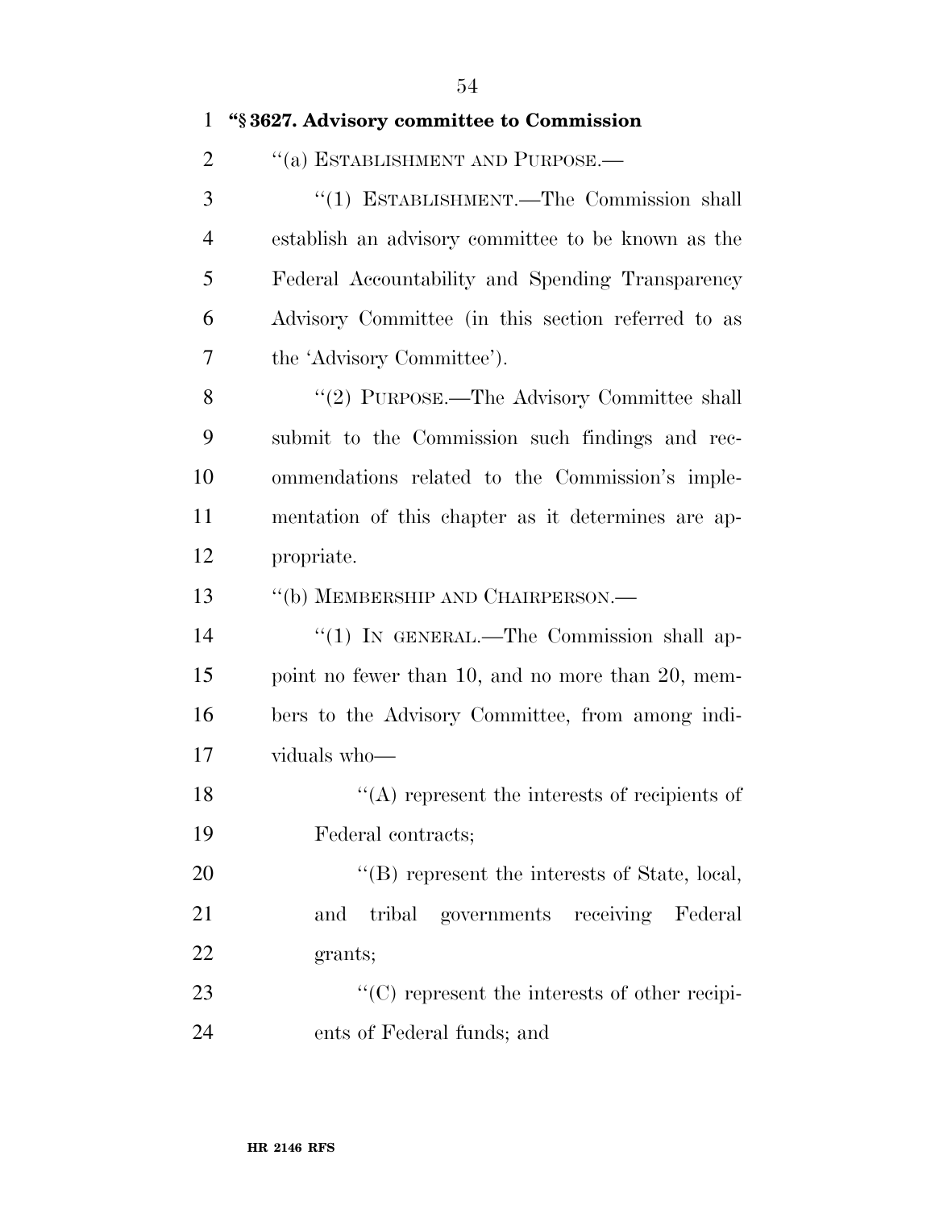**"§ 3627. Advisory committee to Commission**

"(a) ESTABLISHMENT AND PURPOSE.—

"(1) ESTABLISHMENT.—The Commission shall establish an advisory committee to be known as the Federal Accountability and Spending Transparency Advisory Committee (in this section referred to as the 'Advisory Committee').

"(2) PURPOSE.—The Advisory Committee shall submit to the Commission such findings and recommendations related to the Commission's implementation of this chapter as it determines are appropriate.

"(b) MEMBERSHIP AND CHAIRPERSON.—

"(1) IN GENERAL.—The Commission shall appoint no fewer than 10, and no more than 20, members to the Advisory Committee, from among individuals who—

"(A) represent the interests of recipients of Federal contracts;

"(B) represent the interests of State, local, and tribal governments receiving Federal grants;

"(C) represent the interests of other recipients of Federal funds; and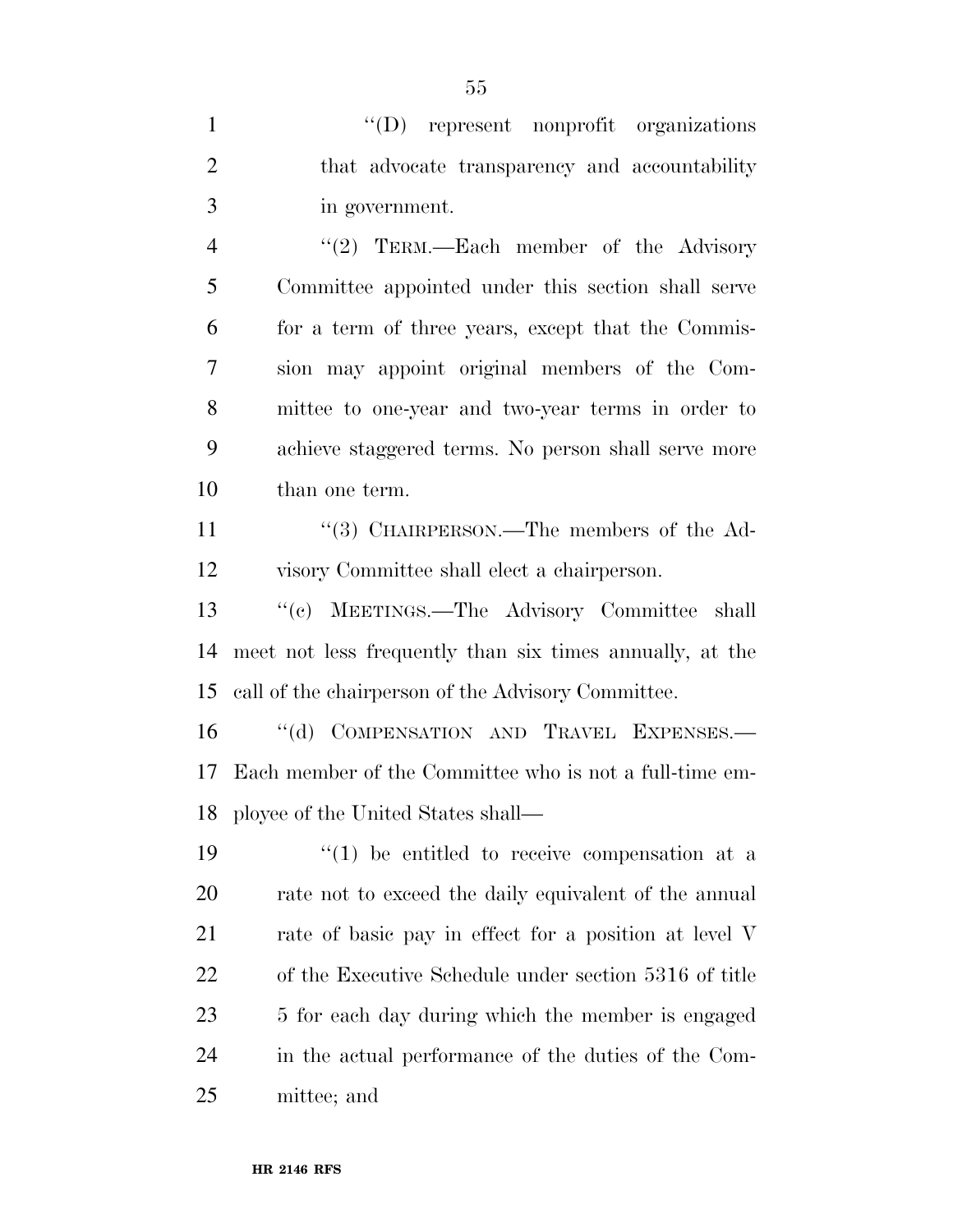"(D) represent nonprofit organizations that advocate transparency and accountability in government.

"(2) TERM.—Each member of the Advisory Committee appointed under this section shall serve for a term of three years, except that the Commission may appoint original members of the Committee to one-year and two-year terms in order to achieve staggered terms. No person shall serve more than one term.

"(3) CHAIRPERSON.—The members of the Advisory Committee shall elect a chairperson.

"(c) MEETINGS.—The Advisory Committee shall meet not less frequently than six times annually, at the call of the chairperson of the Advisory Committee.

"(d) COMPENSATION AND TRAVEL EXPENSES.—Each member of the Committee who is not a full-time employee of the United States shall—

"(1) be entitled to receive compensation at a rate not to exceed the daily equivalent of the annual rate of basic pay in effect for a position at level V of the Executive Schedule under section 5316 of title 5 for each day during which the member is engaged in the actual performance of the duties of the Committee; and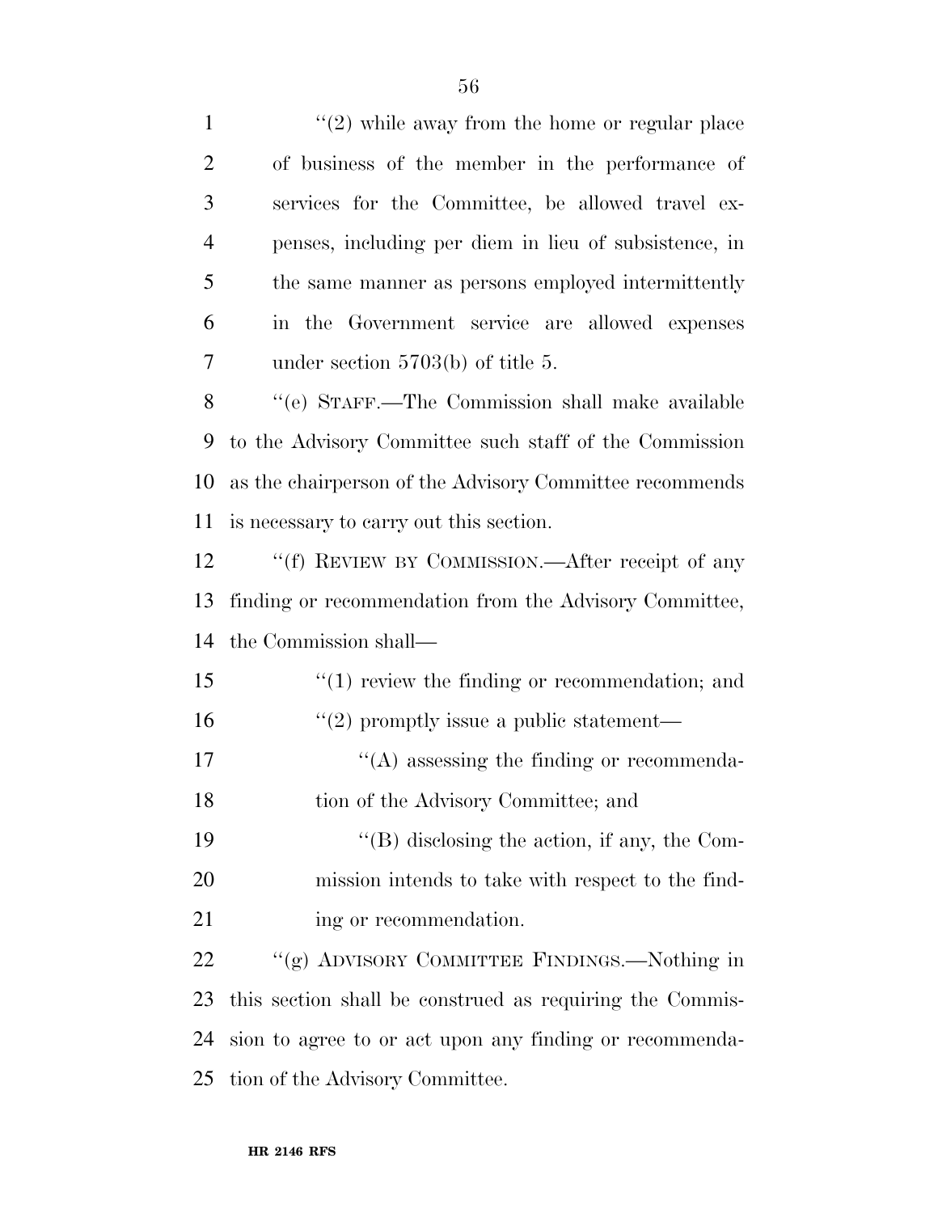''(2) while away from the home or regular place of business of the member in the performance of services for the Committee, be allowed travel expenses, including per diem in lieu of subsistence, in the same manner as persons employed intermittently in the Government service are allowed expenses under section 5703(b) of title 5.

''(e) STAFF.—The Commission shall make available to the Advisory Committee such staff of the Commission as the chairperson of the Advisory Committee recommends is necessary to carry out this section.

''(f) REVIEW BY COMMISSION.—After receipt of any finding or recommendation from the Advisory Committee, the Commission shall—

''(1) review the finding or recommendation; and

''(2) promptly issue a public statement—

''(A) assessing the finding or recommendation of the Advisory Committee; and

''(B) disclosing the action, if any, the Commission intends to take with respect to the finding or recommendation.

''(g) ADVISORY COMMITTEE FINDINGS.—Nothing in this section shall be construed as requiring the Commission to agree to or act upon any finding or recommendation of the Advisory Committee.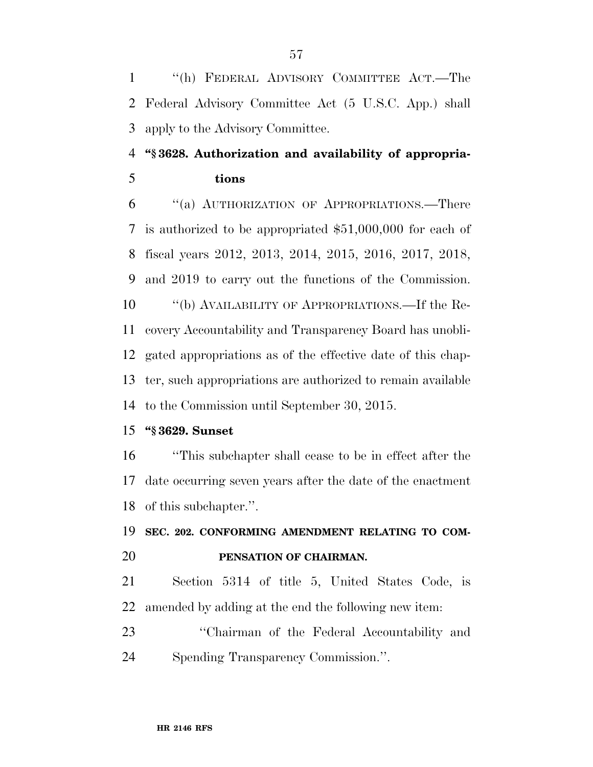"(h) FEDERAL ADVISORY COMMITTEE ACT.—The Federal Advisory Committee Act (5 U.S.C. App.) shall apply to the Advisory Committee.

**"§ 3628. Authorization and availability of appropriations**

"(a) AUTHORIZATION OF APPROPRIATIONS.—There is authorized to be appropriated $51,000,000 for each of fiscal years 2012, 2013, 2014, 2015, 2016, 2017, 2018, and 2019 to carry out the functions of the Commission.

"(b) AVAILABILITY OF APPROPRIATIONS.—If the Recovery Accountability and Transparency Board has unobligated appropriations as of the effective date of this chapter, such appropriations are authorized to remain available to the Commission until September 30, 2015.

**"§ 3629. Sunset**

"This subchapter shall cease to be in effect after the date occurring seven years after the date of the enactment of this subchapter.".

**SEC. 202. CONFORMING AMENDMENT RELATING TO COMPENSATION OF CHAIRMAN.**

Section 5314 of title 5, United States Code, is amended by adding at the end the following new item:

"Chairman of the Federal Accountability and Spending Transparency Commission.".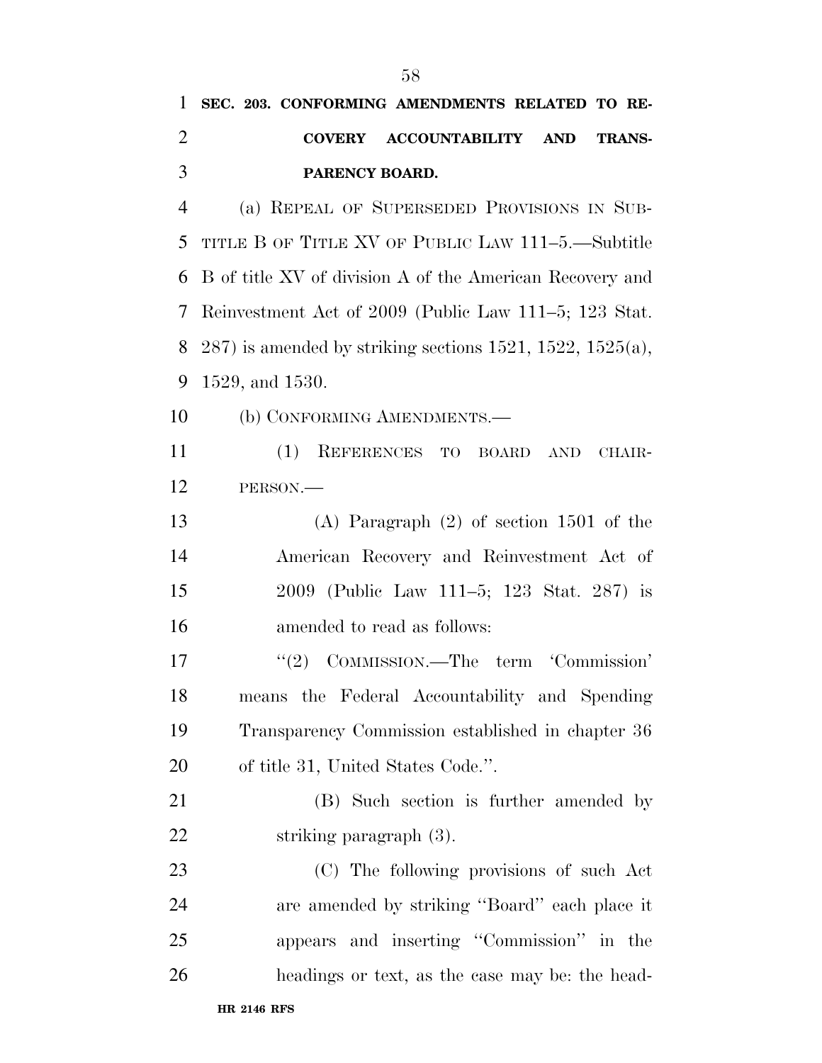**SEC. 203. CONFORMING AMENDMENTS RELATED TO RECOVERY ACCOUNTABILITY AND TRANSPARENCY BOARD.**

(a) REPEAL OF SUPERSEDED PROVISIONS IN SUBTITLE B OF TITLE XV OF PUBLIC LAW 111–5.—Subtitle B of title XV of division A of the American Recovery and Reinvestment Act of 2009 (Public Law 111–5; 123 Stat. 287) is amended by striking sections 1521, 1522, 1525(a), 1529, and 1530.

(b) CONFORMING AMENDMENTS.—

(1) REFERENCES TO BOARD AND CHAIRPERSON.—

(A) Paragraph (2) of section 1501 of the American Recovery and Reinvestment Act of 2009 (Public Law 111–5; 123 Stat. 287) is amended to read as follows:

''(2) COMMISSION.—The term 'Commission' means the Federal Accountability and Spending Transparency Commission established in chapter 36 of title 31, United States Code.''.

(B) Such section is further amended by striking paragraph (3).

(C) The following provisions of such Act are amended by striking ''Board'' each place it appears and inserting ''Commission'' in the headings or text, as the case may be: the head-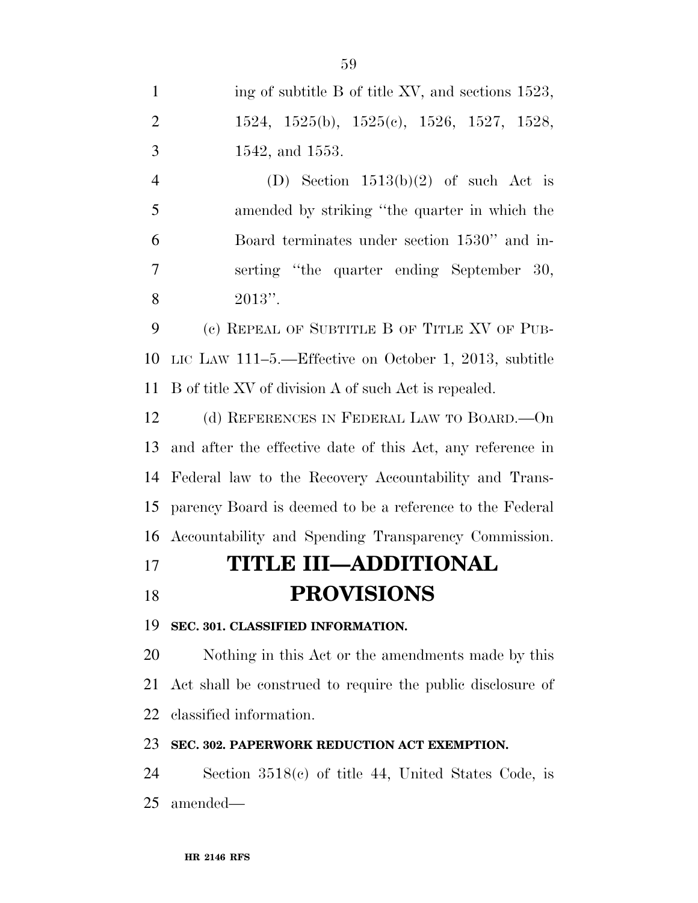ing of subtitle B of title XV, and sections 1523, 1524, 1525(b), 1525(c), 1526, 1527, 1528, 1542, and 1553.

(D) Section 1513(b)(2) of such Act is amended by striking ''the quarter in which the Board terminates under section 1530'' and inserting ''the quarter ending September 30, 2013''.

(c) REPEAL OF SUBTITLE B OF TITLE XV OF PUBLIC LAW 111–5.—Effective on October 1, 2013, subtitle B of title XV of division A of such Act is repealed.

(d) REFERENCES IN FEDERAL LAW TO BOARD.—On and after the effective date of this Act, any reference in Federal law to the Recovery Accountability and Transparency Board is deemed to be a reference to the Federal Accountability and Spending Transparency Commission.

# TITLE III—ADDITIONAL PROVISIONS

**SEC. 301. CLASSIFIED INFORMATION.**

Nothing in this Act or the amendments made by this Act shall be construed to require the public disclosure of classified information.

**SEC. 302. PAPERWORK REDUCTION ACT EXEMPTION.**

Section 3518(c) of title 44, United States Code, is amended—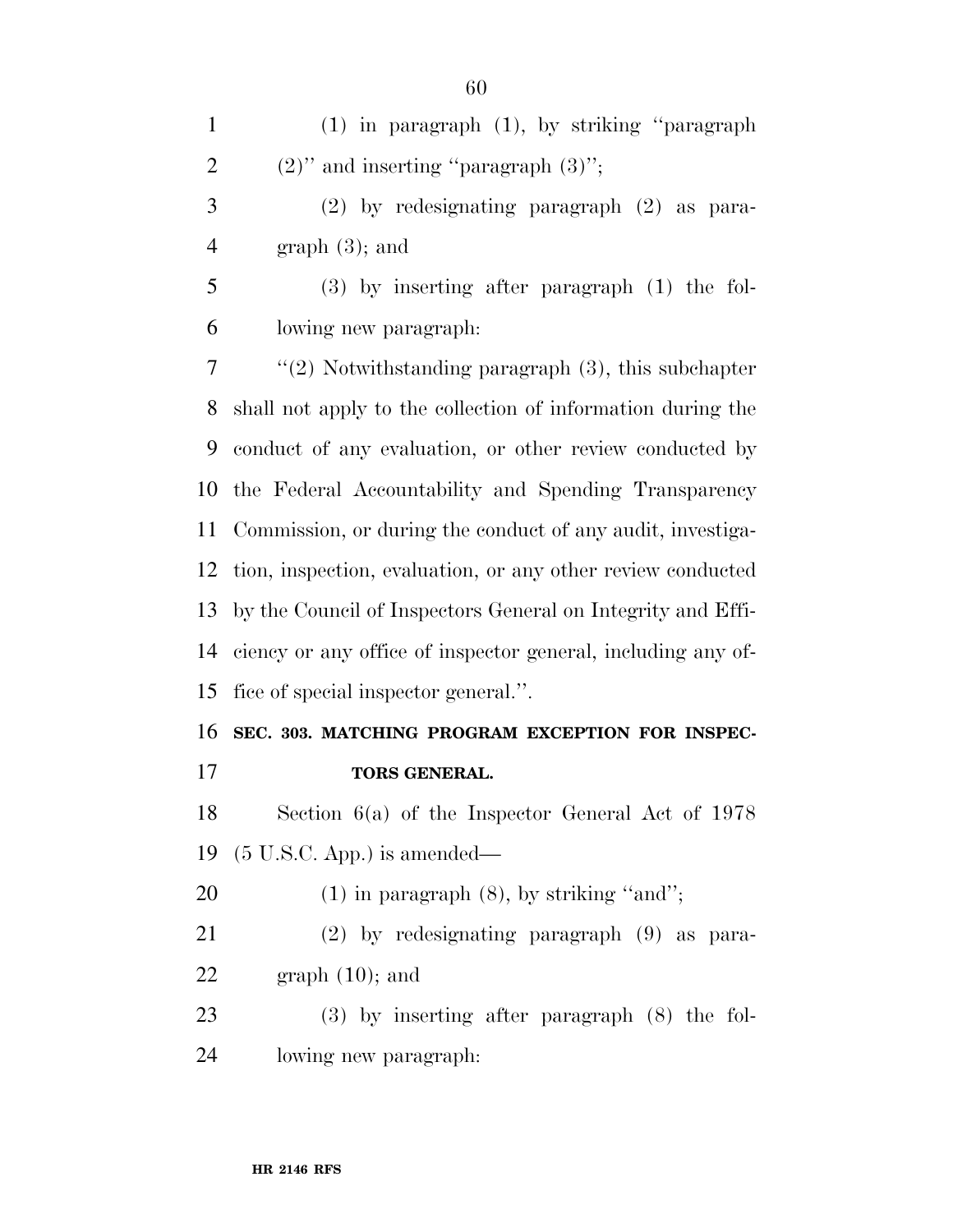(1) in paragraph (1), by striking "paragraph (2)" and inserting "paragraph (3)";

(2) by redesignating paragraph (2) as paragraph (3); and

(3) by inserting after paragraph (1) the following new paragraph:

"(2) Notwithstanding paragraph (3), this subchapter shall not apply to the collection of information during the conduct of any evaluation, or other review conducted by the Federal Accountability and Spending Transparency Commission, or during the conduct of any audit, investigation, inspection, evaluation, or any other review conducted by the Council of Inspectors General on Integrity and Efficiency or any office of inspector general, including any office of special inspector general.".

**SEC. 303. MATCHING PROGRAM EXCEPTION FOR INSPECTORS GENERAL.**

Section 6(a) of the Inspector General Act of 1978 (5 U.S.C. App.) is amended—

(1) in paragraph (8), by striking "and";

(2) by redesignating paragraph (9) as paragraph (10); and

(3) by inserting after paragraph (8) the following new paragraph: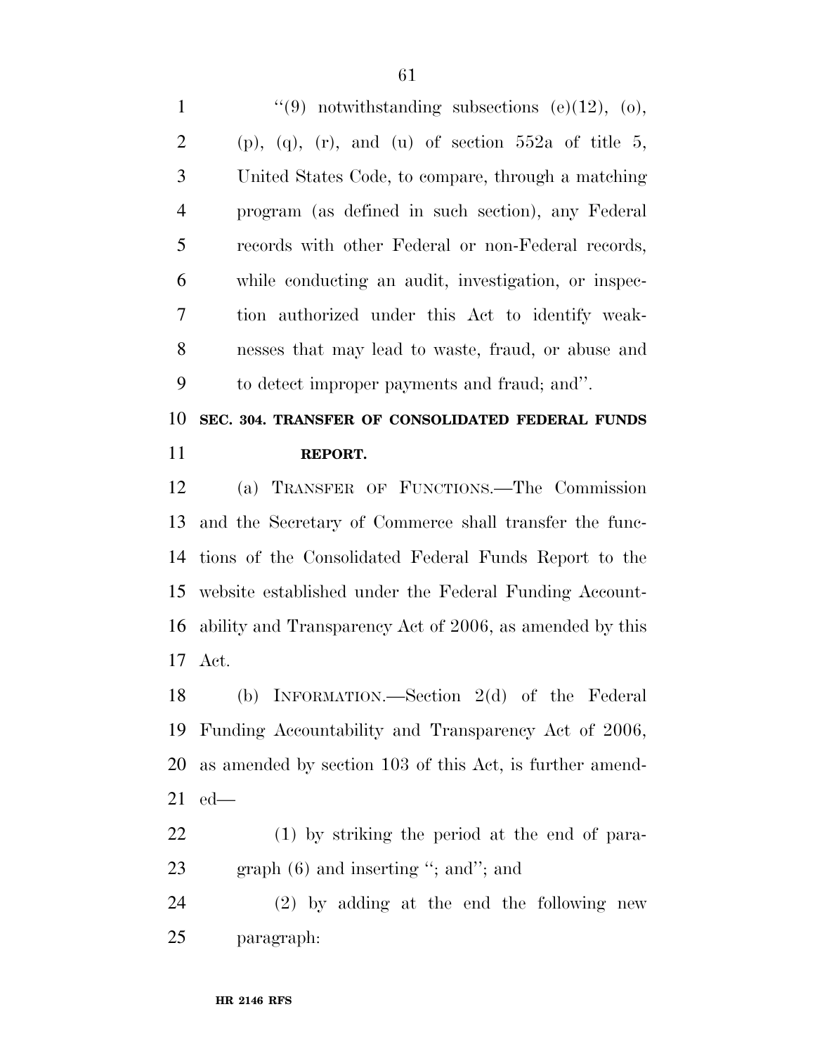"(9) notwithstanding subsections (e)(12), (o), (p), (q), (r), and (u) of section 552a of title 5, United States Code, to compare, through a matching program (as defined in such section), any Federal records with other Federal or non-Federal records, while conducting an audit, investigation, or inspection authorized under this Act to identify weaknesses that may lead to waste, fraud, or abuse and to detect improper payments and fraud; and".

**SEC. 304. TRANSFER OF CONSOLIDATED FEDERAL FUNDS REPORT.**

(a) TRANSFER OF FUNCTIONS.—The Commission and the Secretary of Commerce shall transfer the functions of the Consolidated Federal Funds Report to the website established under the Federal Funding Accountability and Transparency Act of 2006, as amended by this Act.

(b) INFORMATION.—Section 2(d) of the Federal Funding Accountability and Transparency Act of 2006, as amended by section 103 of this Act, is further amended—

(1) by striking the period at the end of paragraph (6) and inserting "; and"; and

(2) by adding at the end the following new paragraph: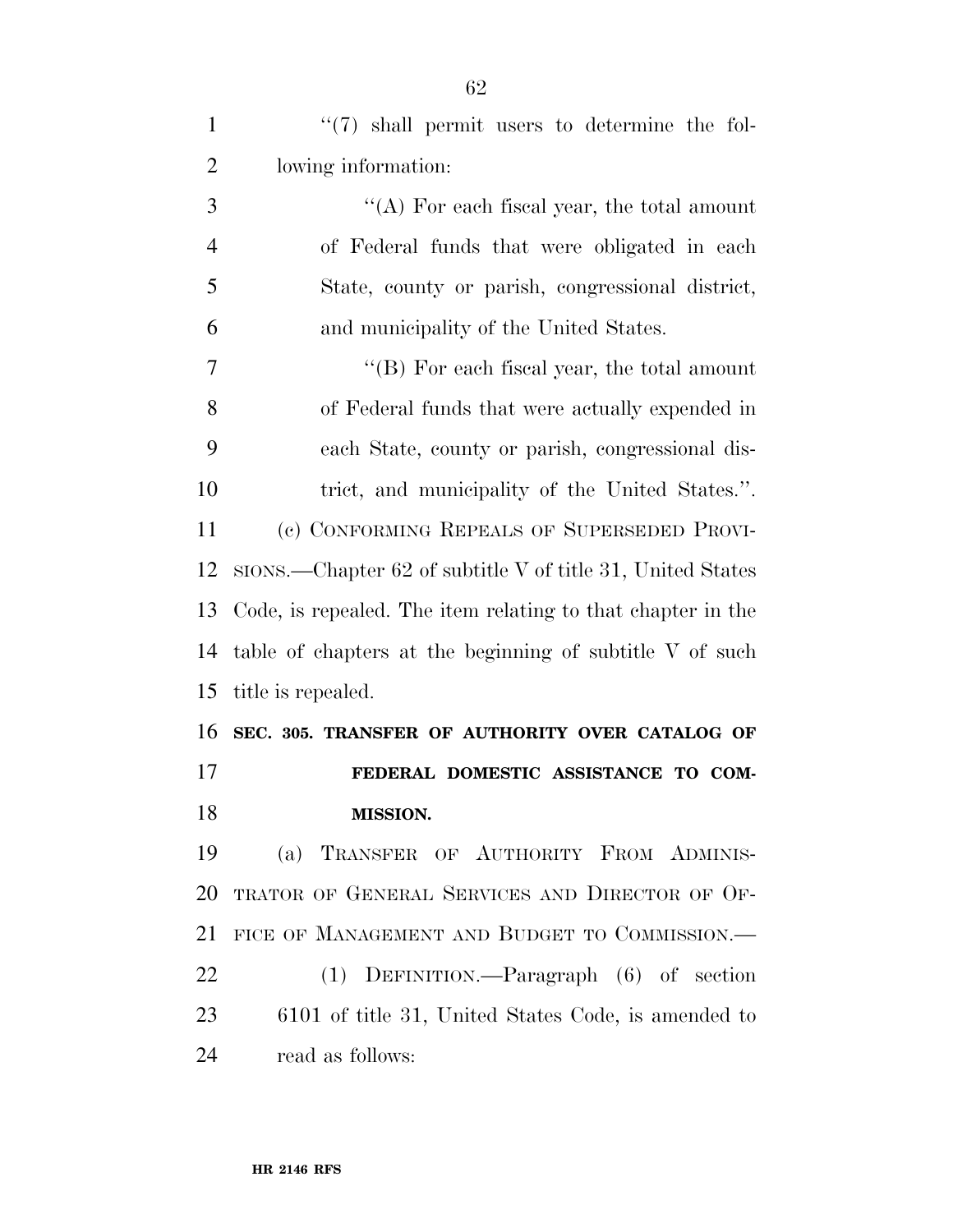''(7) shall permit users to determine the following information:

''(A) For each fiscal year, the total amount of Federal funds that were obligated in each State, county or parish, congressional district, and municipality of the United States.

''(B) For each fiscal year, the total amount of Federal funds that were actually expended in each State, county or parish, congressional district, and municipality of the United States.''.

(c) CONFORMING REPEALS OF SUPERSEDED PROVISIONS.—Chapter 62 of subtitle V of title 31, United States Code, is repealed. The item relating to that chapter in the table of chapters at the beginning of subtitle V of such title is repealed.

**SEC. 305. TRANSFER OF AUTHORITY OVER CATALOG OF FEDERAL DOMESTIC ASSISTANCE TO COMMISSION.**

(a) TRANSFER OF AUTHORITY FROM ADMINISTRATOR OF GENERAL SERVICES AND DIRECTOR OF OFFICE OF MANAGEMENT AND BUDGET TO COMMISSION.—

(1) DEFINITION.—Paragraph (6) of section 6101 of title 31, United States Code, is amended to read as follows: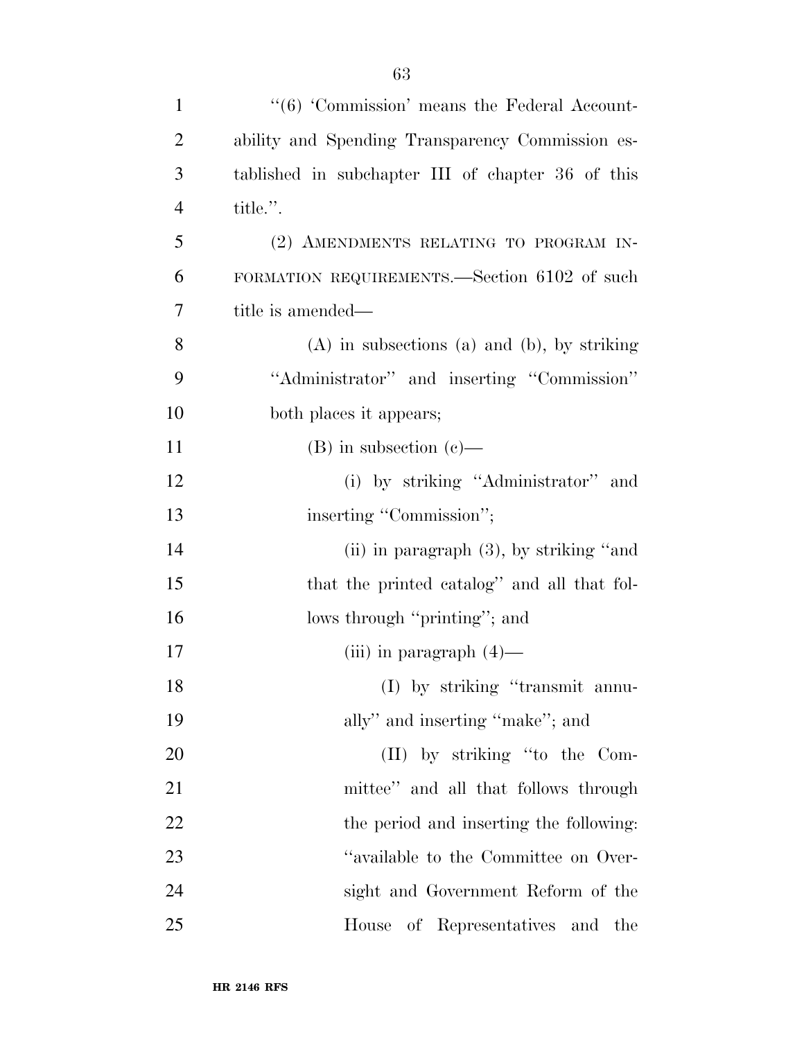''(6) 'Commission' means the Federal Accountability and Spending Transparency Commission established in subchapter III of chapter 36 of this title.''.

(2) AMENDMENTS RELATING TO PROGRAM INFORMATION REQUIREMENTS.—Section 6102 of such title is amended—

(A) in subsections (a) and (b), by striking ''Administrator'' and inserting ''Commission'' both places it appears;

(B) in subsection (c)—

(i) by striking ''Administrator'' and inserting ''Commission'';

(ii) in paragraph (3), by striking ''and that the printed catalog'' and all that follows through ''printing''; and

(iii) in paragraph (4)—

(I) by striking ''transmit annually'' and inserting ''make''; and

(II) by striking ''to the Committee'' and all that follows through the period and inserting the following: ''available to the Committee on Oversight and Government Reform of the House of Representatives and the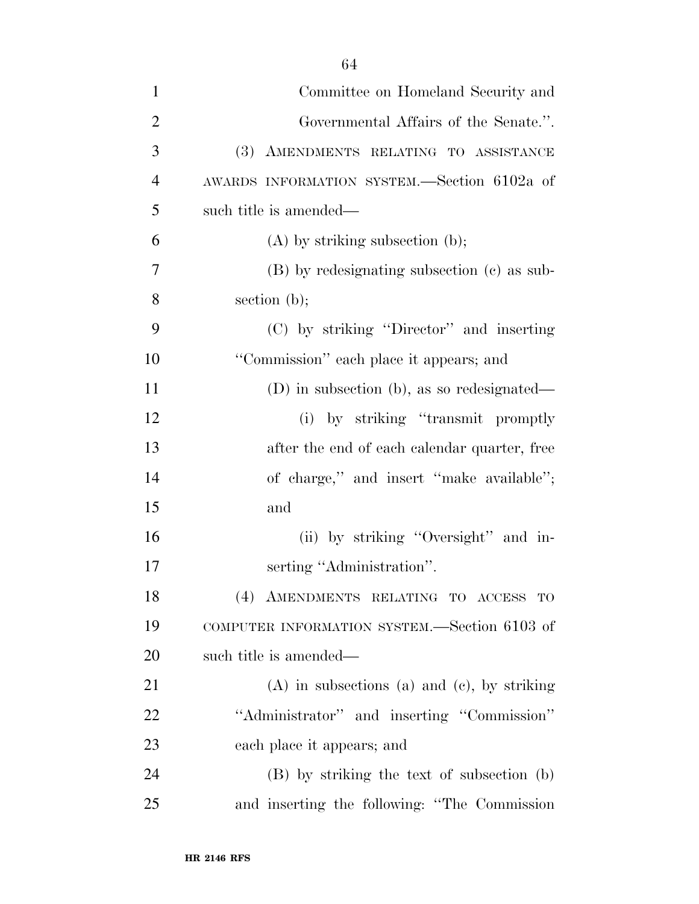Committee on Homeland Security and Governmental Affairs of the Senate.''.

(3) AMENDMENTS RELATING TO ASSISTANCE AWARDS INFORMATION SYSTEM.—Section 6102a of such title is amended—

(A) by striking subsection (b);

(B) by redesignating subsection (c) as subsection (b);

(C) by striking ''Director'' and inserting ''Commission'' each place it appears; and

(D) in subsection (b), as so redesignated—

(i) by striking ''transmit promptly after the end of each calendar quarter, free of charge,'' and insert ''make available''; and

(ii) by striking ''Oversight'' and inserting ''Administration''.

(4) AMENDMENTS RELATING TO ACCESS TO COMPUTER INFORMATION SYSTEM.—Section 6103 of such title is amended—

(A) in subsections (a) and (c), by striking ''Administrator'' and inserting ''Commission'' each place it appears; and

(B) by striking the text of subsection (b) and inserting the following: ''The Commission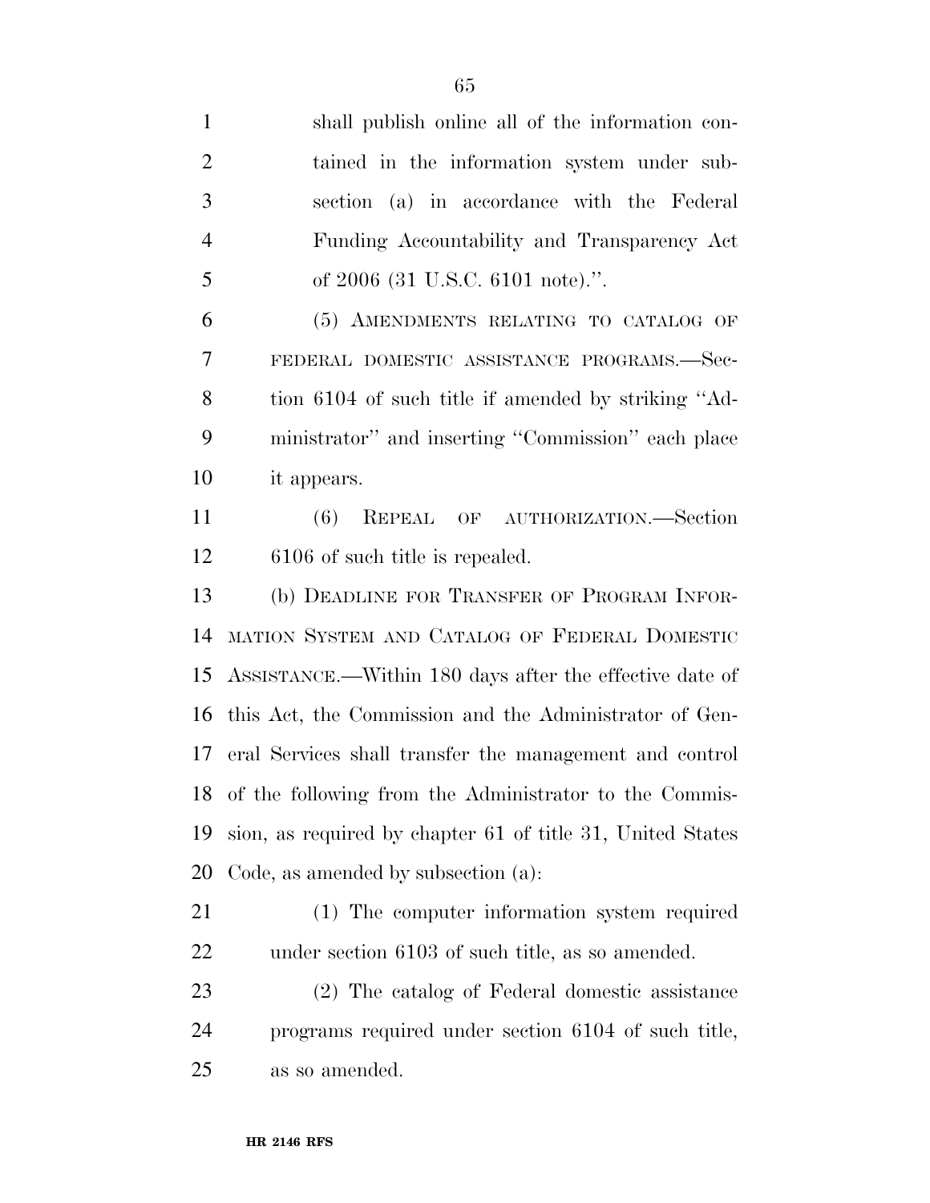shall publish online all of the information contained in the information system under subsection (a) in accordance with the Federal Funding Accountability and Transparency Act of 2006 (31 U.S.C. 6101 note).''.

(5) AMENDMENTS RELATING TO CATALOG OF FEDERAL DOMESTIC ASSISTANCE PROGRAMS.—Section 6104 of such title if amended by striking ''Administrator'' and inserting ''Commission'' each place it appears.

(6) REPEAL OF AUTHORIZATION.—Section 6106 of such title is repealed.

(b) DEADLINE FOR TRANSFER OF PROGRAM INFORMATION SYSTEM AND CATALOG OF FEDERAL DOMESTIC ASSISTANCE.—Within 180 days after the effective date of this Act, the Commission and the Administrator of General Services shall transfer the management and control of the following from the Administrator to the Commission, as required by chapter 61 of title 31, United States Code, as amended by subsection (a):

(1) The computer information system required under section 6103 of such title, as so amended.

(2) The catalog of Federal domestic assistance programs required under section 6104 of such title, as so amended.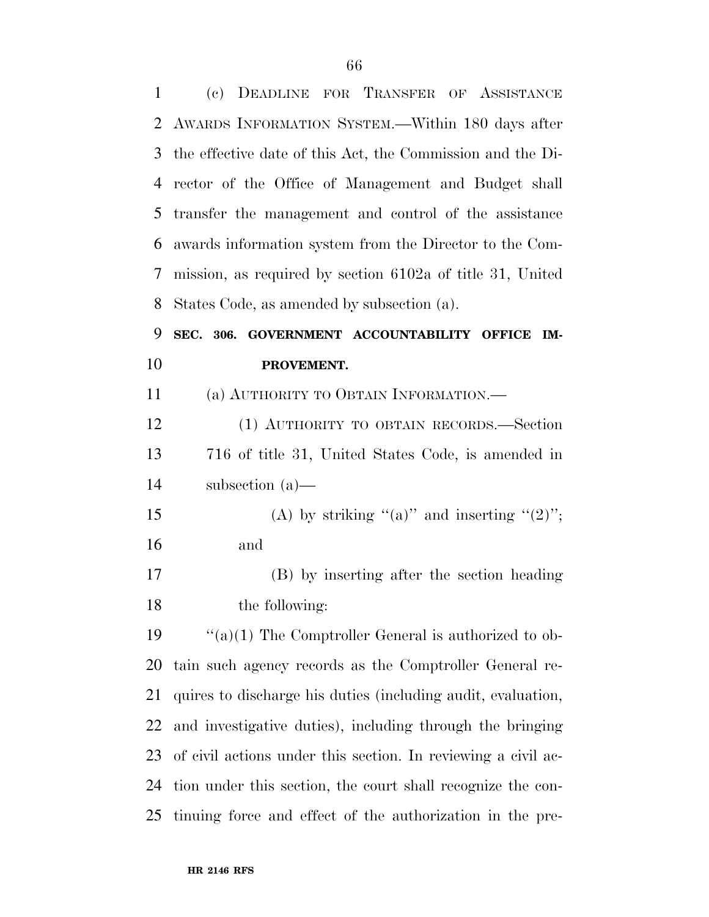(c) DEADLINE FOR TRANSFER OF ASSISTANCE AWARDS INFORMATION SYSTEM.—Within 180 days after the effective date of this Act, the Commission and the Director of the Office of Management and Budget shall transfer the management and control of the assistance awards information system from the Director to the Commission, as required by section 6102a of title 31, United States Code, as amended by subsection (a).

**SEC. 306. GOVERNMENT ACCOUNTABILITY OFFICE IMPROVEMENT.**

(a) AUTHORITY TO OBTAIN INFORMATION.—

(1) AUTHORITY TO OBTAIN RECORDS.—Section 716 of title 31, United States Code, is amended in subsection (a)—

(A) by striking "(a)" and inserting "(2)"; and

(B) by inserting after the section heading the following:

"(a)(1) The Comptroller General is authorized to obtain such agency records as the Comptroller General requires to discharge his duties (including audit, evaluation, and investigative duties), including through the bringing of civil actions under this section. In reviewing a civil action under this section, the court shall recognize the continuing force and effect of the authorization in the pre-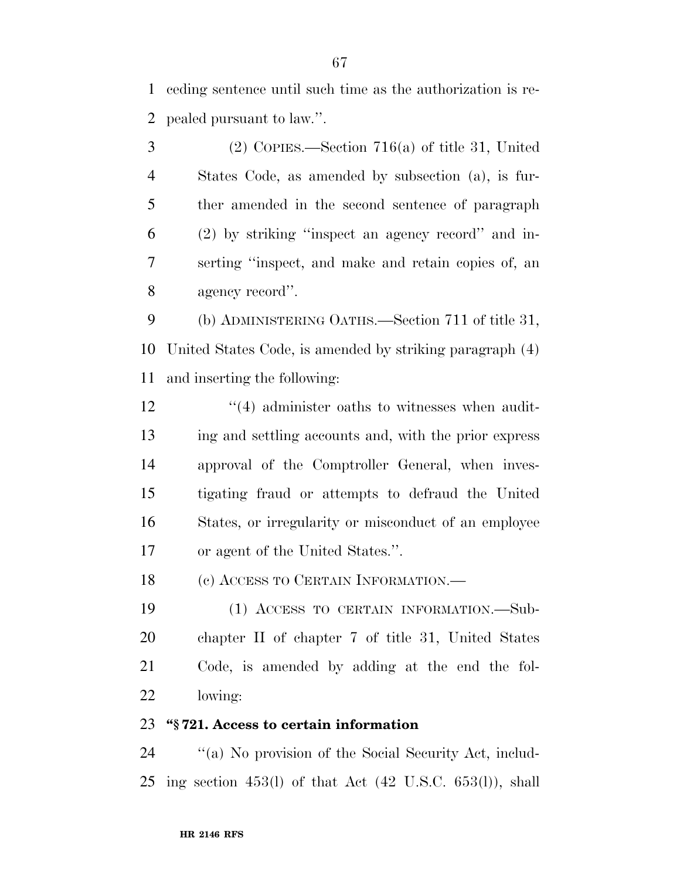ceding sentence until such time as the authorization is repealed pursuant to law.''.

(2) COPIES.—Section 716(a) of title 31, United States Code, as amended by subsection (a), is further amended in the second sentence of paragraph (2) by striking ''inspect an agency record'' and inserting ''inspect, and make and retain copies of, an agency record''.

(b) ADMINISTERING OATHS.—Section 711 of title 31, United States Code, is amended by striking paragraph (4) and inserting the following:

''(4) administer oaths to witnesses when auditing and settling accounts and, with the prior express approval of the Comptroller General, when investigating fraud or attempts to defraud the United States, or irregularity or misconduct of an employee or agent of the United States.''.

(c) ACCESS TO CERTAIN INFORMATION.—

(1) ACCESS TO CERTAIN INFORMATION.—Subchapter II of chapter 7 of title 31, United States Code, is amended by adding at the end the following:

**''§ 721. Access to certain information**

''(a) No provision of the Social Security Act, including section 453(l) of that Act (42 U.S.C. 653(l)), shall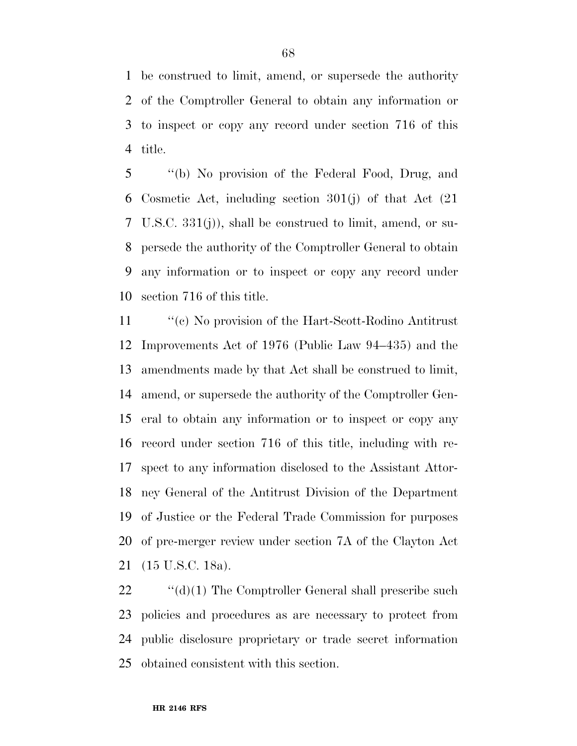be construed to limit, amend, or supersede the authority of the Comptroller General to obtain any information or to inspect or copy any record under section 716 of this title.

''(b) No provision of the Federal Food, Drug, and Cosmetic Act, including section 301(j) of that Act (21 U.S.C. 331(j)), shall be construed to limit, amend, or supersede the authority of the Comptroller General to obtain any information or to inspect or copy any record under section 716 of this title.

''(c) No provision of the Hart-Scott-Rodino Antitrust Improvements Act of 1976 (Public Law 94–435) and the amendments made by that Act shall be construed to limit, amend, or supersede the authority of the Comptroller General to obtain any information or to inspect or copy any record under section 716 of this title, including with respect to any information disclosed to the Assistant Attorney General of the Antitrust Division of the Department of Justice or the Federal Trade Commission for purposes of pre-merger review under section 7A of the Clayton Act (15 U.S.C. 18a).

''(d)(1) The Comptroller General shall prescribe such policies and procedures as are necessary to protect from public disclosure proprietary or trade secret information obtained consistent with this section.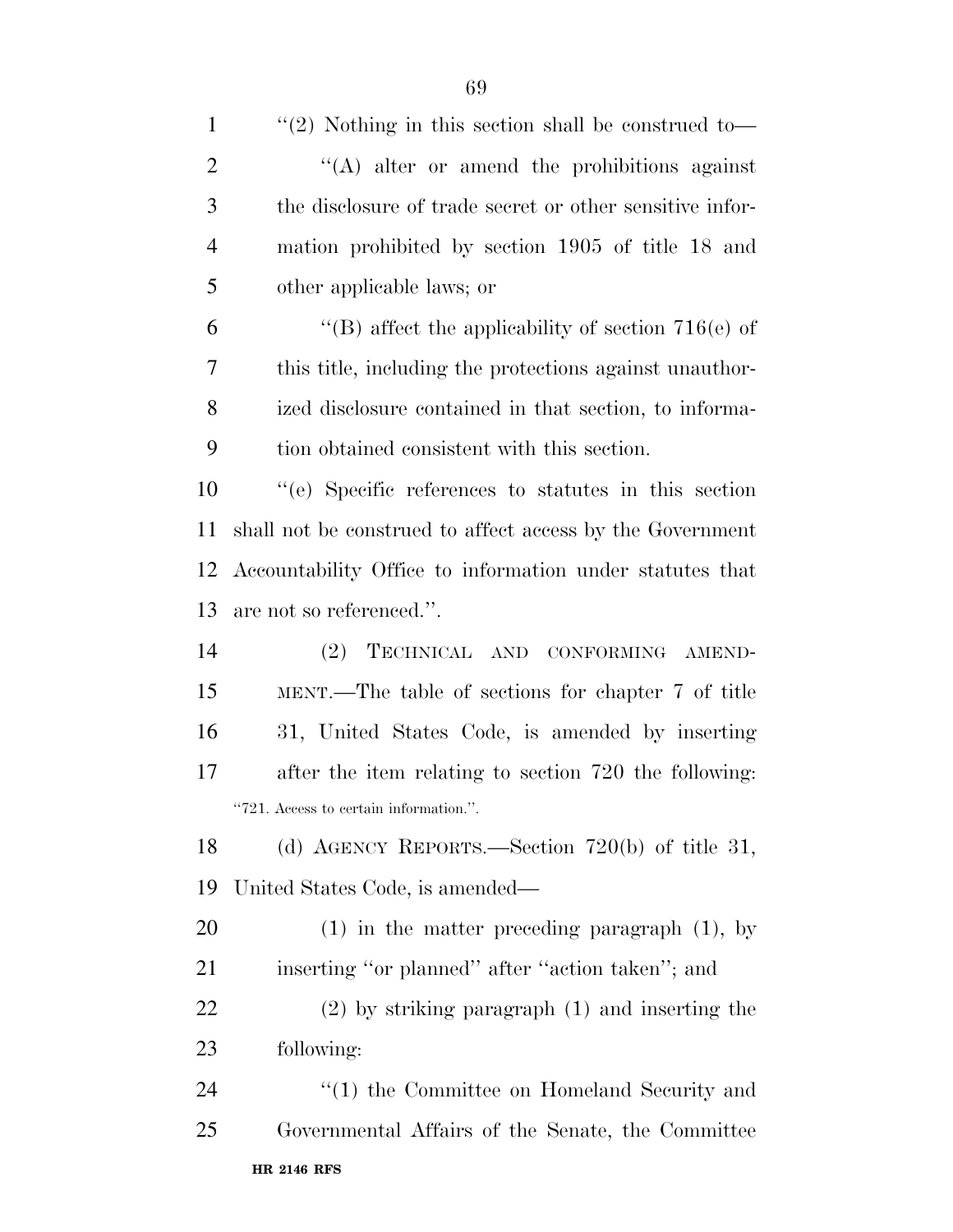''(2) Nothing in this section shall be construed to—

''(A) alter or amend the prohibitions against the disclosure of trade secret or other sensitive information prohibited by section 1905 of title 18 and other applicable laws; or

''(B) affect the applicability of section 716(e) of this title, including the protections against unauthorized disclosure contained in that section, to information obtained consistent with this section.

''(e) Specific references to statutes in this section shall not be construed to affect access by the Government Accountability Office to information under statutes that are not so referenced.''.

(2) TECHNICAL AND CONFORMING AMENDMENT.—The table of sections for chapter 7 of title 31, United States Code, is amended by inserting after the item relating to section 720 the following:

''721. Access to certain information.''.

(d) AGENCY REPORTS.—Section 720(b) of title 31, United States Code, is amended—

(1) in the matter preceding paragraph (1), by inserting ''or planned'' after ''action taken''; and

(2) by striking paragraph (1) and inserting the following:

''(1) the Committee on Homeland Security and Governmental Affairs of the Senate, the Committee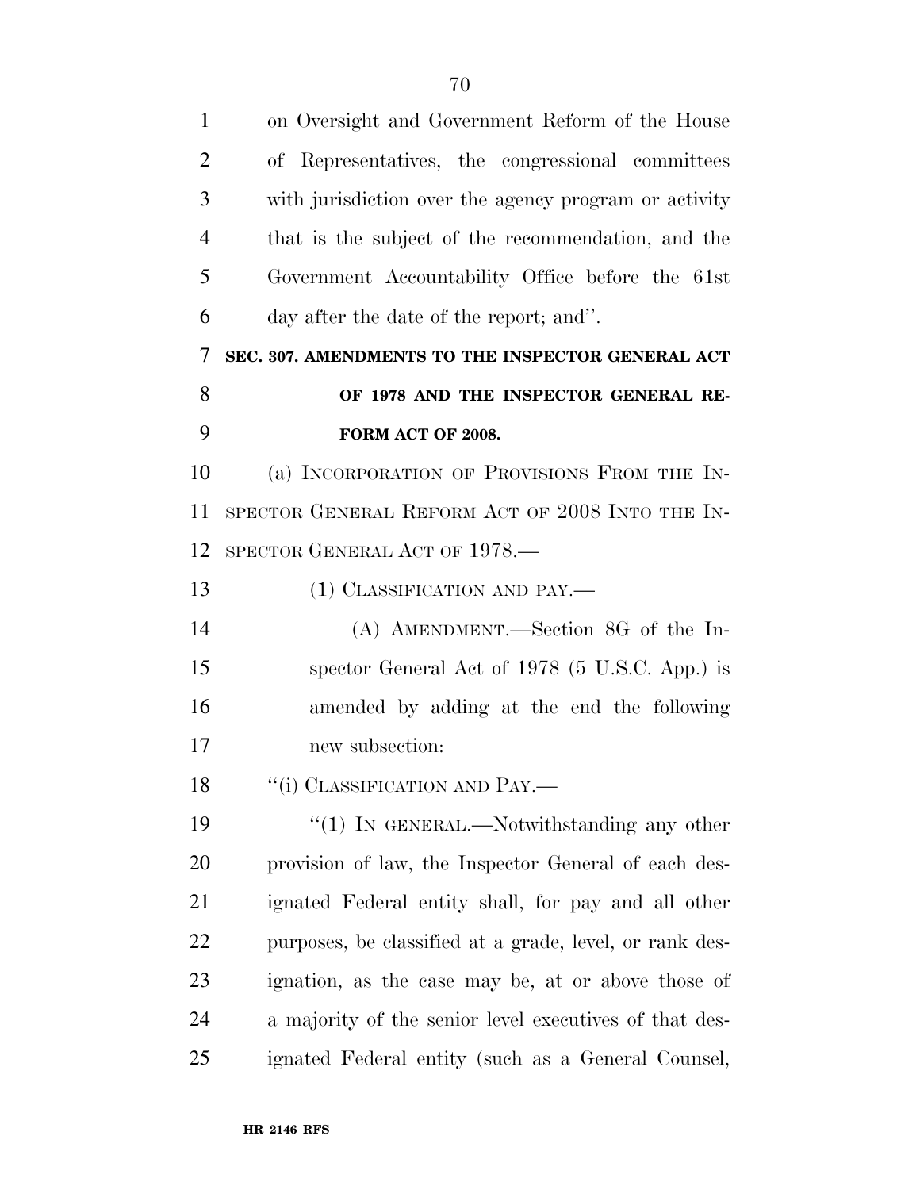on Oversight and Government Reform of the House of Representatives, the congressional committees with jurisdiction over the agency program or activity that is the subject of the recommendation, and the Government Accountability Office before the 61st day after the date of the report; and''.

**SEC. 307. AMENDMENTS TO THE INSPECTOR GENERAL ACT OF 1978 AND THE INSPECTOR GENERAL REFORM ACT OF 2008.**

(a) INCORPORATION OF PROVISIONS FROM THE INSPECTOR GENERAL REFORM ACT OF 2008 INTO THE INSPECTOR GENERAL ACT OF 1978.—

(1) CLASSIFICATION AND PAY.—

(A) AMENDMENT.—Section 8G of the Inspector General Act of 1978 (5 U.S.C. App.) is amended by adding at the end the following new subsection:

''(i) CLASSIFICATION AND PAY.—

''(1) IN GENERAL.—Notwithstanding any other provision of law, the Inspector General of each designated Federal entity shall, for pay and all other purposes, be classified at a grade, level, or rank designation, as the case may be, at or above those of a majority of the senior level executives of that designated Federal entity (such as a General Counsel,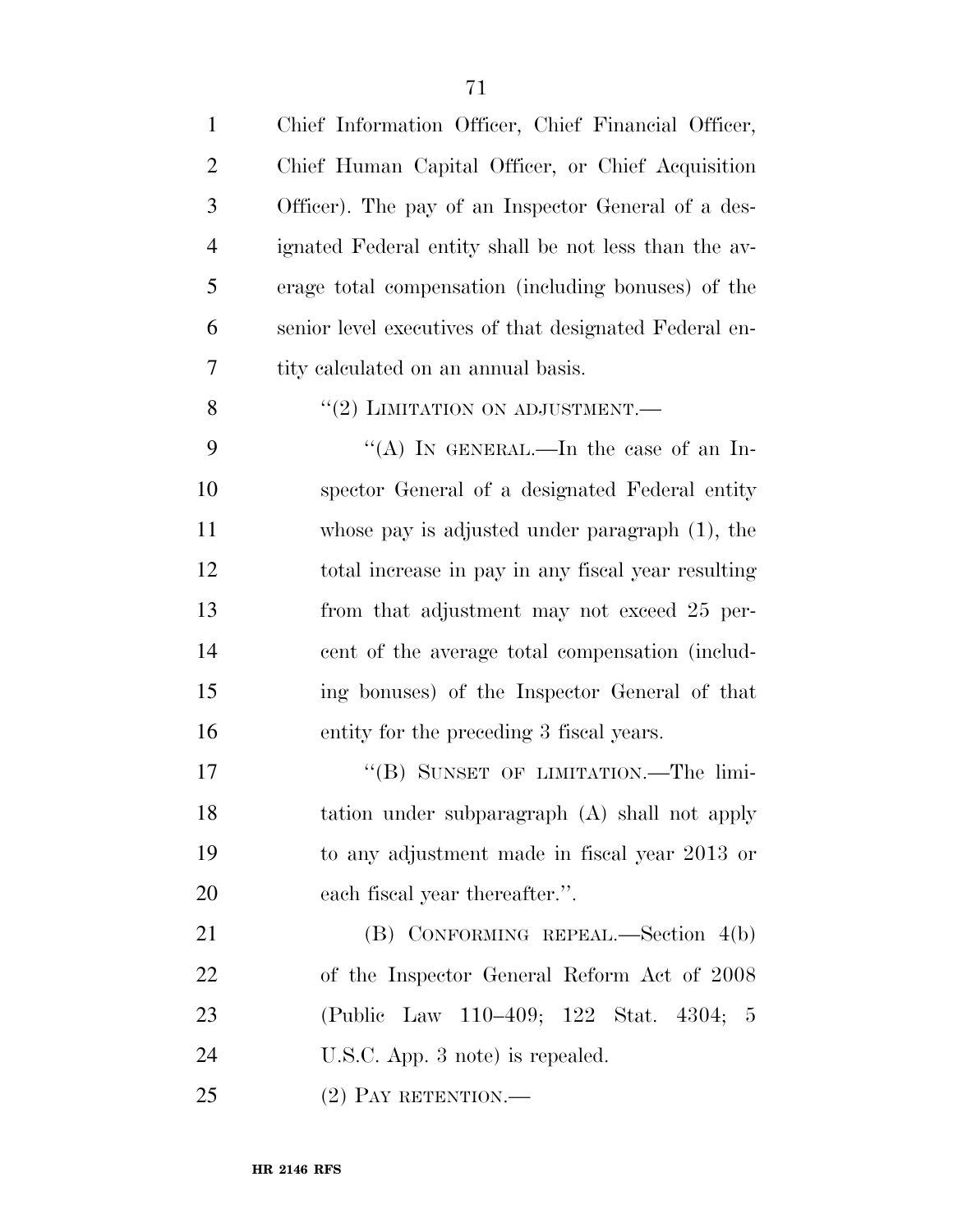Chief Information Officer, Chief Financial Officer, Chief Human Capital Officer, or Chief Acquisition Officer). The pay of an Inspector General of a designated Federal entity shall be not less than the average total compensation (including bonuses) of the senior level executives of that designated Federal entity calculated on an annual basis.

"(2) LIMITATION ON ADJUSTMENT.—

"(A) IN GENERAL.—In the case of an Inspector General of a designated Federal entity whose pay is adjusted under paragraph (1), the total increase in pay in any fiscal year resulting from that adjustment may not exceed 25 percent of the average total compensation (including bonuses) of the Inspector General of that entity for the preceding 3 fiscal years.

"(B) SUNSET OF LIMITATION.—The limitation under subparagraph (A) shall not apply to any adjustment made in fiscal year 2013 or each fiscal year thereafter.".

(B) CONFORMING REPEAL.—Section 4(b) of the Inspector General Reform Act of 2008 (Public Law 110–409; 122 Stat. 4304; 5 U.S.C. App. 3 note) is repealed.

(2) PAY RETENTION.—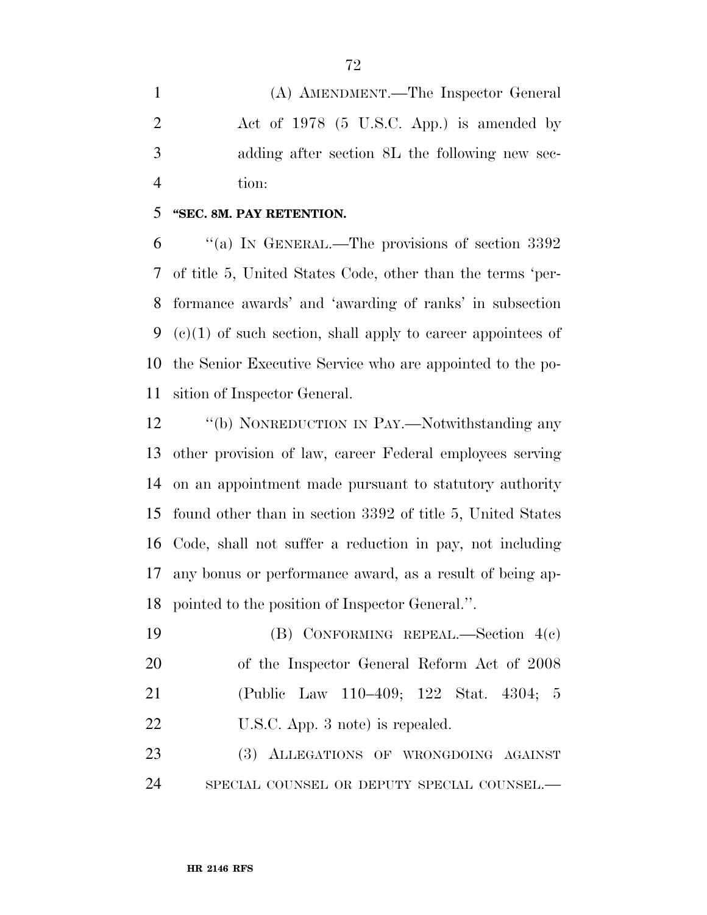(A) AMENDMENT.—The Inspector General Act of 1978 (5 U.S.C. App.) is amended by adding after section 8L the following new section:

**"SEC. 8M. PAY RETENTION.**

"(a) IN GENERAL.—The provisions of section 3392 of title 5, United States Code, other than the terms 'performance awards' and 'awarding of ranks' in subsection (c)(1) of such section, shall apply to career appointees of the Senior Executive Service who are appointed to the position of Inspector General.

"(b) NONREDUCTION IN PAY.—Notwithstanding any other provision of law, career Federal employees serving on an appointment made pursuant to statutory authority found other than in section 3392 of title 5, United States Code, shall not suffer a reduction in pay, not including any bonus or performance award, as a result of being appointed to the position of Inspector General.".

(B) CONFORMING REPEAL.—Section 4(c) of the Inspector General Reform Act of 2008 (Public Law 110–409; 122 Stat. 4304; 5 U.S.C. App. 3 note) is repealed.

(3) ALLEGATIONS OF WRONGDOING AGAINST SPECIAL COUNSEL OR DEPUTY SPECIAL COUNSEL.—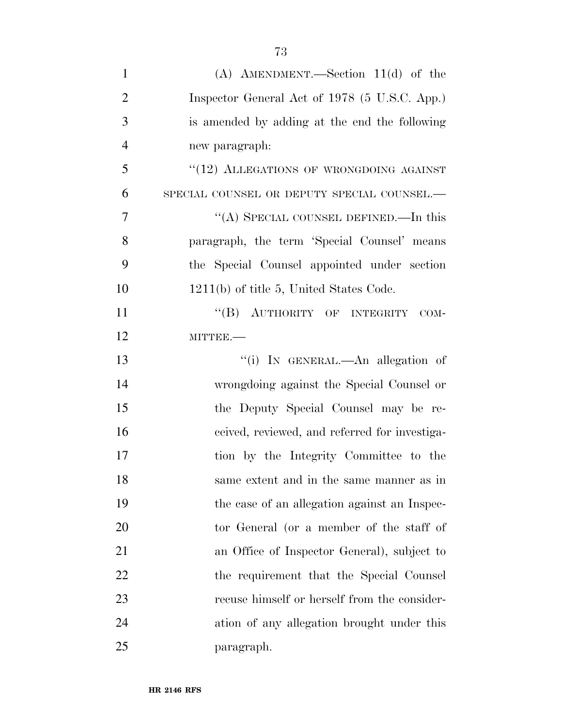(A) AMENDMENT.—Section 11(d) of the Inspector General Act of 1978 (5 U.S.C. App.) is amended by adding at the end the following new paragraph:

"(12) ALLEGATIONS OF WRONGDOING AGAINST SPECIAL COUNSEL OR DEPUTY SPECIAL COUNSEL.—

"(A) SPECIAL COUNSEL DEFINED.—In this paragraph, the term 'Special Counsel' means the Special Counsel appointed under section 1211(b) of title 5, United States Code.

"(B) AUTHORITY OF INTEGRITY COMMITTEE.—

"(i) IN GENERAL.—An allegation of wrongdoing against the Special Counsel or the Deputy Special Counsel may be received, reviewed, and referred for investigation by the Integrity Committee to the same extent and in the same manner as in the case of an allegation against an Inspector General (or a member of the staff of an Office of Inspector General), subject to the requirement that the Special Counsel recuse himself or herself from the consideration of any allegation brought under this paragraph.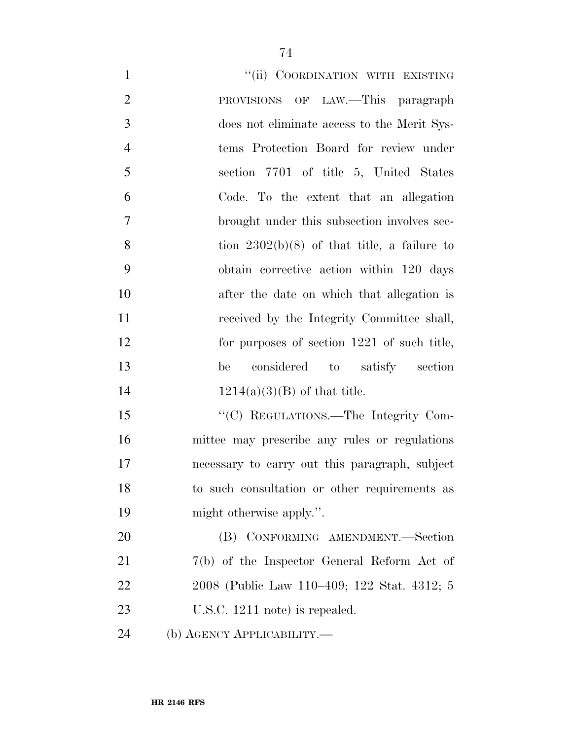"(ii) COORDINATION WITH EXISTING PROVISIONS OF LAW.—This paragraph does not eliminate access to the Merit Systems Protection Board for review under section 7701 of title 5, United States Code. To the extent that an allegation brought under this subsection involves section 2302(b)(8) of that title, a failure to obtain corrective action within 120 days after the date on which that allegation is received by the Integrity Committee shall, for purposes of section 1221 of such title, be considered to satisfy section 1214(a)(3)(B) of that title.

"(C) REGULATIONS.—The Integrity Committee may prescribe any rules or regulations necessary to carry out this paragraph, subject to such consultation or other requirements as might otherwise apply.".

(B) CONFORMING AMENDMENT.—Section 7(b) of the Inspector General Reform Act of 2008 (Public Law 110–409; 122 Stat. 4312; 5 U.S.C. 1211 note) is repealed.

(b) AGENCY APPLICABILITY.—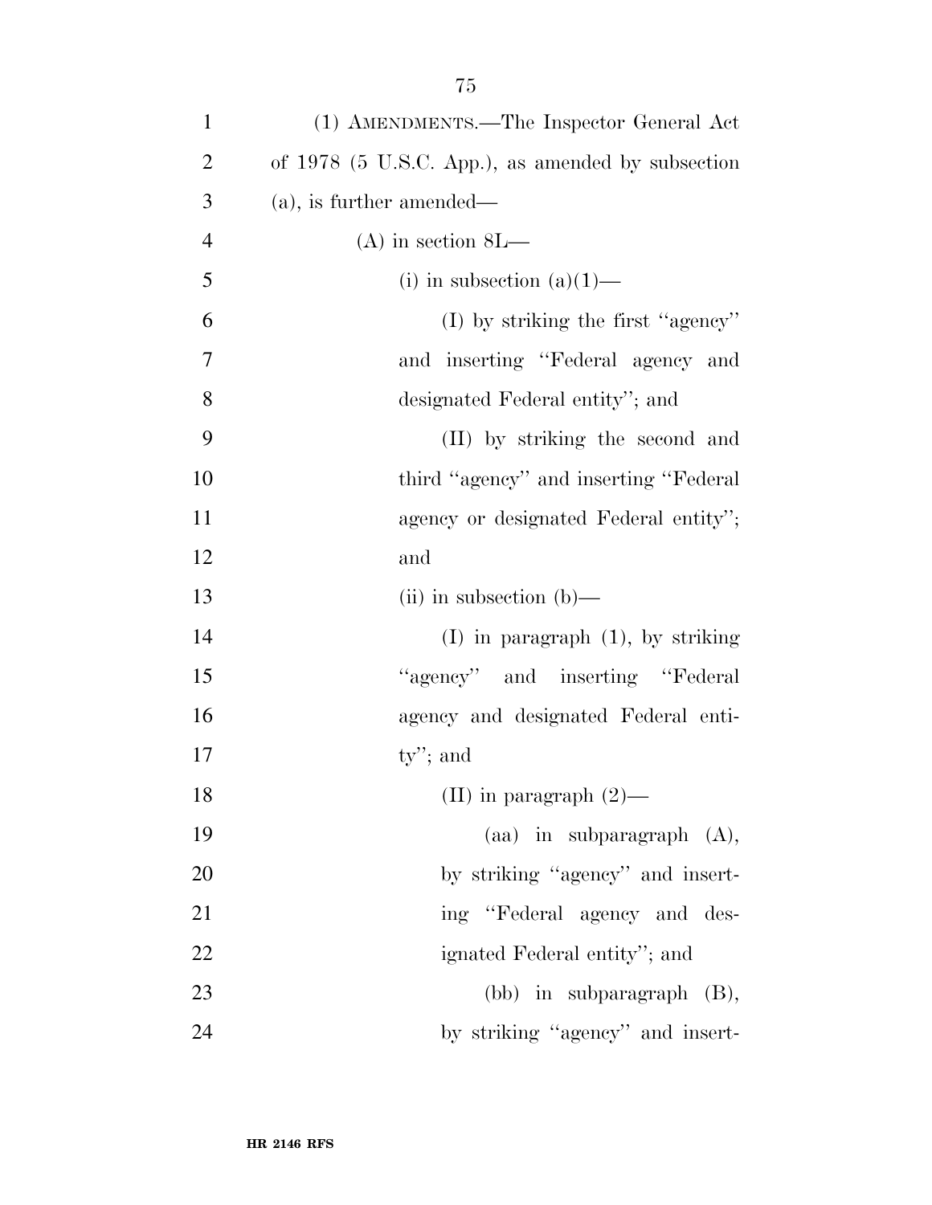(1) AMENDMENTS.—The Inspector General Act of 1978 (5 U.S.C. App.), as amended by subsection (a), is further amended—

(A) in section 8L—

(i) in subsection (a)(1)—

(I) by striking the first ''agency'' and inserting ''Federal agency and designated Federal entity''; and

(II) by striking the second and third ''agency'' and inserting ''Federal agency or designated Federal entity''; and

(ii) in subsection (b)—

(I) in paragraph (1), by striking ''agency'' and inserting ''Federal agency and designated Federal entity''; and

(II) in paragraph (2)—

(aa) in subparagraph (A), by striking ''agency'' and inserting ''Federal agency and designated Federal entity''; and

(bb) in subparagraph (B), by striking ''agency'' and insert-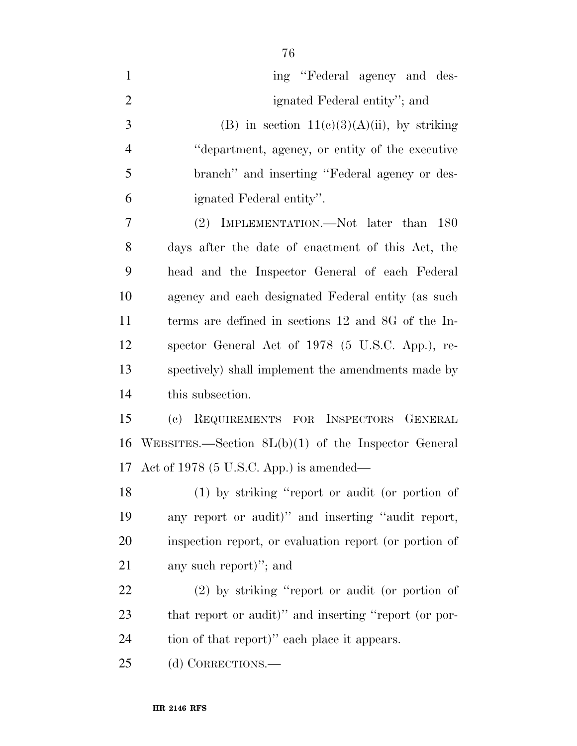ing "Federal agency and designated Federal entity"; and

(B) in section 11(c)(3)(A)(ii), by striking "department, agency, or entity of the executive branch" and inserting "Federal agency or designated Federal entity".

(2) IMPLEMENTATION.—Not later than 180 days after the date of enactment of this Act, the head and the Inspector General of each Federal agency and each designated Federal entity (as such terms are defined in sections 12 and 8G of the Inspector General Act of 1978 (5 U.S.C. App.), respectively) shall implement the amendments made by this subsection.

(c) REQUIREMENTS FOR INSPECTORS GENERAL WEBSITES.—Section 8L(b)(1) of the Inspector General Act of 1978 (5 U.S.C. App.) is amended—

(1) by striking "report or audit (or portion of any report or audit)" and inserting "audit report, inspection report, or evaluation report (or portion of any such report)"; and

(2) by striking "report or audit (or portion of that report or audit)" and inserting "report (or portion of that report)" each place it appears.

(d) CORRECTIONS.—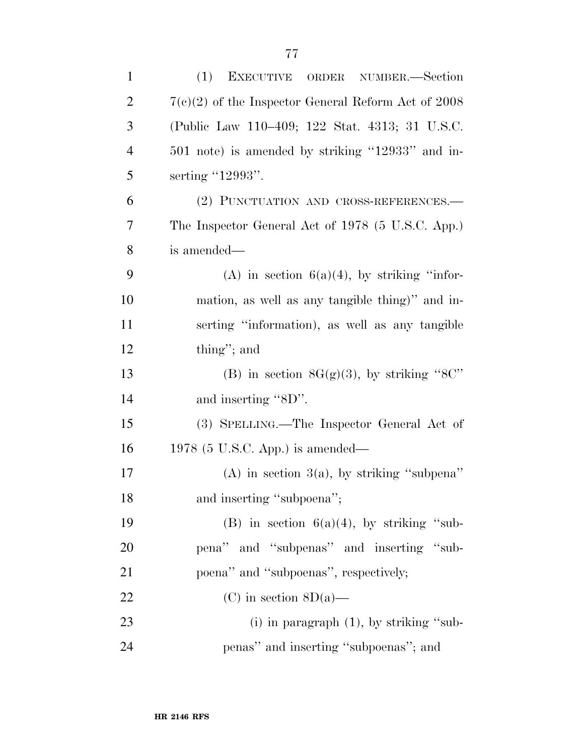(1) EXECUTIVE ORDER NUMBER.—Section 7(c)(2) of the Inspector General Reform Act of 2008 (Public Law 110–409; 122 Stat. 4313; 31 U.S.C. 501 note) is amended by striking ''12933'' and inserting ''12993''.

(2) PUNCTUATION AND CROSS-REFERENCES.—The Inspector General Act of 1978 (5 U.S.C. App.) is amended—

(A) in section 6(a)(4), by striking ''information, as well as any tangible thing)'' and inserting ''information), as well as any tangible thing''; and

(B) in section 8G(g)(3), by striking ''8C'' and inserting ''8D''.

(3) SPELLING.—The Inspector General Act of 1978 (5 U.S.C. App.) is amended—

(A) in section 3(a), by striking ''subpena'' and inserting ''subpoena'';

(B) in section 6(a)(4), by striking ''subpena'' and ''subpenas'' and inserting ''subpoena'' and ''subpoenas'', respectively;

(C) in section 8D(a)—

(i) in paragraph (1), by striking ''subpenas'' and inserting ''subpoenas''; and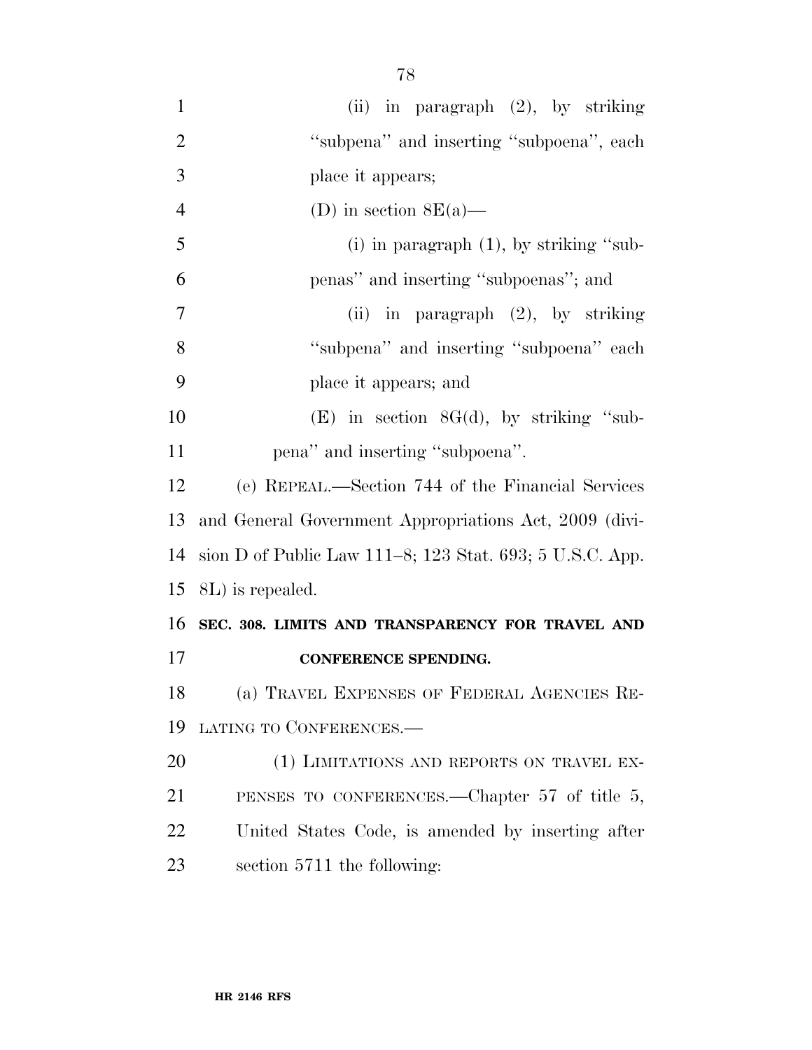(ii) in paragraph (2), by striking "subpena" and inserting "subpoena", each place it appears;

(D) in section 8E(a)—

(i) in paragraph (1), by striking "subpenas" and inserting "subpoenas"; and

(ii) in paragraph (2), by striking "subpena" and inserting "subpoena" each place it appears; and

(E) in section 8G(d), by striking "subpena" and inserting "subpoena".

(e) REPEAL.—Section 744 of the Financial Services and General Government Appropriations Act, 2009 (division D of Public Law 111–8; 123 Stat. 693; 5 U.S.C. App. 8L) is repealed.

**SEC. 308. LIMITS AND TRANSPARENCY FOR TRAVEL AND CONFERENCE SPENDING.**

(a) TRAVEL EXPENSES OF FEDERAL AGENCIES RELATING TO CONFERENCES.—

(1) LIMITATIONS AND REPORTS ON TRAVEL EXPENSES TO CONFERENCES.—Chapter 57 of title 5, United States Code, is amended by inserting after section 5711 the following: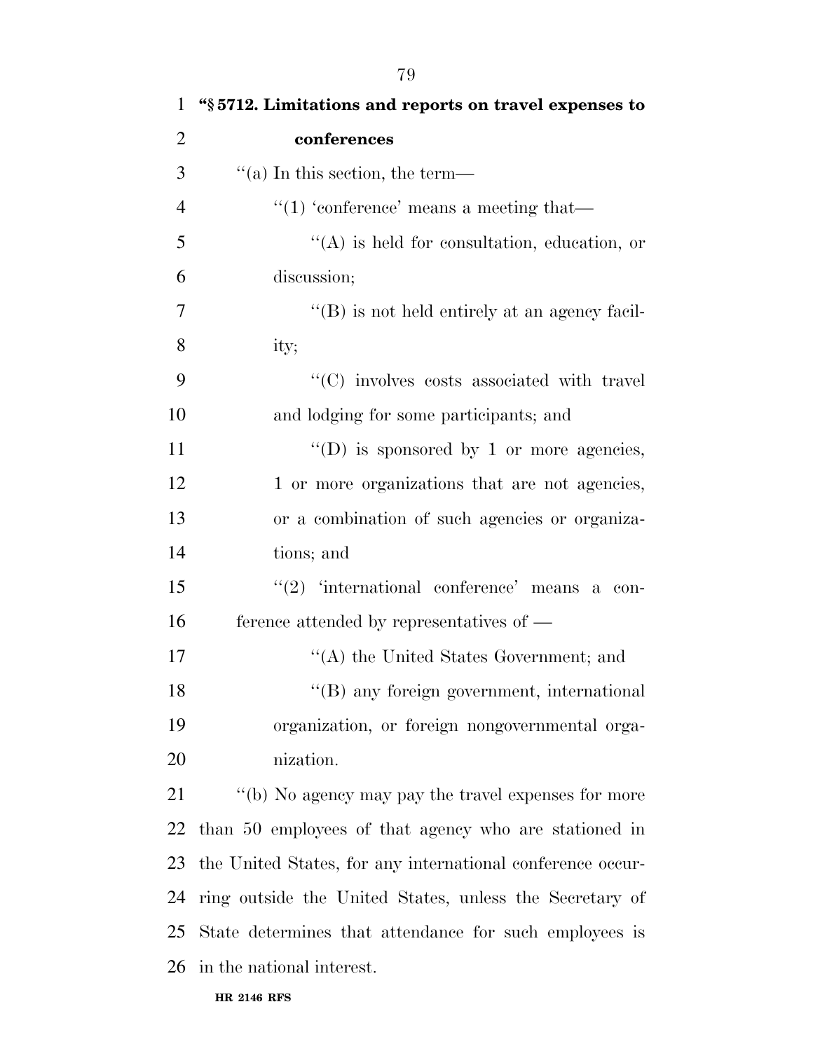**"§ 5712. Limitations and reports on travel expenses to conferences**

"(a) In this section, the term—

"(1) 'conference' means a meeting that—

"(A) is held for consultation, education, or discussion;

"(B) is not held entirely at an agency facility;

"(C) involves costs associated with travel and lodging for some participants; and

"(D) is sponsored by 1 or more agencies, 1 or more organizations that are not agencies, or a combination of such agencies or organizations; and

"(2) 'international conference' means a conference attended by representatives of —

"(A) the United States Government; and

"(B) any foreign government, international organization, or foreign nongovernmental organization.

"(b) No agency may pay the travel expenses for more than 50 employees of that agency who are stationed in the United States, for any international conference occurring outside the United States, unless the Secretary of State determines that attendance for such employees is in the national interest.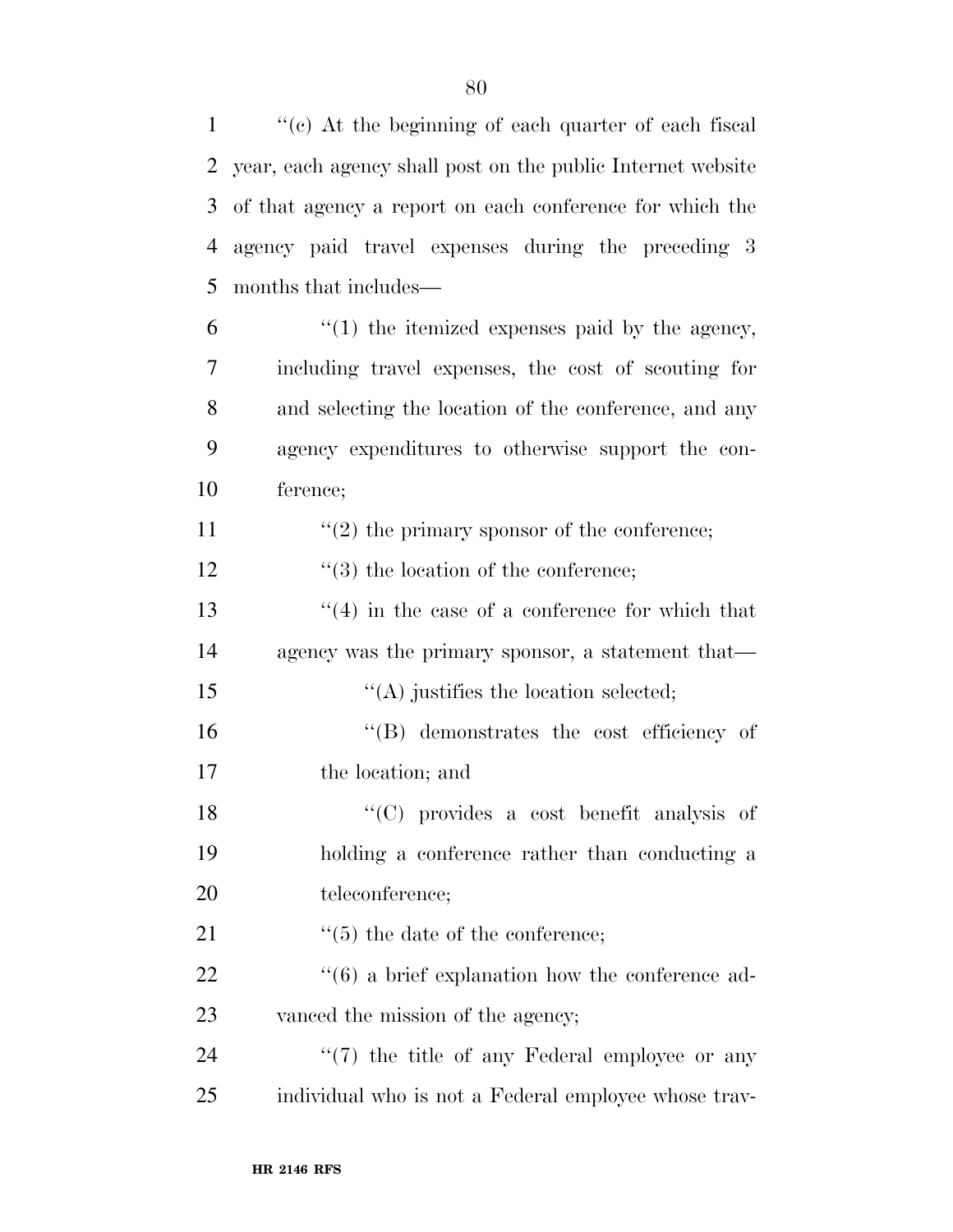"(c) At the beginning of each quarter of each fiscal year, each agency shall post on the public Internet website of that agency a report on each conference for which the agency paid travel expenses during the preceding 3 months that includes—

"(1) the itemized expenses paid by the agency, including travel expenses, the cost of scouting for and selecting the location of the conference, and any agency expenditures to otherwise support the conference;

"(2) the primary sponsor of the conference;

"(3) the location of the conference;

"(4) in the case of a conference for which that agency was the primary sponsor, a statement that—

"(A) justifies the location selected;

"(B) demonstrates the cost efficiency of the location; and

"(C) provides a cost benefit analysis of holding a conference rather than conducting a teleconference;

"(5) the date of the conference;

"(6) a brief explanation how the conference advanced the mission of the agency;

"(7) the title of any Federal employee or any individual who is not a Federal employee whose trav-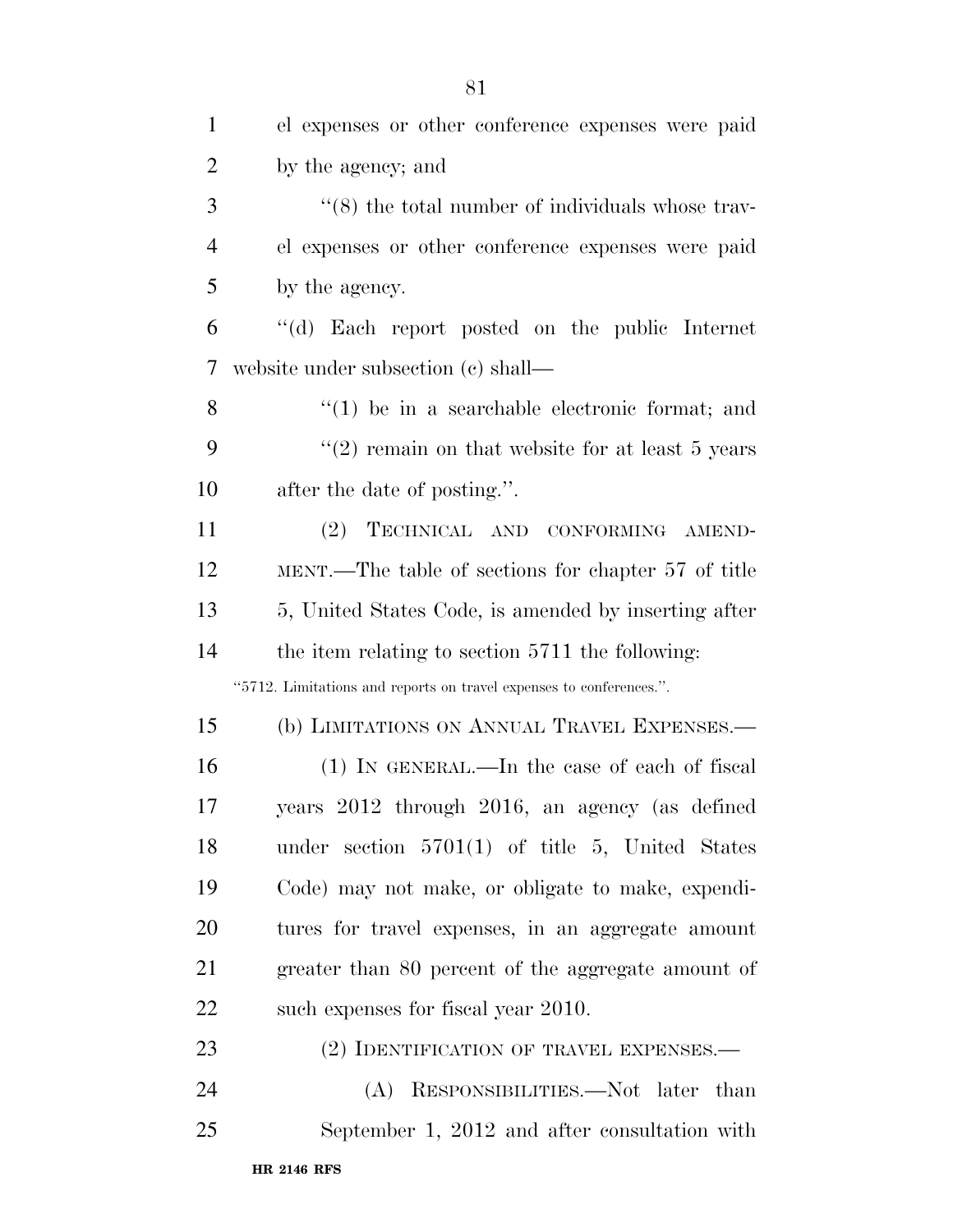el expenses or other conference expenses were paid by the agency; and

"(8) the total number of individuals whose travel expenses or other conference expenses were paid by the agency.

"(d) Each report posted on the public Internet website under subsection (c) shall—

"(1) be in a searchable electronic format; and

"(2) remain on that website for at least 5 years after the date of posting.".

(2) TECHNICAL AND CONFORMING AMENDMENT.—The table of sections for chapter 57 of title 5, United States Code, is amended by inserting after the item relating to section 5711 the following:

"5712. Limitations and reports on travel expenses to conferences.".

(b) LIMITATIONS ON ANNUAL TRAVEL EXPENSES.—

(1) IN GENERAL.—In the case of each of fiscal years 2012 through 2016, an agency (as defined under section 5701(1) of title 5, United States Code) may not make, or obligate to make, expenditures for travel expenses, in an aggregate amount greater than 80 percent of the aggregate amount of such expenses for fiscal year 2010.

(2) IDENTIFICATION OF TRAVEL EXPENSES.—

(A) RESPONSIBILITIES.—Not later than September 1, 2012 and after consultation with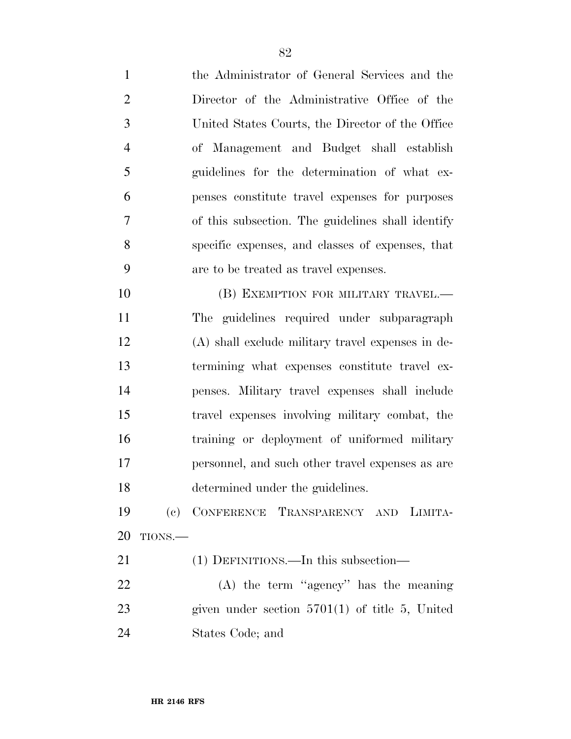the Administrator of General Services and the Director of the Administrative Office of the United States Courts, the Director of the Office of Management and Budget shall establish guidelines for the determination of what expenses constitute travel expenses for purposes of this subsection. The guidelines shall identify specific expenses, and classes of expenses, that are to be treated as travel expenses.

(B) EXEMPTION FOR MILITARY TRAVEL.—The guidelines required under subparagraph (A) shall exclude military travel expenses in determining what expenses constitute travel expenses. Military travel expenses shall include travel expenses involving military combat, the training or deployment of uniformed military personnel, and such other travel expenses as are determined under the guidelines.

(c) CONFERENCE TRANSPARENCY AND LIMITATIONS.—

(1) DEFINITIONS.—In this subsection—

(A) the term ''agency'' has the meaning given under section 5701(1) of title 5, United States Code; and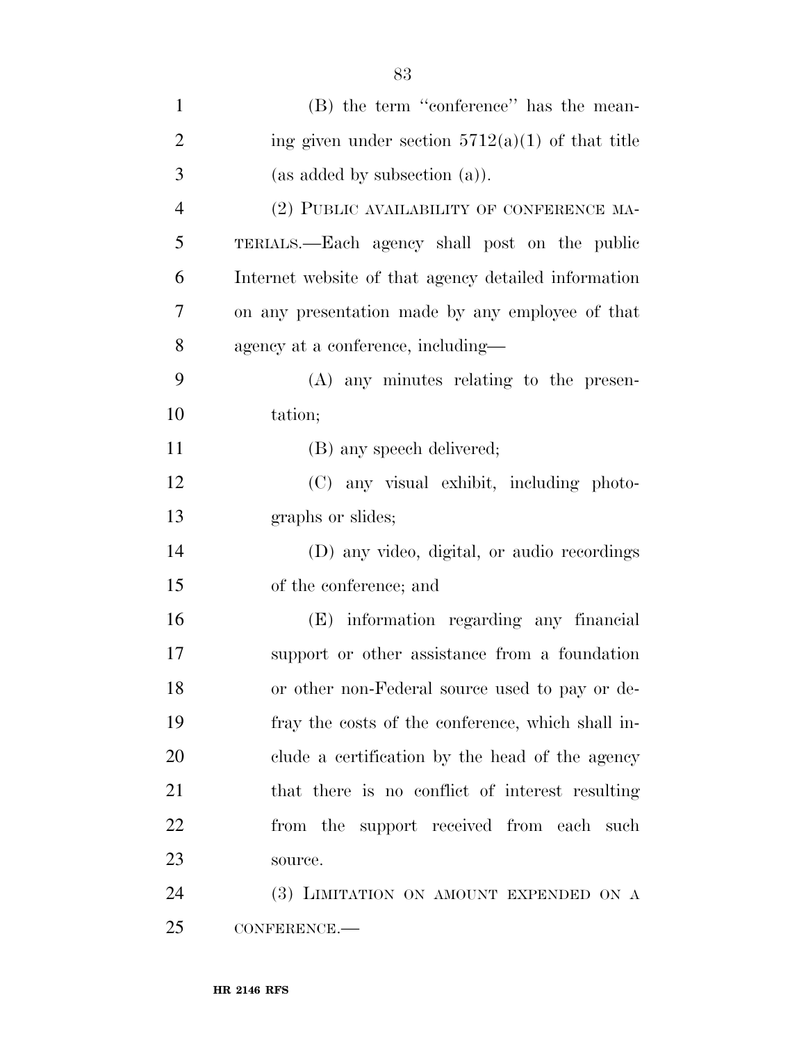(B) the term ''conference'' has the meaning given under section 5712(a)(1) of that title (as added by subsection (a)).

(2) PUBLIC AVAILABILITY OF CONFERENCE MATERIALS.—Each agency shall post on the public Internet website of that agency detailed information on any presentation made by any employee of that agency at a conference, including—

(A) any minutes relating to the presentation;

(B) any speech delivered;

(C) any visual exhibit, including photographs or slides;

(D) any video, digital, or audio recordings of the conference; and

(E) information regarding any financial support or other assistance from a foundation or other non-Federal source used to pay or defray the costs of the conference, which shall include a certification by the head of the agency that there is no conflict of interest resulting from the support received from each such source.

(3) LIMITATION ON AMOUNT EXPENDED ON A CONFERENCE.—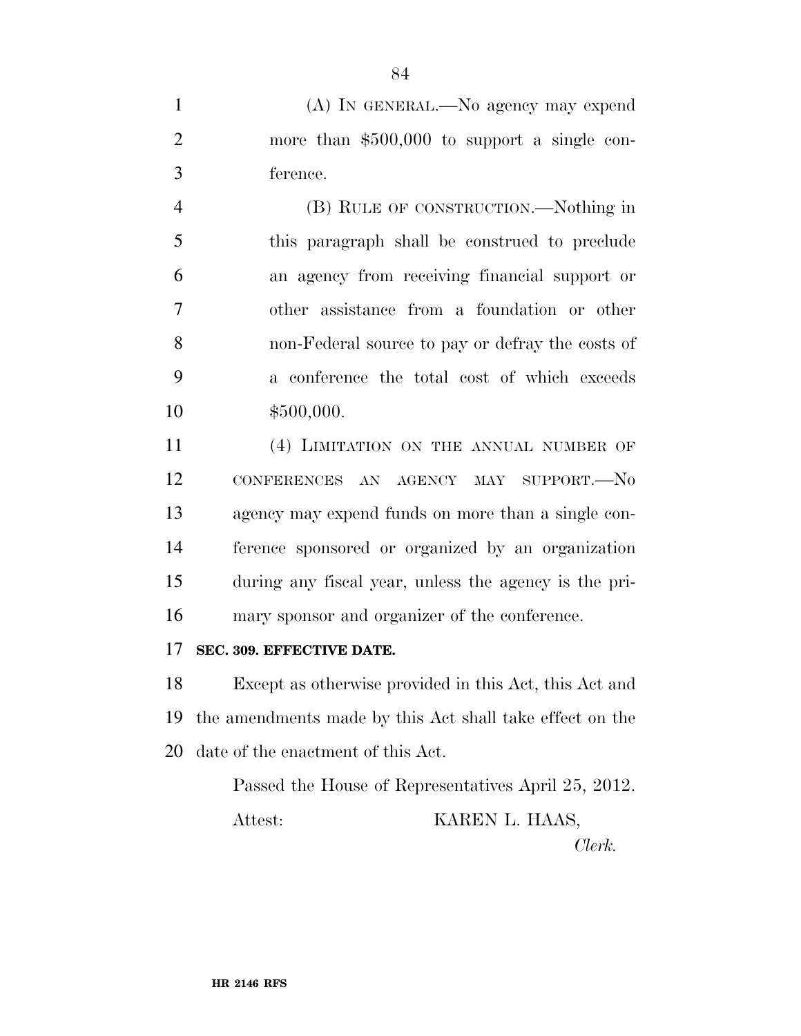(A) IN GENERAL.—No agency may expend more than $500,000 to support a single conference.

(B) RULE OF CONSTRUCTION.—Nothing in this paragraph shall be construed to preclude an agency from receiving financial support or other assistance from a foundation or other non-Federal source to pay or defray the costs of a conference the total cost of which exceeds $500,000.

(4) LIMITATION ON THE ANNUAL NUMBER OF CONFERENCES AN AGENCY MAY SUPPORT.—No agency may expend funds on more than a single conference sponsored or organized by an organization during any fiscal year, unless the agency is the primary sponsor and organizer of the conference.

**SEC. 309. EFFECTIVE DATE.**

Except as otherwise provided in this Act, this Act and the amendments made by this Act shall take effect on the date of the enactment of this Act.

Passed the House of Representatives April 25, 2012.

Attest: KAREN L. HAAS,

*Clerk.*

**HR 2146 RFS**